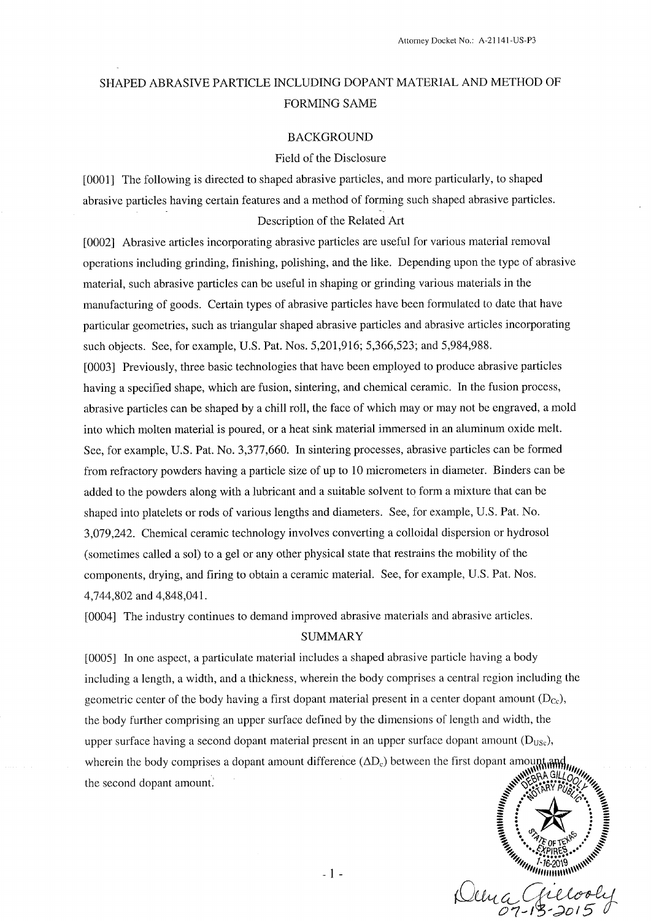Attorney Docket No.: A-21141-US-P3

# SHAPED ABRASIVE PARTICLE INCLUDING DOPANT MATERIAL AND METHOD OF FORMING SAME

## BACKGROUND

### Field of the Disclosure

[0001] The following is directed to shaped abrasive particles, and more particularly, to shaped abrasive particles having certain features and a method of forming such shaped abrasive particles.

### Description of the Related Art

[0002] Abrasive articles incorporating abrasive particles are useful for various material removal operations including grinding, finishing, polishing, and the like. Depending upon the type of abrasive material, such abrasive particles can be useful in shaping or grinding various materials in the manufacturing of goods. Certain types of abrasive particles have been formulated to date that have particular geometries, such as triangular shaped abrasive particles and abrasive articles incorporating such objects. See, for example, U.S. Pat. Nos. 5,201,916; 5,366,523; and 5,984,988.

[0003] Previously, three basic technologies that have been employed to produce abrasive particles having a specified shape, which are fusion, sintering, and chemical ceramic. In the fusion process, abrasive particles can be shaped by a chill roll, the face of which may or may not be engraved, a mold into which molten material is poured, or a heat sink material immersed in an aluminum oxide melt. See, for example, U.S. Pat. No. 3,377,660. In sintering processes, abrasive particles can be formed from refractory powders having a particle size of up to 10 micrometers in diameter. Binders can be added to the powders along with a lubricant and a suitable solvent to form a mixture that can be shaped into platelets or rods of various lengths and diameters. See, for example, U.S. Pat. No. 3,079,242. Chemical ceramic technology involves converting a colloidal dispersion or hydrosol (sometimes called a sol) to a gel or any other physical state that restrains the mobility of the components, drying, and firing to obtain a ceramic material. See, for example, U.S. Pat. Nos. 4,744,802 and 4,848,041.

[0004] The industry continues to demand improved abrasive materials and abrasive articles.

## SUMMARY

[0005] In one aspect, a particulate material includes a shaped abrasive particle having a body including a length, a width, and a thickness, wherein the body comprises a central region including the geometric center of the body having a first dopant material present in a center dopant amount ($D_{Cc}$), the body further comprising an upper surface defined by the dimensions of length and width, the upper surface having a second dopant material present in an upper surface dopant amount ($D_{USc}$), wherein the body comprises a dopant amount difference ($\Delta D_c$) between the first dopant amount and the second dopant amount.

DEBRA GILLOOLY NOTARY PUBLIC STATE OF TEXAS EXPIRES 7-16-2019

Debra Gillooly 07-13-2015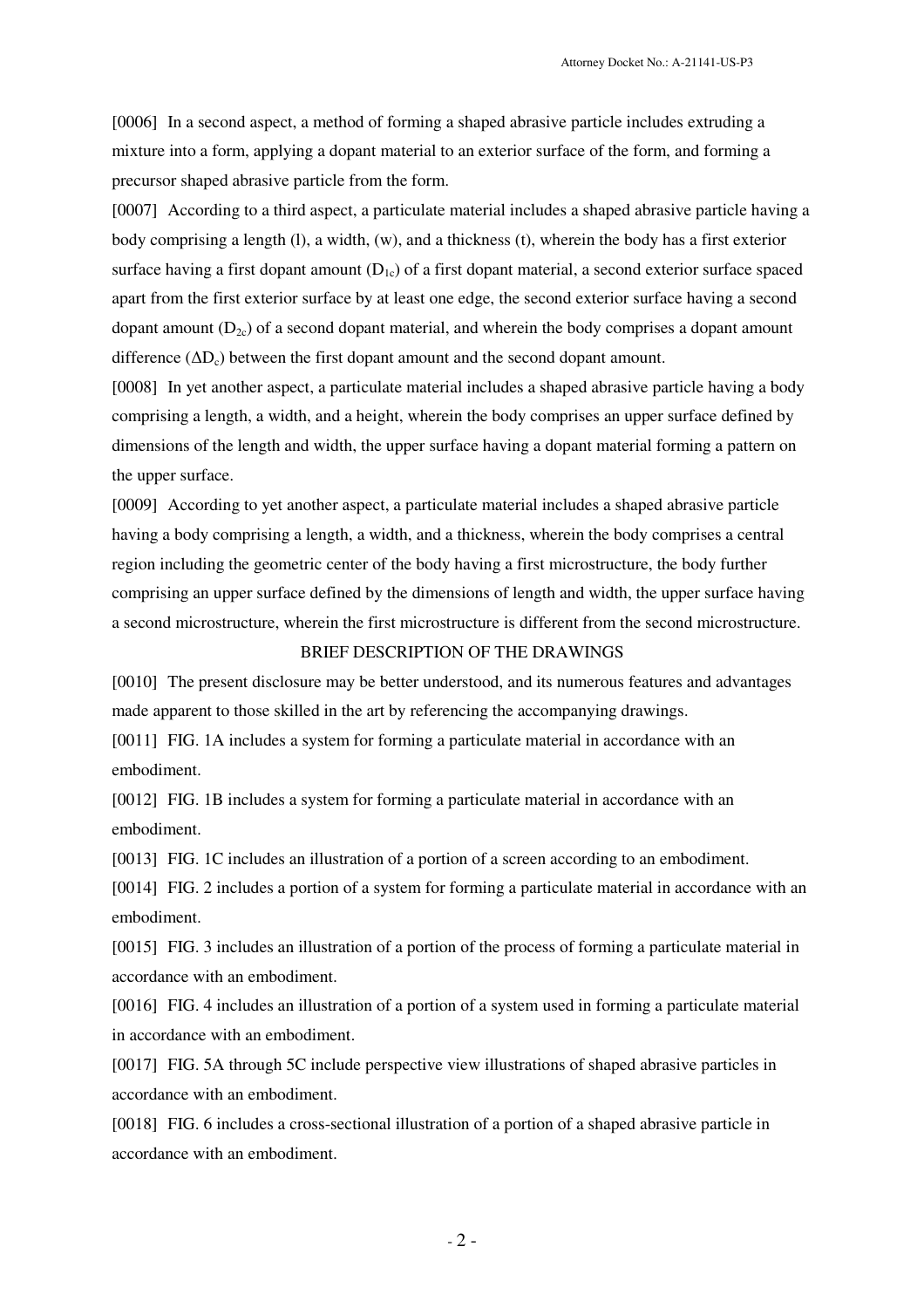[0006] In a second aspect, a method of forming a shaped abrasive particle includes extruding a mixture into a form, applying a dopant material to an exterior surface of the form, and forming a precursor shaped abrasive particle from the form.

[0007] According to a third aspect, a particulate material includes a shaped abrasive particle having a body comprising a length (l), a width, (w), and a thickness (t), wherein the body has a first exterior surface having a first dopant amount ($D_{1c}$) of a first dopant material, a second exterior surface spaced apart from the first exterior surface by at least one edge, the second exterior surface having a second dopant amount ($D_{2c}$) of a second dopant material, and wherein the body comprises a dopant amount difference ($\Delta D_c$) between the first dopant amount and the second dopant amount.

[0008] In yet another aspect, a particulate material includes a shaped abrasive particle having a body comprising a length, a width, and a height, wherein the body comprises an upper surface defined by dimensions of the length and width, the upper surface having a dopant material forming a pattern on the upper surface.

[0009] According to yet another aspect, a particulate material includes a shaped abrasive particle having a body comprising a length, a width, and a thickness, wherein the body comprises a central region including the geometric center of the body having a first microstructure, the body further comprising an upper surface defined by the dimensions of length and width, the upper surface having a second microstructure, wherein the first microstructure is different from the second microstructure.

## BRIEF DESCRIPTION OF THE DRAWINGS

[0010] The present disclosure may be better understood, and its numerous features and advantages made apparent to those skilled in the art by referencing the accompanying drawings.

[0011] FIG. 1A includes a system for forming a particulate material in accordance with an embodiment.

[0012] FIG. 1B includes a system for forming a particulate material in accordance with an embodiment.

[0013] FIG. 1C includes an illustration of a portion of a screen according to an embodiment.

[0014] FIG. 2 includes a portion of a system for forming a particulate material in accordance with an embodiment.

[0015] FIG. 3 includes an illustration of a portion of the process of forming a particulate material in accordance with an embodiment.

[0016] FIG. 4 includes an illustration of a portion of a system used in forming a particulate material in accordance with an embodiment.

[0017] FIG. 5A through 5C include perspective view illustrations of shaped abrasive particles in accordance with an embodiment.

[0018] FIG. 6 includes a cross-sectional illustration of a portion of a shaped abrasive particle in accordance with an embodiment.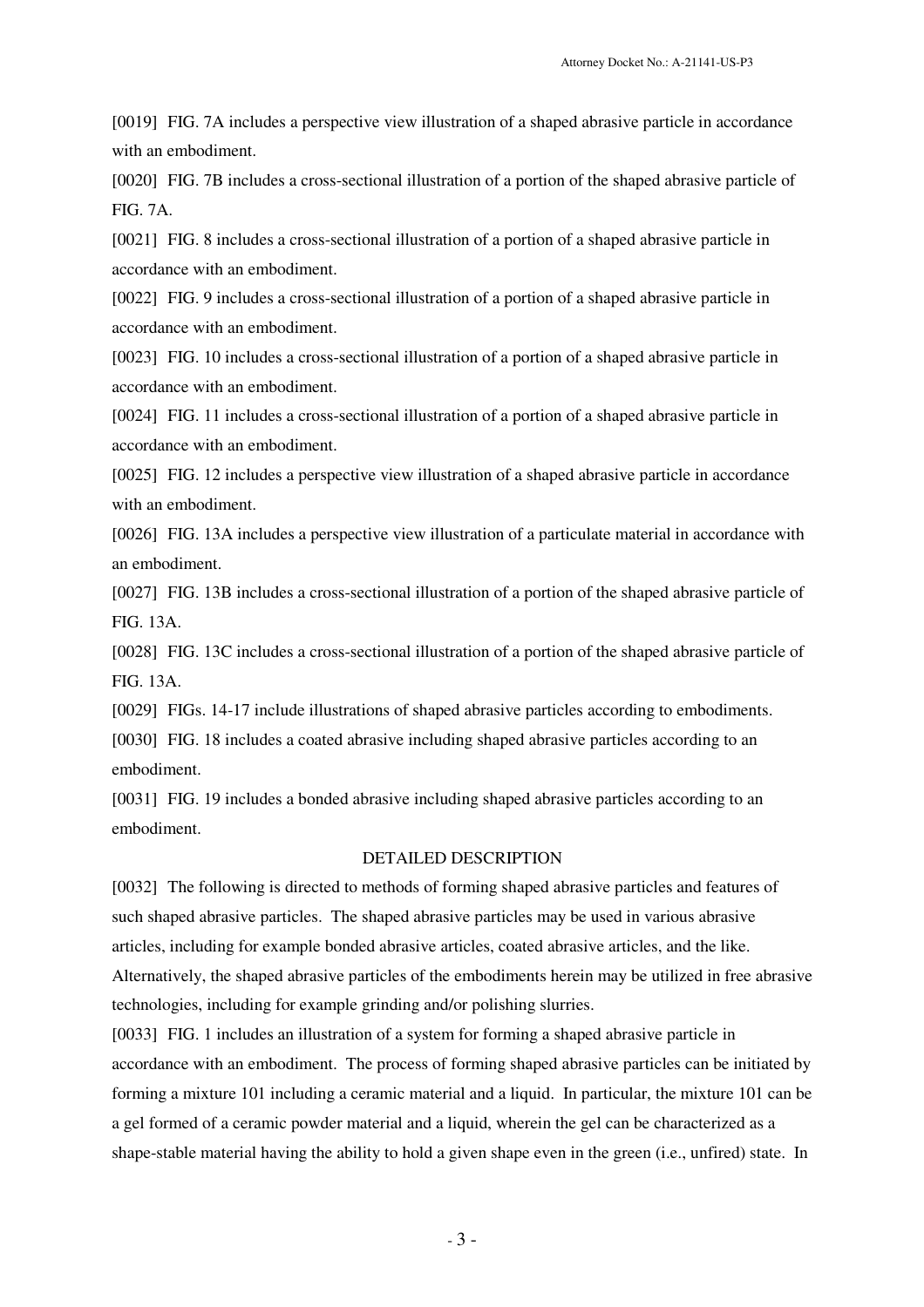[0019] FIG. 7A includes a perspective view illustration of a shaped abrasive particle in accordance with an embodiment.

[0020] FIG. 7B includes a cross-sectional illustration of a portion of the shaped abrasive particle of FIG. 7A.

[0021] FIG. 8 includes a cross-sectional illustration of a portion of a shaped abrasive particle in accordance with an embodiment.

[0022] FIG. 9 includes a cross-sectional illustration of a portion of a shaped abrasive particle in accordance with an embodiment.

[0023] FIG. 10 includes a cross-sectional illustration of a portion of a shaped abrasive particle in accordance with an embodiment.

[0024] FIG. 11 includes a cross-sectional illustration of a portion of a shaped abrasive particle in accordance with an embodiment.

[0025] FIG. 12 includes a perspective view illustration of a shaped abrasive particle in accordance with an embodiment.

[0026] FIG. 13A includes a perspective view illustration of a particulate material in accordance with an embodiment.

[0027] FIG. 13B includes a cross-sectional illustration of a portion of the shaped abrasive particle of FIG. 13A.

[0028] FIG. 13C includes a cross-sectional illustration of a portion of the shaped abrasive particle of FIG. 13A.

[0029] FIGs. 14-17 include illustrations of shaped abrasive particles according to embodiments.

[0030] FIG. 18 includes a coated abrasive including shaped abrasive particles according to an embodiment.

[0031] FIG. 19 includes a bonded abrasive including shaped abrasive particles according to an embodiment.

## DETAILED DESCRIPTION

[0032] The following is directed to methods of forming shaped abrasive particles and features of such shaped abrasive particles. The shaped abrasive particles may be used in various abrasive articles, including for example bonded abrasive articles, coated abrasive articles, and the like. Alternatively, the shaped abrasive particles of the embodiments herein may be utilized in free abrasive technologies, including for example grinding and/or polishing slurries.

[0033] FIG. 1 includes an illustration of a system for forming a shaped abrasive particle in accordance with an embodiment. The process of forming shaped abrasive particles can be initiated by forming a mixture 101 including a ceramic material and a liquid. In particular, the mixture 101 can be a gel formed of a ceramic powder material and a liquid, wherein the gel can be characterized as a shape-stable material having the ability to hold a given shape even in the green (i.e., unfired) state. In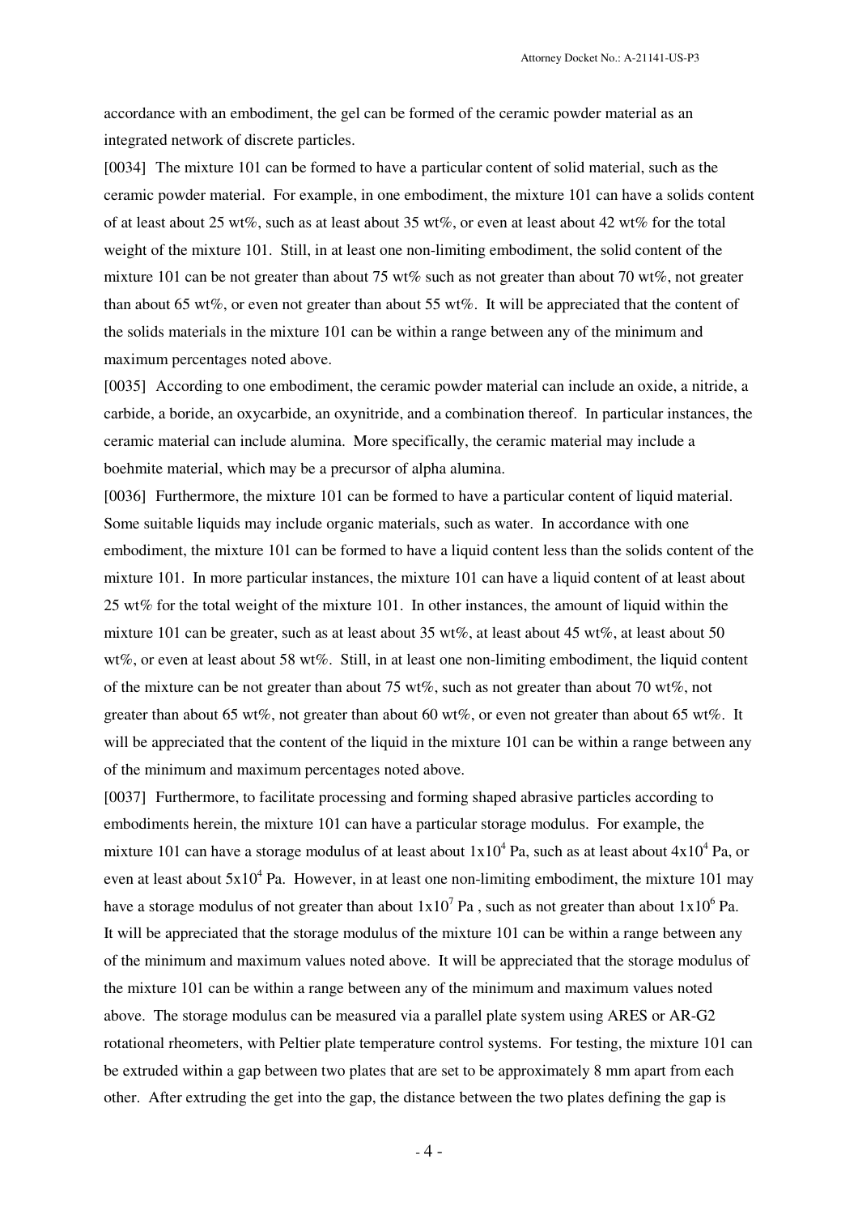accordance with an embodiment, the gel can be formed of the ceramic powder material as an integrated network of discrete particles.

[0034] The mixture 101 can be formed to have a particular content of solid material, such as the ceramic powder material. For example, in one embodiment, the mixture 101 can have a solids content of at least about 25 wt%, such as at least about 35 wt%, or even at least about 42 wt% for the total weight of the mixture 101. Still, in at least one non-limiting embodiment, the solid content of the mixture 101 can be not greater than about 75 wt% such as not greater than about 70 wt%, not greater than about 65 wt%, or even not greater than about 55 wt%. It will be appreciated that the content of the solids materials in the mixture 101 can be within a range between any of the minimum and maximum percentages noted above.

[0035] According to one embodiment, the ceramic powder material can include an oxide, a nitride, a carbide, a boride, an oxycarbide, an oxynitride, and a combination thereof. In particular instances, the ceramic material can include alumina. More specifically, the ceramic material may include a boehmite material, which may be a precursor of alpha alumina.

[0036] Furthermore, the mixture 101 can be formed to have a particular content of liquid material. Some suitable liquids may include organic materials, such as water. In accordance with one embodiment, the mixture 101 can be formed to have a liquid content less than the solids content of the mixture 101. In more particular instances, the mixture 101 can have a liquid content of at least about 25 wt% for the total weight of the mixture 101. In other instances, the amount of liquid within the mixture 101 can be greater, such as at least about 35 wt%, at least about 45 wt%, at least about 50 wt%, or even at least about 58 wt%. Still, in at least one non-limiting embodiment, the liquid content of the mixture can be not greater than about 75 wt%, such as not greater than about 70 wt%, not greater than about 65 wt%, not greater than about 60 wt%, or even not greater than about 65 wt%. It will be appreciated that the content of the liquid in the mixture 101 can be within a range between any of the minimum and maximum percentages noted above.

[0037] Furthermore, to facilitate processing and forming shaped abrasive particles according to embodiments herein, the mixture 101 can have a particular storage modulus. For example, the mixture 101 can have a storage modulus of at least about $1x10^4$ Pa, such as at least about $4x10^4$ Pa, or even at least about $5x10^4$ Pa. However, in at least one non-limiting embodiment, the mixture 101 may have a storage modulus of not greater than about $1x10^7$ Pa , such as not greater than about $1x10^6$ Pa. It will be appreciated that the storage modulus of the mixture 101 can be within a range between any of the minimum and maximum values noted above. It will be appreciated that the storage modulus of the mixture 101 can be within a range between any of the minimum and maximum values noted above. The storage modulus can be measured via a parallel plate system using ARES or AR-G2 rotational rheometers, with Peltier plate temperature control systems. For testing, the mixture 101 can be extruded within a gap between two plates that are set to be approximately 8 mm apart from each other. After extruding the get into the gap, the distance between the two plates defining the gap is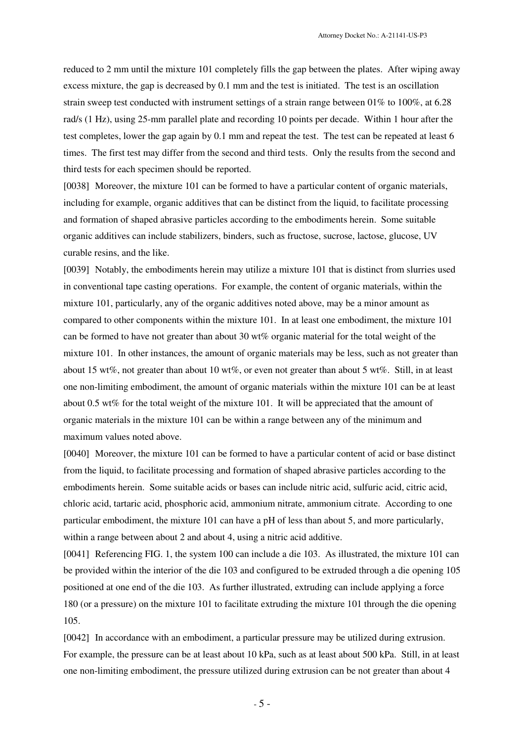reduced to 2 mm until the mixture 101 completely fills the gap between the plates. After wiping away excess mixture, the gap is decreased by 0.1 mm and the test is initiated. The test is an oscillation strain sweep test conducted with instrument settings of a strain range between 01% to 100%, at 6.28 rad/s (1 Hz), using 25-mm parallel plate and recording 10 points per decade. Within 1 hour after the test completes, lower the gap again by 0.1 mm and repeat the test. The test can be repeated at least 6 times. The first test may differ from the second and third tests. Only the results from the second and third tests for each specimen should be reported.

[0038] Moreover, the mixture 101 can be formed to have a particular content of organic materials, including for example, organic additives that can be distinct from the liquid, to facilitate processing and formation of shaped abrasive particles according to the embodiments herein. Some suitable organic additives can include stabilizers, binders, such as fructose, sucrose, lactose, glucose, UV curable resins, and the like.

[0039] Notably, the embodiments herein may utilize a mixture 101 that is distinct from slurries used in conventional tape casting operations. For example, the content of organic materials, within the mixture 101, particularly, any of the organic additives noted above, may be a minor amount as compared to other components within the mixture 101. In at least one embodiment, the mixture 101 can be formed to have not greater than about 30 wt% organic material for the total weight of the mixture 101. In other instances, the amount of organic materials may be less, such as not greater than about 15 wt%, not greater than about 10 wt%, or even not greater than about 5 wt%. Still, in at least one non-limiting embodiment, the amount of organic materials within the mixture 101 can be at least about 0.5 wt% for the total weight of the mixture 101. It will be appreciated that the amount of organic materials in the mixture 101 can be within a range between any of the minimum and maximum values noted above.

[0040] Moreover, the mixture 101 can be formed to have a particular content of acid or base distinct from the liquid, to facilitate processing and formation of shaped abrasive particles according to the embodiments herein. Some suitable acids or bases can include nitric acid, sulfuric acid, citric acid, chloric acid, tartaric acid, phosphoric acid, ammonium nitrate, ammonium citrate. According to one particular embodiment, the mixture 101 can have a pH of less than about 5, and more particularly, within a range between about 2 and about 4, using a nitric acid additive.

[0041] Referencing FIG. 1, the system 100 can include a die 103. As illustrated, the mixture 101 can be provided within the interior of the die 103 and configured to be extruded through a die opening 105 positioned at one end of the die 103. As further illustrated, extruding can include applying a force 180 (or a pressure) on the mixture 101 to facilitate extruding the mixture 101 through the die opening 105.

[0042] In accordance with an embodiment, a particular pressure may be utilized during extrusion. For example, the pressure can be at least about 10 kPa, such as at least about 500 kPa. Still, in at least one non-limiting embodiment, the pressure utilized during extrusion can be not greater than about 4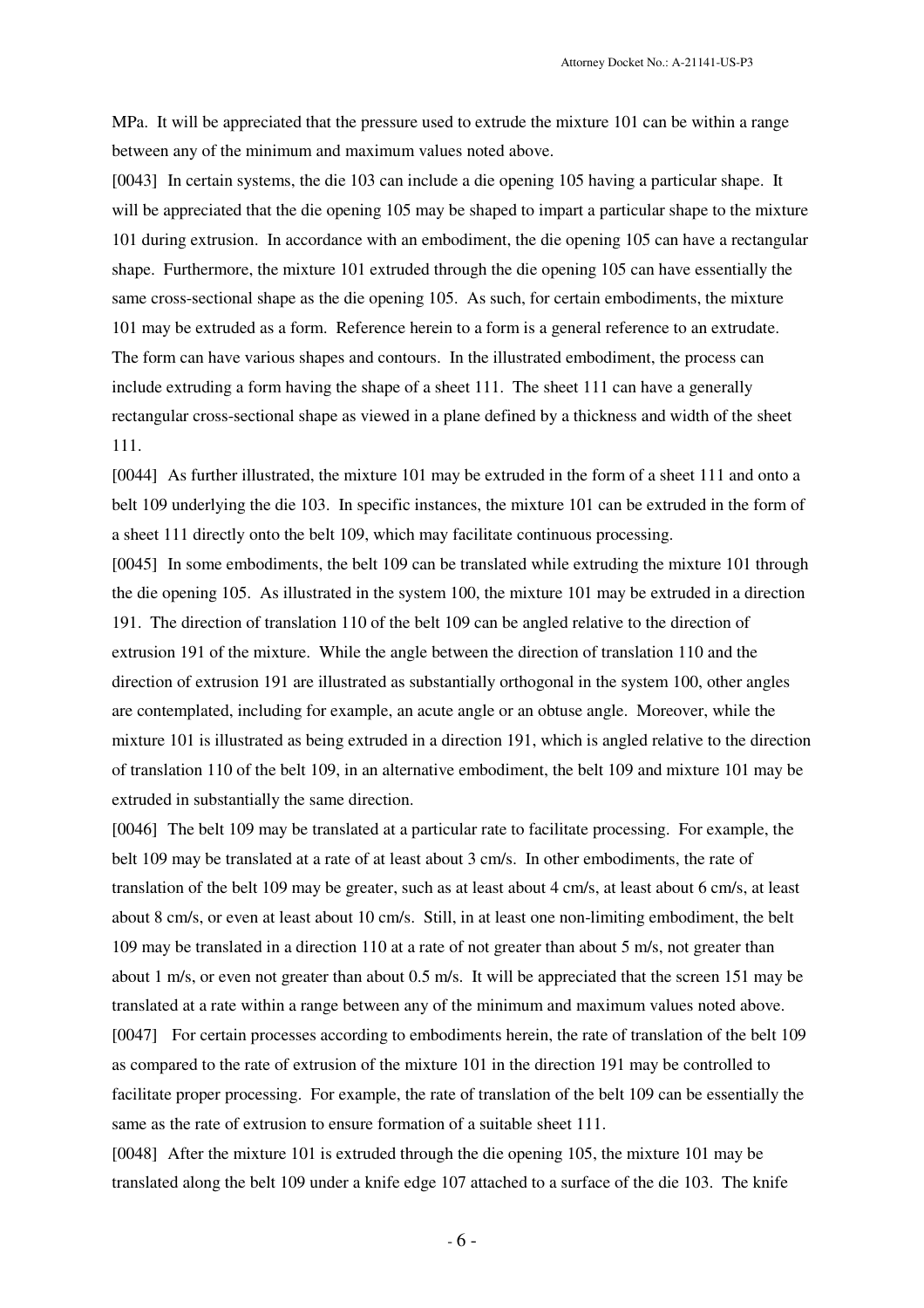MPa. It will be appreciated that the pressure used to extrude the mixture 101 can be within a range between any of the minimum and maximum values noted above.

[0043] In certain systems, the die 103 can include a die opening 105 having a particular shape. It will be appreciated that the die opening 105 may be shaped to impart a particular shape to the mixture 101 during extrusion. In accordance with an embodiment, the die opening 105 can have a rectangular shape. Furthermore, the mixture 101 extruded through the die opening 105 can have essentially the same cross-sectional shape as the die opening 105. As such, for certain embodiments, the mixture 101 may be extruded as a form. Reference herein to a form is a general reference to an extrudate. The form can have various shapes and contours. In the illustrated embodiment, the process can include extruding a form having the shape of a sheet 111. The sheet 111 can have a generally rectangular cross-sectional shape as viewed in a plane defined by a thickness and width of the sheet 111.

[0044] As further illustrated, the mixture 101 may be extruded in the form of a sheet 111 and onto a belt 109 underlying the die 103. In specific instances, the mixture 101 can be extruded in the form of a sheet 111 directly onto the belt 109, which may facilitate continuous processing.

[0045] In some embodiments, the belt 109 can be translated while extruding the mixture 101 through the die opening 105. As illustrated in the system 100, the mixture 101 may be extruded in a direction 191. The direction of translation 110 of the belt 109 can be angled relative to the direction of extrusion 191 of the mixture. While the angle between the direction of translation 110 and the direction of extrusion 191 are illustrated as substantially orthogonal in the system 100, other angles are contemplated, including for example, an acute angle or an obtuse angle. Moreover, while the mixture 101 is illustrated as being extruded in a direction 191, which is angled relative to the direction of translation 110 of the belt 109, in an alternative embodiment, the belt 109 and mixture 101 may be extruded in substantially the same direction.

[0046] The belt 109 may be translated at a particular rate to facilitate processing. For example, the belt 109 may be translated at a rate of at least about 3 cm/s. In other embodiments, the rate of translation of the belt 109 may be greater, such as at least about 4 cm/s, at least about 6 cm/s, at least about 8 cm/s, or even at least about 10 cm/s. Still, in at least one non-limiting embodiment, the belt 109 may be translated in a direction 110 at a rate of not greater than about 5 m/s, not greater than about 1 m/s, or even not greater than about 0.5 m/s. It will be appreciated that the screen 151 may be translated at a rate within a range between any of the minimum and maximum values noted above.

[0047] For certain processes according to embodiments herein, the rate of translation of the belt 109 as compared to the rate of extrusion of the mixture 101 in the direction 191 may be controlled to facilitate proper processing. For example, the rate of translation of the belt 109 can be essentially the same as the rate of extrusion to ensure formation of a suitable sheet 111.

[0048] After the mixture 101 is extruded through the die opening 105, the mixture 101 may be translated along the belt 109 under a knife edge 107 attached to a surface of the die 103. The knife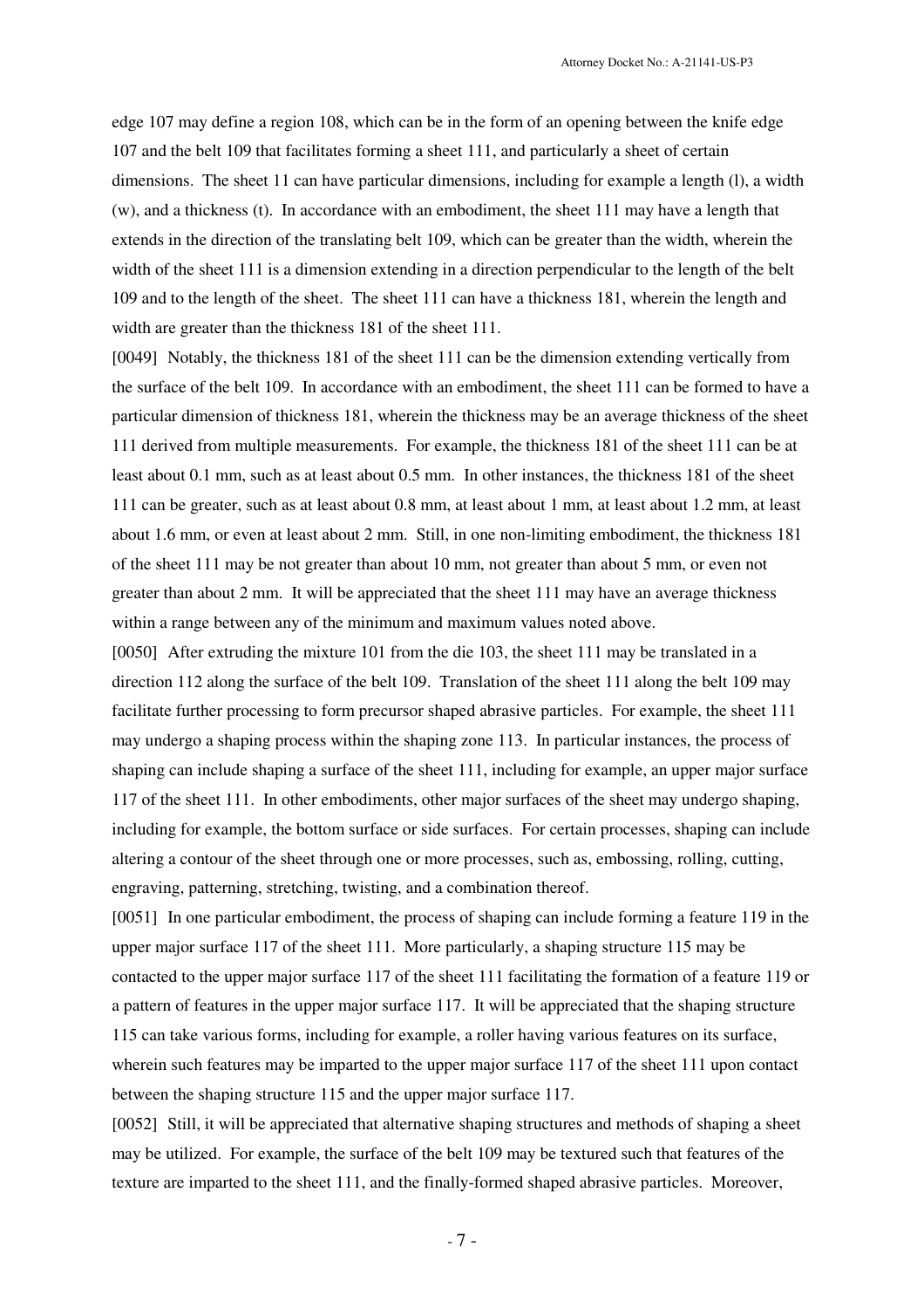edge 107 may define a region 108, which can be in the form of an opening between the knife edge 107 and the belt 109 that facilitates forming a sheet 111, and particularly a sheet of certain dimensions. The sheet 11 can have particular dimensions, including for example a length (l), a width (w), and a thickness (t). In accordance with an embodiment, the sheet 111 may have a length that extends in the direction of the translating belt 109, which can be greater than the width, wherein the width of the sheet 111 is a dimension extending in a direction perpendicular to the length of the belt 109 and to the length of the sheet. The sheet 111 can have a thickness 181, wherein the length and width are greater than the thickness 181 of the sheet 111.

[0049] Notably, the thickness 181 of the sheet 111 can be the dimension extending vertically from the surface of the belt 109. In accordance with an embodiment, the sheet 111 can be formed to have a particular dimension of thickness 181, wherein the thickness may be an average thickness of the sheet 111 derived from multiple measurements. For example, the thickness 181 of the sheet 111 can be at least about 0.1 mm, such as at least about 0.5 mm. In other instances, the thickness 181 of the sheet 111 can be greater, such as at least about 0.8 mm, at least about 1 mm, at least about 1.2 mm, at least about 1.6 mm, or even at least about 2 mm. Still, in one non-limiting embodiment, the thickness 181 of the sheet 111 may be not greater than about 10 mm, not greater than about 5 mm, or even not greater than about 2 mm. It will be appreciated that the sheet 111 may have an average thickness within a range between any of the minimum and maximum values noted above.

[0050] After extruding the mixture 101 from the die 103, the sheet 111 may be translated in a direction 112 along the surface of the belt 109. Translation of the sheet 111 along the belt 109 may facilitate further processing to form precursor shaped abrasive particles. For example, the sheet 111 may undergo a shaping process within the shaping zone 113. In particular instances, the process of shaping can include shaping a surface of the sheet 111, including for example, an upper major surface 117 of the sheet 111. In other embodiments, other major surfaces of the sheet may undergo shaping, including for example, the bottom surface or side surfaces. For certain processes, shaping can include altering a contour of the sheet through one or more processes, such as, embossing, rolling, cutting, engraving, patterning, stretching, twisting, and a combination thereof.

[0051] In one particular embodiment, the process of shaping can include forming a feature 119 in the upper major surface 117 of the sheet 111. More particularly, a shaping structure 115 may be contacted to the upper major surface 117 of the sheet 111 facilitating the formation of a feature 119 or a pattern of features in the upper major surface 117. It will be appreciated that the shaping structure 115 can take various forms, including for example, a roller having various features on its surface, wherein such features may be imparted to the upper major surface 117 of the sheet 111 upon contact between the shaping structure 115 and the upper major surface 117.

[0052] Still, it will be appreciated that alternative shaping structures and methods of shaping a sheet may be utilized. For example, the surface of the belt 109 may be textured such that features of the texture are imparted to the sheet 111, and the finally-formed shaped abrasive particles. Moreover,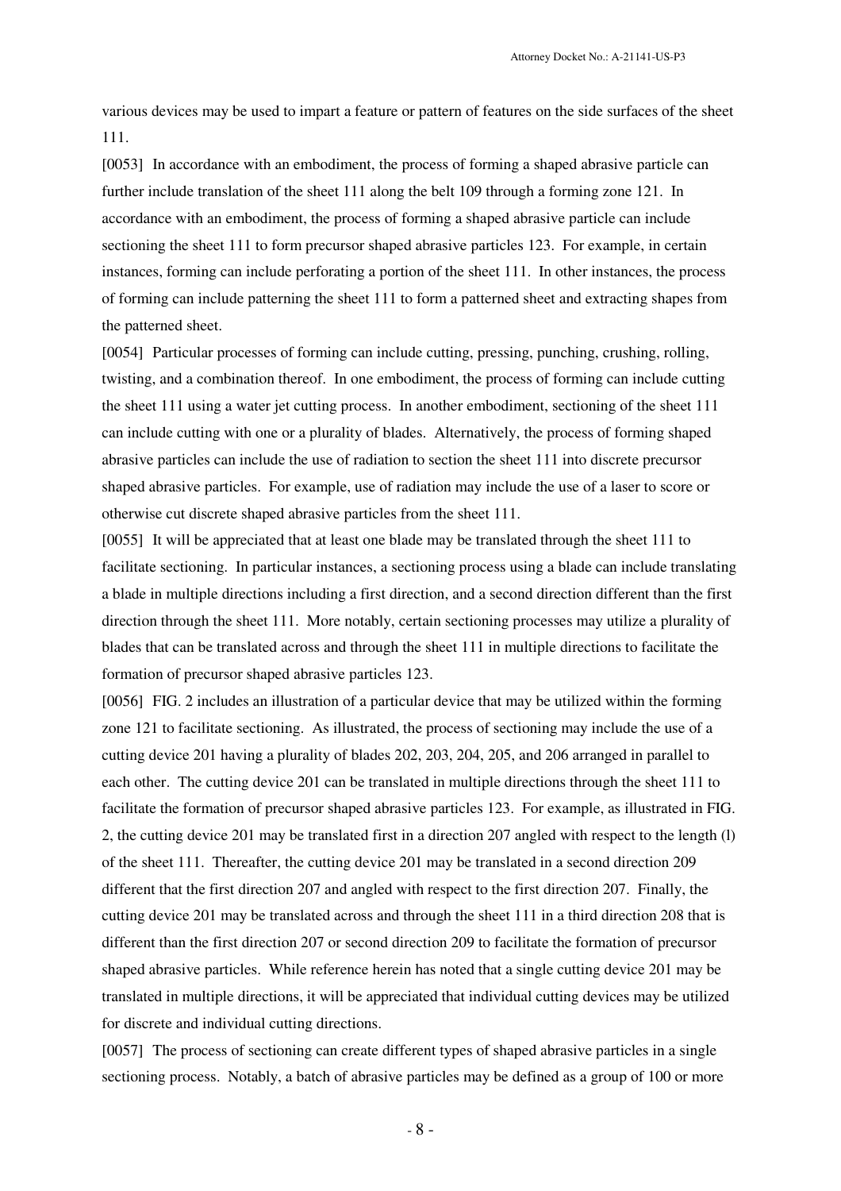various devices may be used to impart a feature or pattern of features on the side surfaces of the sheet 111.

[0053] In accordance with an embodiment, the process of forming a shaped abrasive particle can further include translation of the sheet 111 along the belt 109 through a forming zone 121. In accordance with an embodiment, the process of forming a shaped abrasive particle can include sectioning the sheet 111 to form precursor shaped abrasive particles 123. For example, in certain instances, forming can include perforating a portion of the sheet 111. In other instances, the process of forming can include patterning the sheet 111 to form a patterned sheet and extracting shapes from the patterned sheet.

[0054] Particular processes of forming can include cutting, pressing, punching, crushing, rolling, twisting, and a combination thereof. In one embodiment, the process of forming can include cutting the sheet 111 using a water jet cutting process. In another embodiment, sectioning of the sheet 111 can include cutting with one or a plurality of blades. Alternatively, the process of forming shaped abrasive particles can include the use of radiation to section the sheet 111 into discrete precursor shaped abrasive particles. For example, use of radiation may include the use of a laser to score or otherwise cut discrete shaped abrasive particles from the sheet 111.

[0055] It will be appreciated that at least one blade may be translated through the sheet 111 to facilitate sectioning. In particular instances, a sectioning process using a blade can include translating a blade in multiple directions including a first direction, and a second direction different than the first direction through the sheet 111. More notably, certain sectioning processes may utilize a plurality of blades that can be translated across and through the sheet 111 in multiple directions to facilitate the formation of precursor shaped abrasive particles 123.

[0056] FIG. 2 includes an illustration of a particular device that may be utilized within the forming zone 121 to facilitate sectioning. As illustrated, the process of sectioning may include the use of a cutting device 201 having a plurality of blades 202, 203, 204, 205, and 206 arranged in parallel to each other. The cutting device 201 can be translated in multiple directions through the sheet 111 to facilitate the formation of precursor shaped abrasive particles 123. For example, as illustrated in FIG. 2, the cutting device 201 may be translated first in a direction 207 angled with respect to the length (l) of the sheet 111. Thereafter, the cutting device 201 may be translated in a second direction 209 different that the first direction 207 and angled with respect to the first direction 207. Finally, the cutting device 201 may be translated across and through the sheet 111 in a third direction 208 that is different than the first direction 207 or second direction 209 to facilitate the formation of precursor shaped abrasive particles. While reference herein has noted that a single cutting device 201 may be translated in multiple directions, it will be appreciated that individual cutting devices may be utilized for discrete and individual cutting directions.

[0057] The process of sectioning can create different types of shaped abrasive particles in a single sectioning process. Notably, a batch of abrasive particles may be defined as a group of 100 or more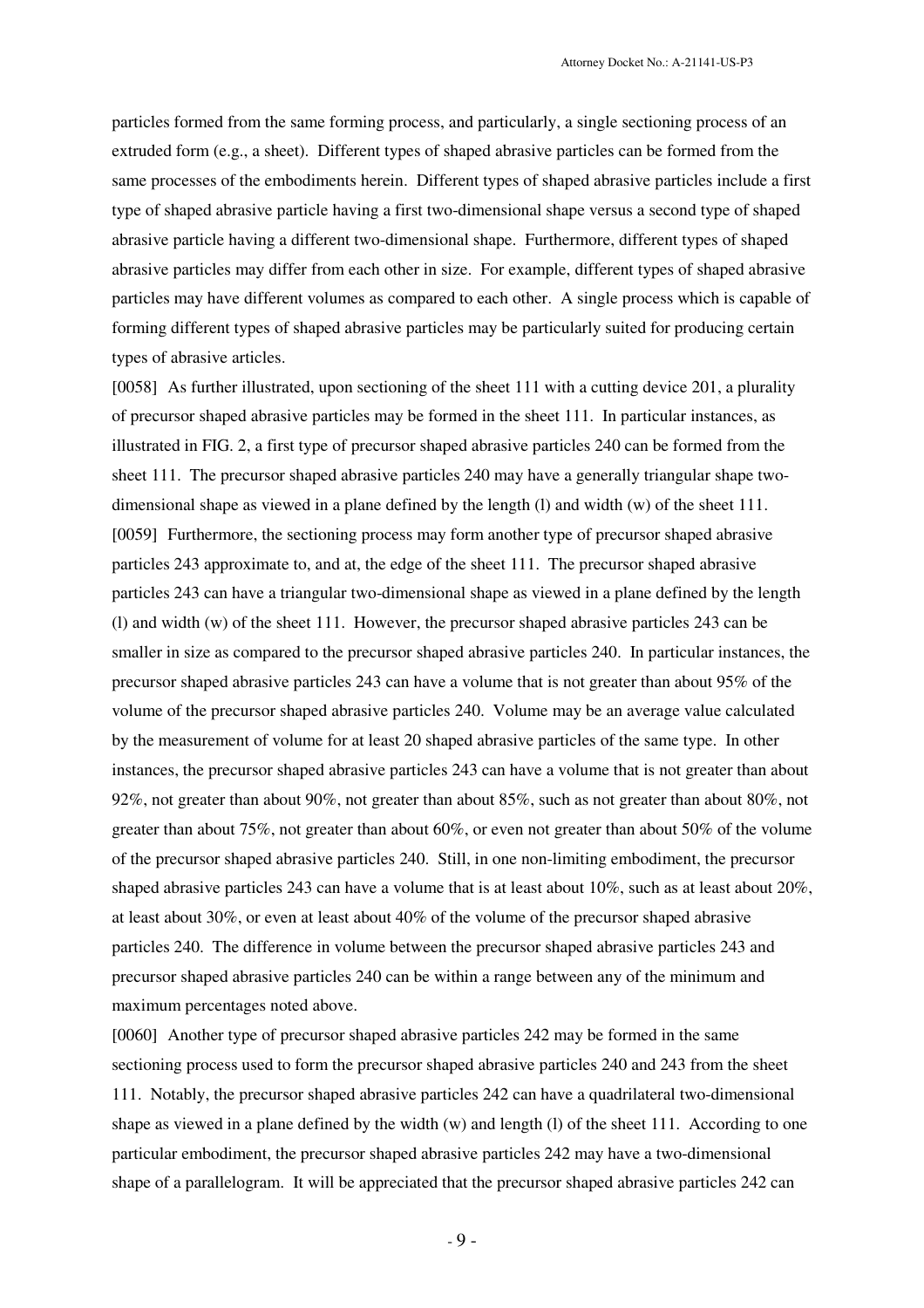particles formed from the same forming process, and particularly, a single sectioning process of an extruded form (e.g., a sheet). Different types of shaped abrasive particles can be formed from the same processes of the embodiments herein. Different types of shaped abrasive particles include a first type of shaped abrasive particle having a first two-dimensional shape versus a second type of shaped abrasive particle having a different two-dimensional shape. Furthermore, different types of shaped abrasive particles may differ from each other in size. For example, different types of shaped abrasive particles may have different volumes as compared to each other. A single process which is capable of forming different types of shaped abrasive particles may be particularly suited for producing certain types of abrasive articles.

[0058] As further illustrated, upon sectioning of the sheet 111 with a cutting device 201, a plurality of precursor shaped abrasive particles may be formed in the sheet 111. In particular instances, as illustrated in FIG. 2, a first type of precursor shaped abrasive particles 240 can be formed from the sheet 111. The precursor shaped abrasive particles 240 may have a generally triangular shape two-dimensional shape as viewed in a plane defined by the length (l) and width (w) of the sheet 111.

[0059] Furthermore, the sectioning process may form another type of precursor shaped abrasive particles 243 approximate to, and at, the edge of the sheet 111. The precursor shaped abrasive particles 243 can have a triangular two-dimensional shape as viewed in a plane defined by the length (l) and width (w) of the sheet 111. However, the precursor shaped abrasive particles 243 can be smaller in size as compared to the precursor shaped abrasive particles 240. In particular instances, the precursor shaped abrasive particles 243 can have a volume that is not greater than about 95% of the volume of the precursor shaped abrasive particles 240. Volume may be an average value calculated by the measurement of volume for at least 20 shaped abrasive particles of the same type. In other instances, the precursor shaped abrasive particles 243 can have a volume that is not greater than about 92%, not greater than about 90%, not greater than about 85%, such as not greater than about 80%, not greater than about 75%, not greater than about 60%, or even not greater than about 50% of the volume of the precursor shaped abrasive particles 240. Still, in one non-limiting embodiment, the precursor shaped abrasive particles 243 can have a volume that is at least about 10%, such as at least about 20%, at least about 30%, or even at least about 40% of the volume of the precursor shaped abrasive particles 240. The difference in volume between the precursor shaped abrasive particles 243 and precursor shaped abrasive particles 240 can be within a range between any of the minimum and maximum percentages noted above.

[0060] Another type of precursor shaped abrasive particles 242 may be formed in the same sectioning process used to form the precursor shaped abrasive particles 240 and 243 from the sheet 111. Notably, the precursor shaped abrasive particles 242 can have a quadrilateral two-dimensional shape as viewed in a plane defined by the width (w) and length (l) of the sheet 111. According to one particular embodiment, the precursor shaped abrasive particles 242 may have a two-dimensional shape of a parallelogram. It will be appreciated that the precursor shaped abrasive particles 242 can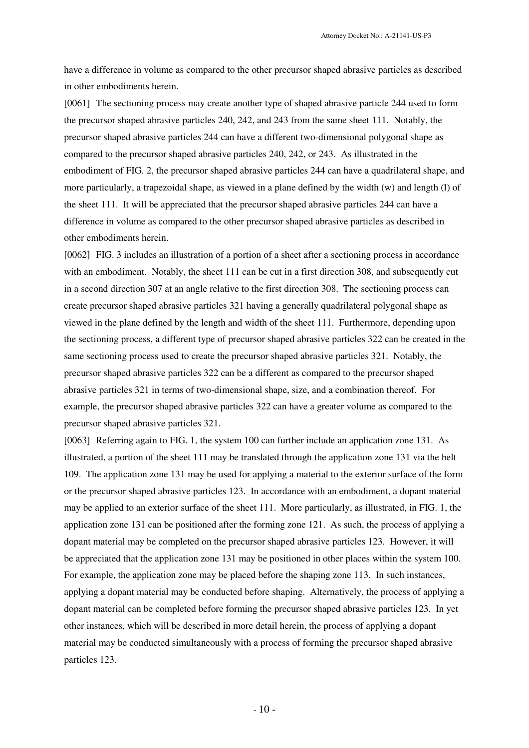have a difference in volume as compared to the other precursor shaped abrasive particles as described in other embodiments herein.

[0061] The sectioning process may create another type of shaped abrasive particle 244 used to form the precursor shaped abrasive particles 240, 242, and 243 from the same sheet 111. Notably, the precursor shaped abrasive particles 244 can have a different two-dimensional polygonal shape as compared to the precursor shaped abrasive particles 240, 242, or 243. As illustrated in the embodiment of FIG. 2, the precursor shaped abrasive particles 244 can have a quadrilateral shape, and more particularly, a trapezoidal shape, as viewed in a plane defined by the width (w) and length (l) of the sheet 111. It will be appreciated that the precursor shaped abrasive particles 244 can have a difference in volume as compared to the other precursor shaped abrasive particles as described in other embodiments herein.

[0062] FIG. 3 includes an illustration of a portion of a sheet after a sectioning process in accordance with an embodiment. Notably, the sheet 111 can be cut in a first direction 308, and subsequently cut in a second direction 307 at an angle relative to the first direction 308. The sectioning process can create precursor shaped abrasive particles 321 having a generally quadrilateral polygonal shape as viewed in the plane defined by the length and width of the sheet 111. Furthermore, depending upon the sectioning process, a different type of precursor shaped abrasive particles 322 can be created in the same sectioning process used to create the precursor shaped abrasive particles 321. Notably, the precursor shaped abrasive particles 322 can be a different as compared to the precursor shaped abrasive particles 321 in terms of two-dimensional shape, size, and a combination thereof. For example, the precursor shaped abrasive particles 322 can have a greater volume as compared to the precursor shaped abrasive particles 321.

[0063] Referring again to FIG. 1, the system 100 can further include an application zone 131. As illustrated, a portion of the sheet 111 may be translated through the application zone 131 via the belt 109. The application zone 131 may be used for applying a material to the exterior surface of the form or the precursor shaped abrasive particles 123. In accordance with an embodiment, a dopant material may be applied to an exterior surface of the sheet 111. More particularly, as illustrated, in FIG. 1, the application zone 131 can be positioned after the forming zone 121. As such, the process of applying a dopant material may be completed on the precursor shaped abrasive particles 123. However, it will be appreciated that the application zone 131 may be positioned in other places within the system 100. For example, the application zone may be placed before the shaping zone 113. In such instances, applying a dopant material may be conducted before shaping. Alternatively, the process of applying a dopant material can be completed before forming the precursor shaped abrasive particles 123. In yet other instances, which will be described in more detail herein, the process of applying a dopant material may be conducted simultaneously with a process of forming the precursor shaped abrasive particles 123.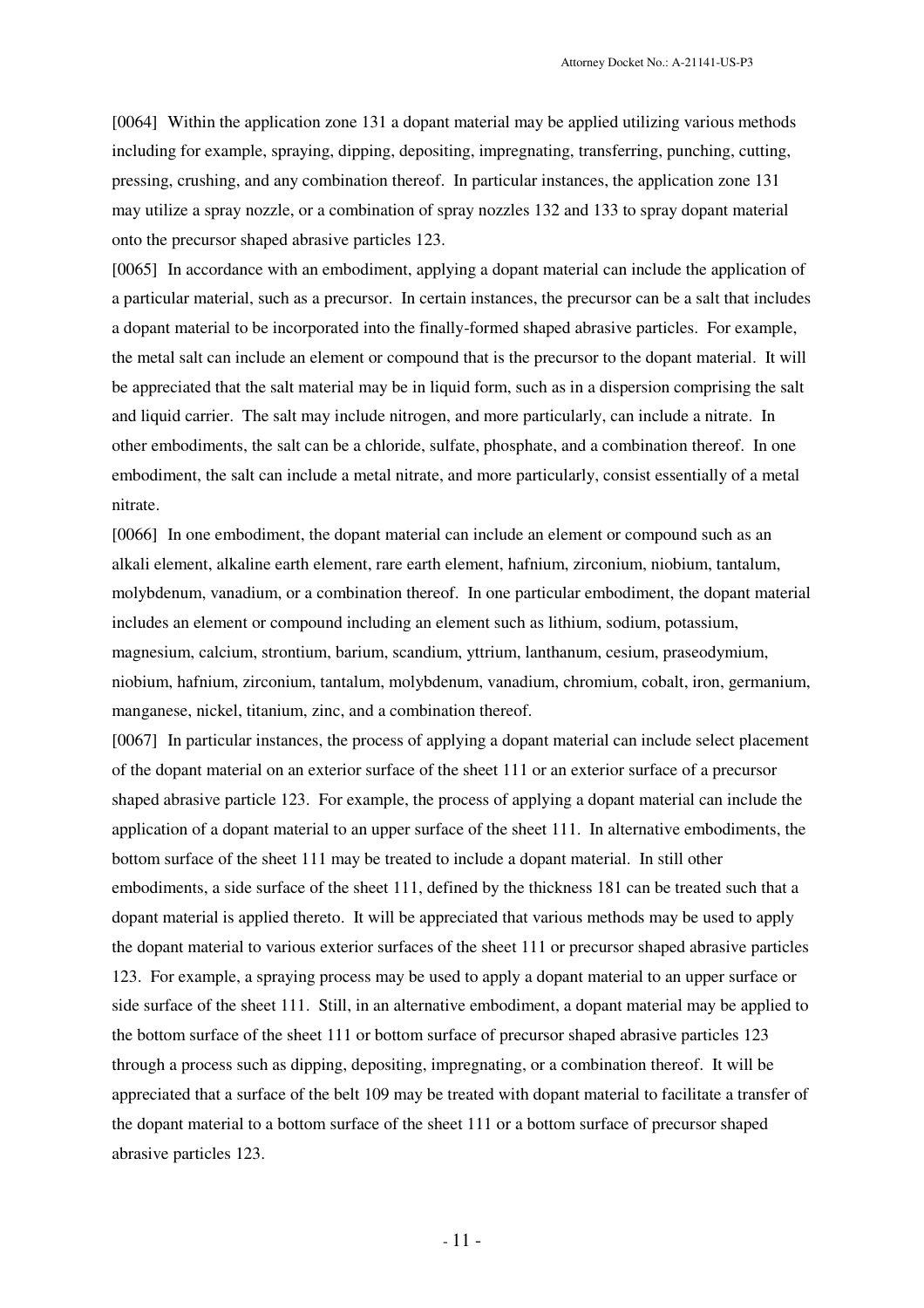[0064] Within the application zone 131 a dopant material may be applied utilizing various methods including for example, spraying, dipping, depositing, impregnating, transferring, punching, cutting, pressing, crushing, and any combination thereof. In particular instances, the application zone 131 may utilize a spray nozzle, or a combination of spray nozzles 132 and 133 to spray dopant material onto the precursor shaped abrasive particles 123.

[0065] In accordance with an embodiment, applying a dopant material can include the application of a particular material, such as a precursor. In certain instances, the precursor can be a salt that includes a dopant material to be incorporated into the finally-formed shaped abrasive particles. For example, the metal salt can include an element or compound that is the precursor to the dopant material. It will be appreciated that the salt material may be in liquid form, such as in a dispersion comprising the salt and liquid carrier. The salt may include nitrogen, and more particularly, can include a nitrate. In other embodiments, the salt can be a chloride, sulfate, phosphate, and a combination thereof. In one embodiment, the salt can include a metal nitrate, and more particularly, consist essentially of a metal nitrate.

[0066] In one embodiment, the dopant material can include an element or compound such as an alkali element, alkaline earth element, rare earth element, hafnium, zirconium, niobium, tantalum, molybdenum, vanadium, or a combination thereof. In one particular embodiment, the dopant material includes an element or compound including an element such as lithium, sodium, potassium, magnesium, calcium, strontium, barium, scandium, yttrium, lanthanum, cesium, praseodymium, niobium, hafnium, zirconium, tantalum, molybdenum, vanadium, chromium, cobalt, iron, germanium, manganese, nickel, titanium, zinc, and a combination thereof.

[0067] In particular instances, the process of applying a dopant material can include select placement of the dopant material on an exterior surface of the sheet 111 or an exterior surface of a precursor shaped abrasive particle 123. For example, the process of applying a dopant material can include the application of a dopant material to an upper surface of the sheet 111. In alternative embodiments, the bottom surface of the sheet 111 may be treated to include a dopant material. In still other embodiments, a side surface of the sheet 111, defined by the thickness 181 can be treated such that a dopant material is applied thereto. It will be appreciated that various methods may be used to apply the dopant material to various exterior surfaces of the sheet 111 or precursor shaped abrasive particles 123. For example, a spraying process may be used to apply a dopant material to an upper surface or side surface of the sheet 111. Still, in an alternative embodiment, a dopant material may be applied to the bottom surface of the sheet 111 or bottom surface of precursor shaped abrasive particles 123 through a process such as dipping, depositing, impregnating, or a combination thereof. It will be appreciated that a surface of the belt 109 may be treated with dopant material to facilitate a transfer of the dopant material to a bottom surface of the sheet 111 or a bottom surface of precursor shaped abrasive particles 123.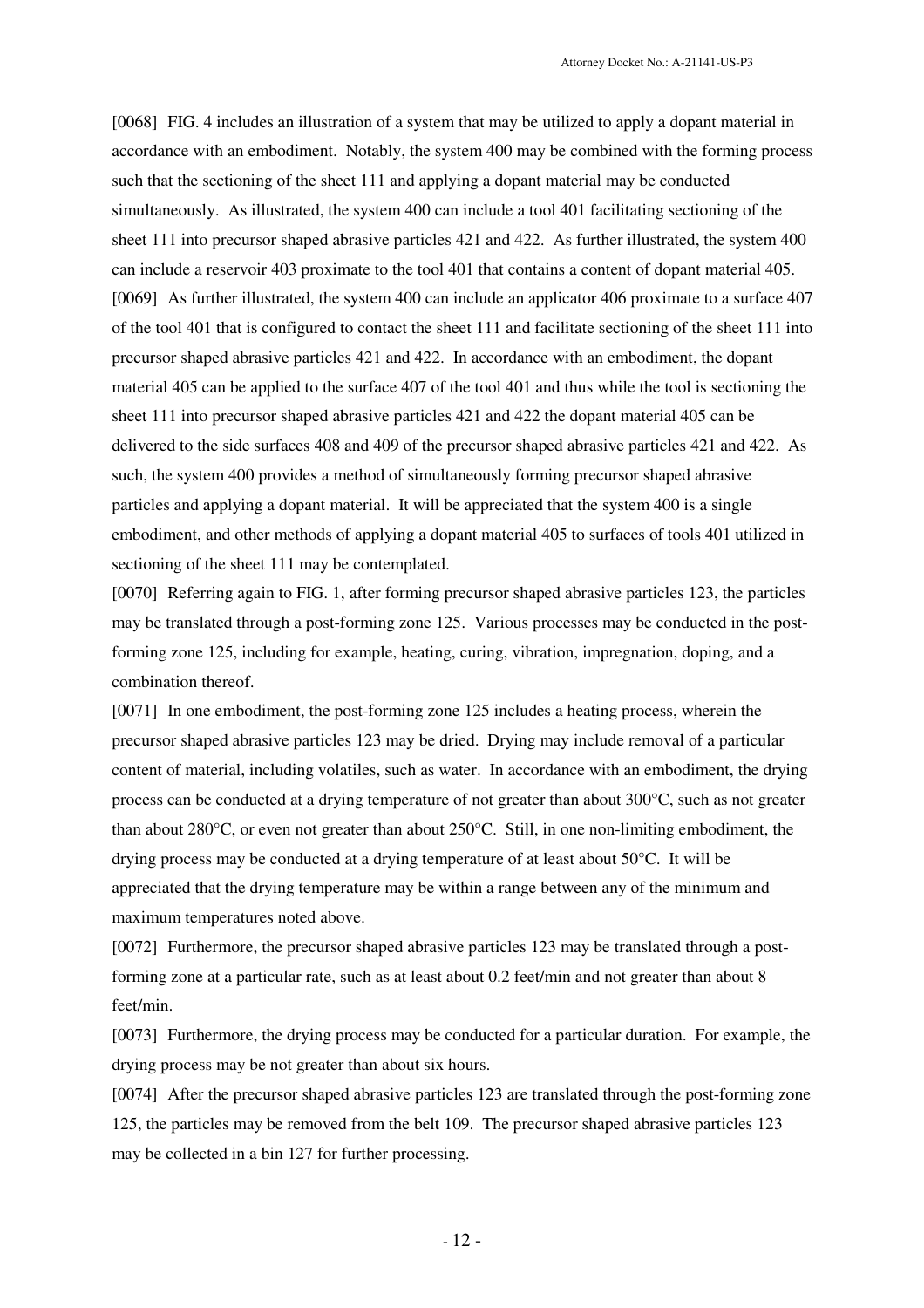[0068] FIG. 4 includes an illustration of a system that may be utilized to apply a dopant material in accordance with an embodiment. Notably, the system 400 may be combined with the forming process such that the sectioning of the sheet 111 and applying a dopant material may be conducted simultaneously. As illustrated, the system 400 can include a tool 401 facilitating sectioning of the sheet 111 into precursor shaped abrasive particles 421 and 422. As further illustrated, the system 400 can include a reservoir 403 proximate to the tool 401 that contains a content of dopant material 405.

[0069] As further illustrated, the system 400 can include an applicator 406 proximate to a surface 407 of the tool 401 that is configured to contact the sheet 111 and facilitate sectioning of the sheet 111 into precursor shaped abrasive particles 421 and 422. In accordance with an embodiment, the dopant material 405 can be applied to the surface 407 of the tool 401 and thus while the tool is sectioning the sheet 111 into precursor shaped abrasive particles 421 and 422 the dopant material 405 can be delivered to the side surfaces 408 and 409 of the precursor shaped abrasive particles 421 and 422. As such, the system 400 provides a method of simultaneously forming precursor shaped abrasive particles and applying a dopant material. It will be appreciated that the system 400 is a single embodiment, and other methods of applying a dopant material 405 to surfaces of tools 401 utilized in sectioning of the sheet 111 may be contemplated.

[0070] Referring again to FIG. 1, after forming precursor shaped abrasive particles 123, the particles may be translated through a post-forming zone 125. Various processes may be conducted in the post-forming zone 125, including for example, heating, curing, vibration, impregnation, doping, and a combination thereof.

[0071] In one embodiment, the post-forming zone 125 includes a heating process, wherein the precursor shaped abrasive particles 123 may be dried. Drying may include removal of a particular content of material, including volatiles, such as water. In accordance with an embodiment, the drying process can be conducted at a drying temperature of not greater than about 300°C, such as not greater than about 280°C, or even not greater than about 250°C. Still, in one non-limiting embodiment, the drying process may be conducted at a drying temperature of at least about 50°C. It will be appreciated that the drying temperature may be within a range between any of the minimum and maximum temperatures noted above.

[0072] Furthermore, the precursor shaped abrasive particles 123 may be translated through a post-forming zone at a particular rate, such as at least about 0.2 feet/min and not greater than about 8 feet/min.

[0073] Furthermore, the drying process may be conducted for a particular duration. For example, the drying process may be not greater than about six hours.

[0074] After the precursor shaped abrasive particles 123 are translated through the post-forming zone 125, the particles may be removed from the belt 109. The precursor shaped abrasive particles 123 may be collected in a bin 127 for further processing.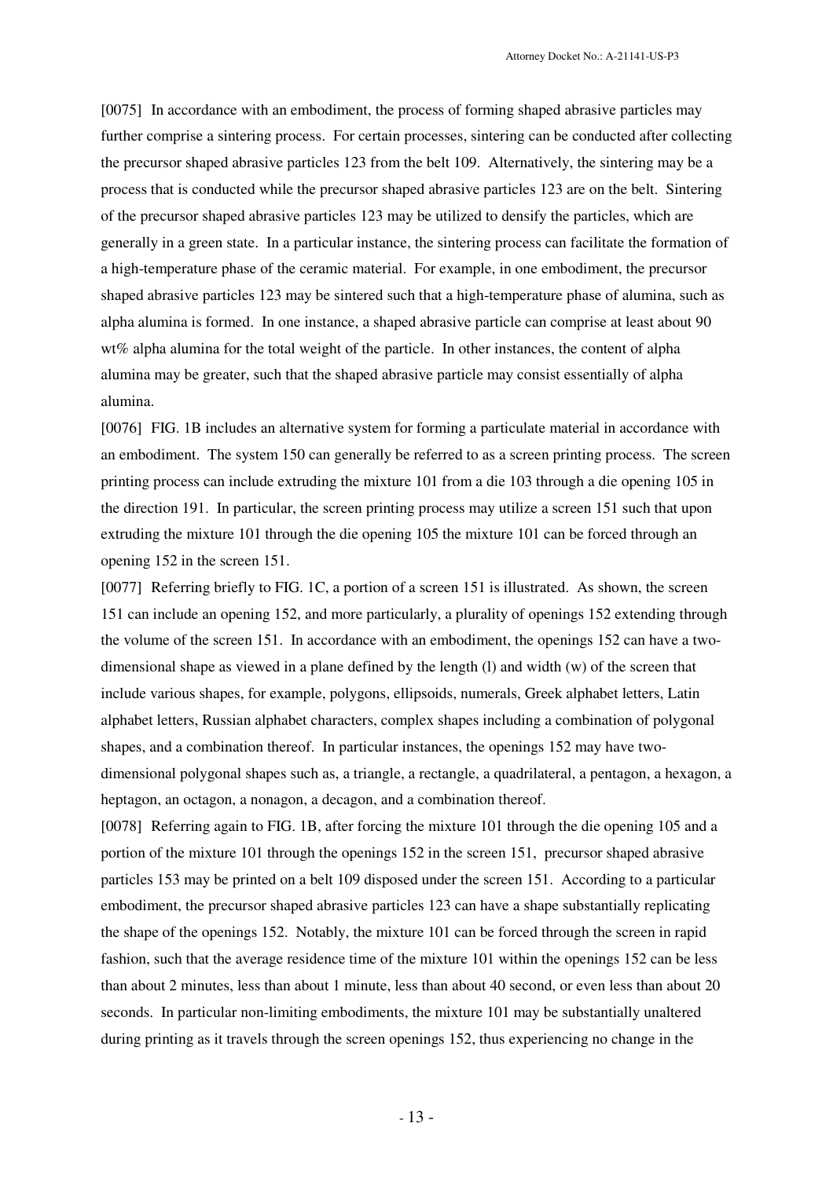[0075] In accordance with an embodiment, the process of forming shaped abrasive particles may further comprise a sintering process. For certain processes, sintering can be conducted after collecting the precursor shaped abrasive particles 123 from the belt 109. Alternatively, the sintering may be a process that is conducted while the precursor shaped abrasive particles 123 are on the belt. Sintering of the precursor shaped abrasive particles 123 may be utilized to densify the particles, which are generally in a green state. In a particular instance, the sintering process can facilitate the formation of a high-temperature phase of the ceramic material. For example, in one embodiment, the precursor shaped abrasive particles 123 may be sintered such that a high-temperature phase of alumina, such as alpha alumina is formed. In one instance, a shaped abrasive particle can comprise at least about 90 wt% alpha alumina for the total weight of the particle. In other instances, the content of alpha alumina may be greater, such that the shaped abrasive particle may consist essentially of alpha alumina.

[0076] FIG. 1B includes an alternative system for forming a particulate material in accordance with an embodiment. The system 150 can generally be referred to as a screen printing process. The screen printing process can include extruding the mixture 101 from a die 103 through a die opening 105 in the direction 191. In particular, the screen printing process may utilize a screen 151 such that upon extruding the mixture 101 through the die opening 105 the mixture 101 can be forced through an opening 152 in the screen 151.

[0077] Referring briefly to FIG. 1C, a portion of a screen 151 is illustrated. As shown, the screen 151 can include an opening 152, and more particularly, a plurality of openings 152 extending through the volume of the screen 151. In accordance with an embodiment, the openings 152 can have a two-dimensional shape as viewed in a plane defined by the length (l) and width (w) of the screen that include various shapes, for example, polygons, ellipsoids, numerals, Greek alphabet letters, Latin alphabet letters, Russian alphabet characters, complex shapes including a combination of polygonal shapes, and a combination thereof. In particular instances, the openings 152 may have two-dimensional polygonal shapes such as, a triangle, a rectangle, a quadrilateral, a pentagon, a hexagon, a heptagon, an octagon, a nonagon, a decagon, and a combination thereof.

[0078] Referring again to FIG. 1B, after forcing the mixture 101 through the die opening 105 and a portion of the mixture 101 through the openings 152 in the screen 151, precursor shaped abrasive particles 153 may be printed on a belt 109 disposed under the screen 151. According to a particular embodiment, the precursor shaped abrasive particles 123 can have a shape substantially replicating the shape of the openings 152. Notably, the mixture 101 can be forced through the screen in rapid fashion, such that the average residence time of the mixture 101 within the openings 152 can be less than about 2 minutes, less than about 1 minute, less than about 40 second, or even less than about 20 seconds. In particular non-limiting embodiments, the mixture 101 may be substantially unaltered during printing as it travels through the screen openings 152, thus experiencing no change in the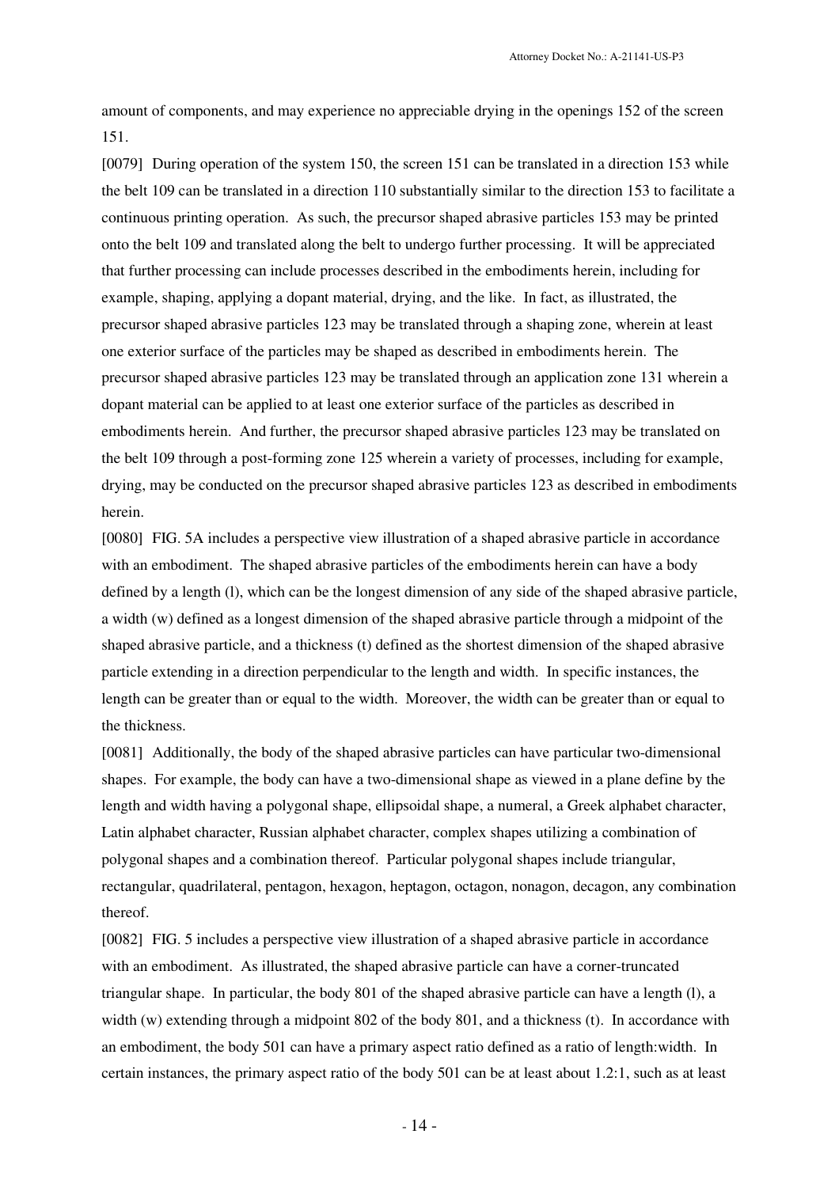amount of components, and may experience no appreciable drying in the openings 152 of the screen 151.

[0079] During operation of the system 150, the screen 151 can be translated in a direction 153 while the belt 109 can be translated in a direction 110 substantially similar to the direction 153 to facilitate a continuous printing operation. As such, the precursor shaped abrasive particles 153 may be printed onto the belt 109 and translated along the belt to undergo further processing. It will be appreciated that further processing can include processes described in the embodiments herein, including for example, shaping, applying a dopant material, drying, and the like. In fact, as illustrated, the precursor shaped abrasive particles 123 may be translated through a shaping zone, wherein at least one exterior surface of the particles may be shaped as described in embodiments herein. The precursor shaped abrasive particles 123 may be translated through an application zone 131 wherein a dopant material can be applied to at least one exterior surface of the particles as described in embodiments herein. And further, the precursor shaped abrasive particles 123 may be translated on the belt 109 through a post-forming zone 125 wherein a variety of processes, including for example, drying, may be conducted on the precursor shaped abrasive particles 123 as described in embodiments herein.

[0080] FIG. 5A includes a perspective view illustration of a shaped abrasive particle in accordance with an embodiment. The shaped abrasive particles of the embodiments herein can have a body defined by a length (l), which can be the longest dimension of any side of the shaped abrasive particle, a width (w) defined as a longest dimension of the shaped abrasive particle through a midpoint of the shaped abrasive particle, and a thickness (t) defined as the shortest dimension of the shaped abrasive particle extending in a direction perpendicular to the length and width. In specific instances, the length can be greater than or equal to the width. Moreover, the width can be greater than or equal to the thickness.

[0081] Additionally, the body of the shaped abrasive particles can have particular two-dimensional shapes. For example, the body can have a two-dimensional shape as viewed in a plane define by the length and width having a polygonal shape, ellipsoidal shape, a numeral, a Greek alphabet character, Latin alphabet character, Russian alphabet character, complex shapes utilizing a combination of polygonal shapes and a combination thereof. Particular polygonal shapes include triangular, rectangular, quadrilateral, pentagon, hexagon, heptagon, octagon, nonagon, decagon, any combination thereof.

[0082] FIG. 5 includes a perspective view illustration of a shaped abrasive particle in accordance with an embodiment. As illustrated, the shaped abrasive particle can have a corner-truncated triangular shape. In particular, the body 801 of the shaped abrasive particle can have a length (l), a width (w) extending through a midpoint 802 of the body 801, and a thickness (t). In accordance with an embodiment, the body 501 can have a primary aspect ratio defined as a ratio of length:width. In certain instances, the primary aspect ratio of the body 501 can be at least about 1.2:1, such as at least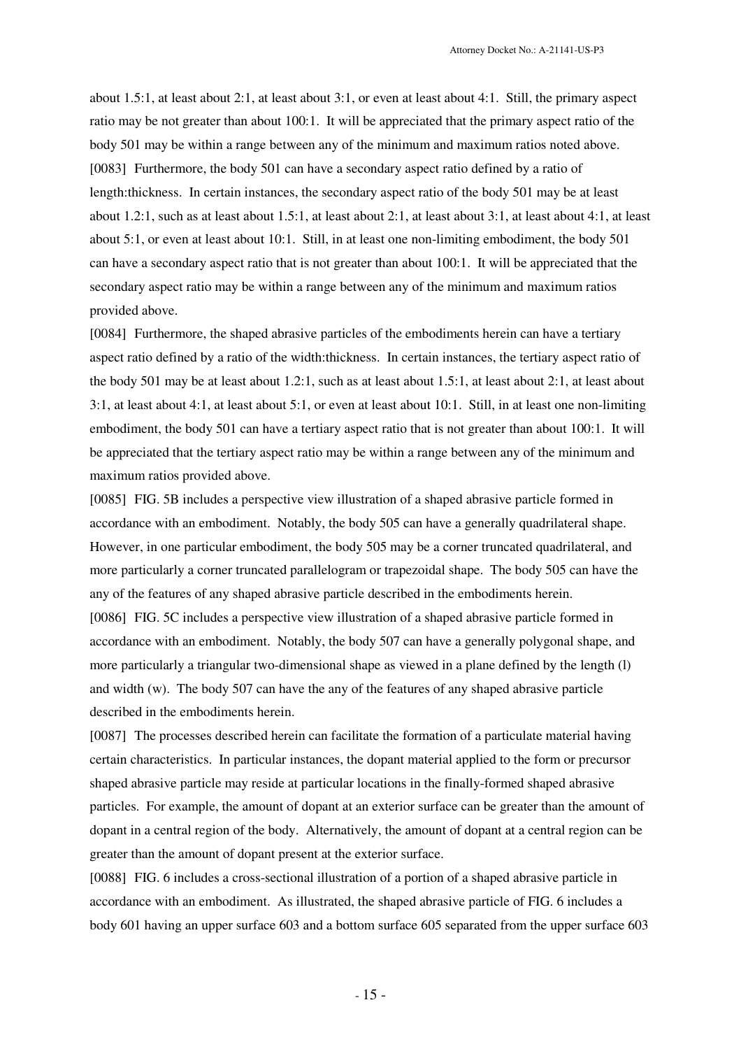about 1.5:1, at least about 2:1, at least about 3:1, or even at least about 4:1. Still, the primary aspect ratio may be not greater than about 100:1. It will be appreciated that the primary aspect ratio of the body 501 may be within a range between any of the minimum and maximum ratios noted above.

[0083] Furthermore, the body 501 can have a secondary aspect ratio defined by a ratio of length:thickness. In certain instances, the secondary aspect ratio of the body 501 may be at least about 1.2:1, such as at least about 1.5:1, at least about 2:1, at least about 3:1, at least about 4:1, at least about 5:1, or even at least about 10:1. Still, in at least one non-limiting embodiment, the body 501 can have a secondary aspect ratio that is not greater than about 100:1. It will be appreciated that the secondary aspect ratio may be within a range between any of the minimum and maximum ratios provided above.

[0084] Furthermore, the shaped abrasive particles of the embodiments herein can have a tertiary aspect ratio defined by a ratio of the width:thickness. In certain instances, the tertiary aspect ratio of the body 501 may be at least about 1.2:1, such as at least about 1.5:1, at least about 2:1, at least about 3:1, at least about 4:1, at least about 5:1, or even at least about 10:1. Still, in at least one non-limiting embodiment, the body 501 can have a tertiary aspect ratio that is not greater than about 100:1. It will be appreciated that the tertiary aspect ratio may be within a range between any of the minimum and maximum ratios provided above.

[0085] FIG. 5B includes a perspective view illustration of a shaped abrasive particle formed in accordance with an embodiment. Notably, the body 505 can have a generally quadrilateral shape. However, in one particular embodiment, the body 505 may be a corner truncated quadrilateral, and more particularly a corner truncated parallelogram or trapezoidal shape. The body 505 can have the any of the features of any shaped abrasive particle described in the embodiments herein.

[0086] FIG. 5C includes a perspective view illustration of a shaped abrasive particle formed in accordance with an embodiment. Notably, the body 507 can have a generally polygonal shape, and more particularly a triangular two-dimensional shape as viewed in a plane defined by the length (l) and width (w). The body 507 can have the any of the features of any shaped abrasive particle described in the embodiments herein.

[0087] The processes described herein can facilitate the formation of a particulate material having certain characteristics. In particular instances, the dopant material applied to the form or precursor shaped abrasive particle may reside at particular locations in the finally-formed shaped abrasive particles. For example, the amount of dopant at an exterior surface can be greater than the amount of dopant in a central region of the body. Alternatively, the amount of dopant at a central region can be greater than the amount of dopant present at the exterior surface.

[0088] FIG. 6 includes a cross-sectional illustration of a portion of a shaped abrasive particle in accordance with an embodiment. As illustrated, the shaped abrasive particle of FIG. 6 includes a body 601 having an upper surface 603 and a bottom surface 605 separated from the upper surface 603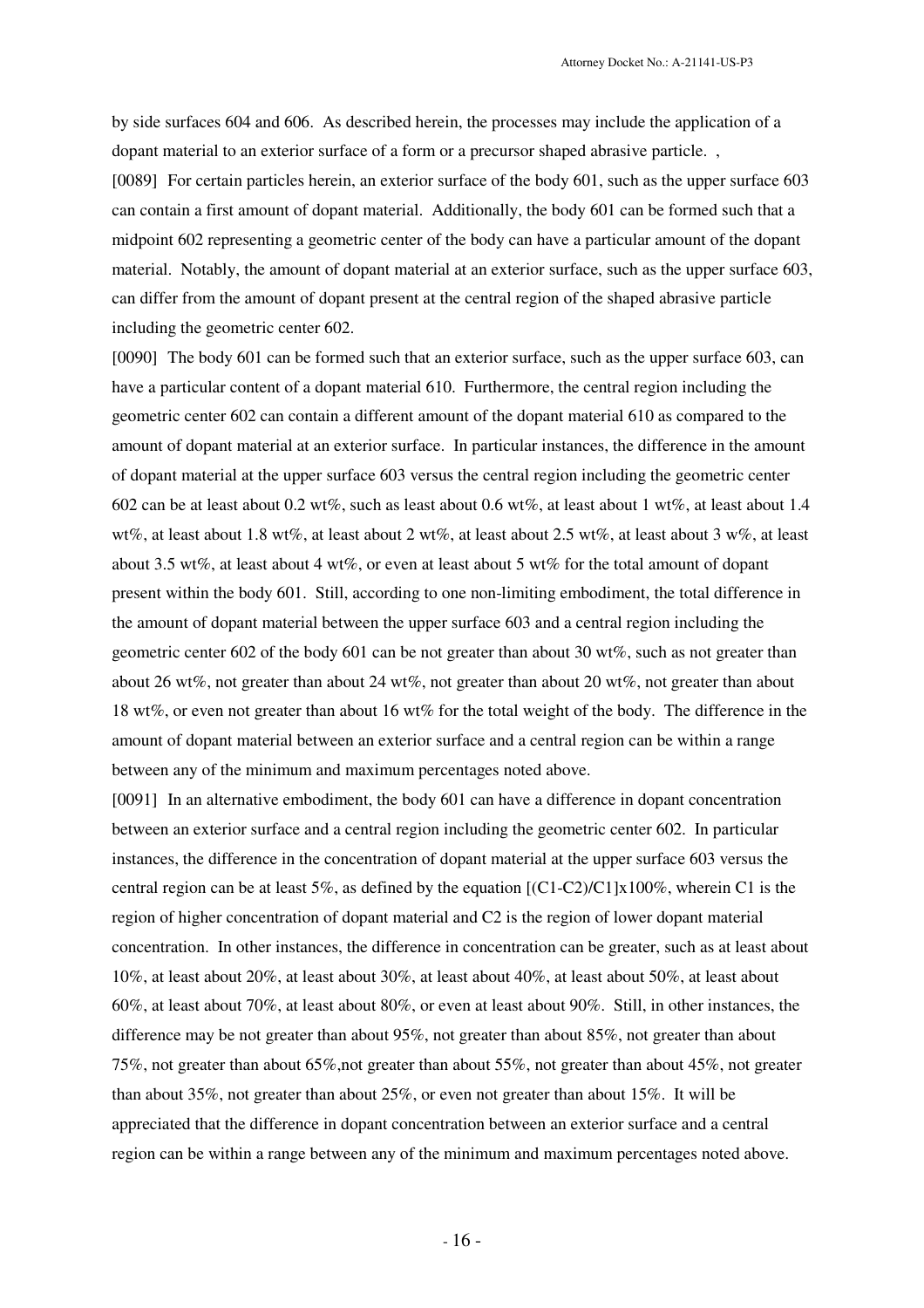by side surfaces 604 and 606. As described herein, the processes may include the application of a dopant material to an exterior surface of a form or a precursor shaped abrasive particle. ,

[0089] For certain particles herein, an exterior surface of the body 601, such as the upper surface 603 can contain a first amount of dopant material. Additionally, the body 601 can be formed such that a midpoint 602 representing a geometric center of the body can have a particular amount of the dopant material. Notably, the amount of dopant material at an exterior surface, such as the upper surface 603, can differ from the amount of dopant present at the central region of the shaped abrasive particle including the geometric center 602.

[0090] The body 601 can be formed such that an exterior surface, such as the upper surface 603, can have a particular content of a dopant material 610. Furthermore, the central region including the geometric center 602 can contain a different amount of the dopant material 610 as compared to the amount of dopant material at an exterior surface. In particular instances, the difference in the amount of dopant material at the upper surface 603 versus the central region including the geometric center 602 can be at least about 0.2 wt%, such as least about 0.6 wt%, at least about 1 wt%, at least about 1.4 wt%, at least about 1.8 wt%, at least about 2 wt%, at least about 2.5 wt%, at least about 3 w%, at least about 3.5 wt%, at least about 4 wt%, or even at least about 5 wt% for the total amount of dopant present within the body 601. Still, according to one non-limiting embodiment, the total difference in the amount of dopant material between the upper surface 603 and a central region including the geometric center 602 of the body 601 can be not greater than about 30 wt%, such as not greater than about 26 wt%, not greater than about 24 wt%, not greater than about 20 wt%, not greater than about 18 wt%, or even not greater than about 16 wt% for the total weight of the body. The difference in the amount of dopant material between an exterior surface and a central region can be within a range between any of the minimum and maximum percentages noted above.

[0091] In an alternative embodiment, the body 601 can have a difference in dopant concentration between an exterior surface and a central region including the geometric center 602. In particular instances, the difference in the concentration of dopant material at the upper surface 603 versus the central region can be at least 5%, as defined by the equation $[(C1-C2)/C1]x100\%$, wherein C1 is the region of higher concentration of dopant material and C2 is the region of lower dopant material concentration. In other instances, the difference in concentration can be greater, such as at least about 10%, at least about 20%, at least about 30%, at least about 40%, at least about 50%, at least about 60%, at least about 70%, at least about 80%, or even at least about 90%. Still, in other instances, the difference may be not greater than about 95%, not greater than about 85%, not greater than about 75%, not greater than about 65%,not greater than about 55%, not greater than about 45%, not greater than about 35%, not greater than about 25%, or even not greater than about 15%. It will be appreciated that the difference in dopant concentration between an exterior surface and a central region can be within a range between any of the minimum and maximum percentages noted above.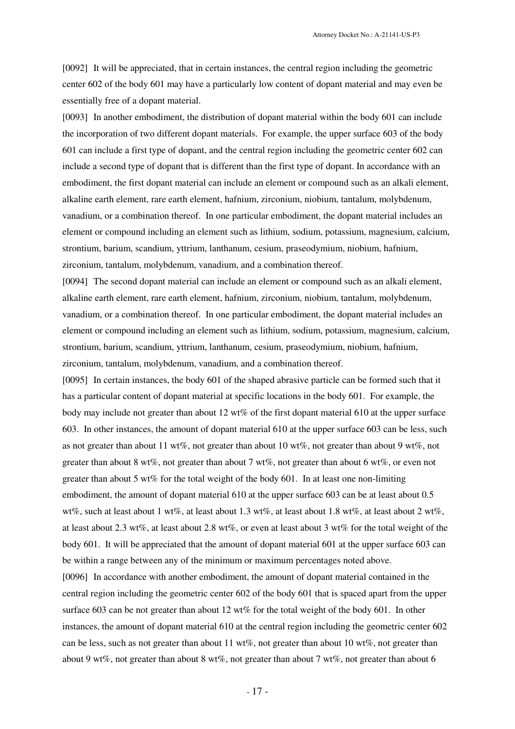[0092] It will be appreciated, that in certain instances, the central region including the geometric center 602 of the body 601 may have a particularly low content of dopant material and may even be essentially free of a dopant material.

[0093] In another embodiment, the distribution of dopant material within the body 601 can include the incorporation of two different dopant materials. For example, the upper surface 603 of the body 601 can include a first type of dopant, and the central region including the geometric center 602 can include a second type of dopant that is different than the first type of dopant. In accordance with an embodiment, the first dopant material can include an element or compound such as an alkali element, alkaline earth element, rare earth element, hafnium, zirconium, niobium, tantalum, molybdenum, vanadium, or a combination thereof. In one particular embodiment, the dopant material includes an element or compound including an element such as lithium, sodium, potassium, magnesium, calcium, strontium, barium, scandium, yttrium, lanthanum, cesium, praseodymium, niobium, hafnium, zirconium, tantalum, molybdenum, vanadium, and a combination thereof.

[0094] The second dopant material can include an element or compound such as an alkali element, alkaline earth element, rare earth element, hafnium, zirconium, niobium, tantalum, molybdenum, vanadium, or a combination thereof. In one particular embodiment, the dopant material includes an element or compound including an element such as lithium, sodium, potassium, magnesium, calcium, strontium, barium, scandium, yttrium, lanthanum, cesium, praseodymium, niobium, hafnium, zirconium, tantalum, molybdenum, vanadium, and a combination thereof.

[0095] In certain instances, the body 601 of the shaped abrasive particle can be formed such that it has a particular content of dopant material at specific locations in the body 601. For example, the body may include not greater than about 12 wt% of the first dopant material 610 at the upper surface 603. In other instances, the amount of dopant material 610 at the upper surface 603 can be less, such as not greater than about 11 wt%, not greater than about 10 wt%, not greater than about 9 wt%, not greater than about 8 wt%, not greater than about 7 wt%, not greater than about 6 wt%, or even not greater than about 5 wt% for the total weight of the body 601. In at least one non-limiting embodiment, the amount of dopant material 610 at the upper surface 603 can be at least about 0.5 wt%, such at least about 1 wt%, at least about 1.3 wt%, at least about 1.8 wt%, at least about 2 wt%, at least about 2.3 wt%, at least about 2.8 wt%, or even at least about 3 wt% for the total weight of the body 601. It will be appreciated that the amount of dopant material 601 at the upper surface 603 can be within a range between any of the minimum or maximum percentages noted above.

[0096] In accordance with another embodiment, the amount of dopant material contained in the central region including the geometric center 602 of the body 601 that is spaced apart from the upper surface 603 can be not greater than about 12 wt% for the total weight of the body 601. In other instances, the amount of dopant material 610 at the central region including the geometric center 602 can be less, such as not greater than about 11 wt%, not greater than about 10 wt%, not greater than about 9 wt%, not greater than about 8 wt%, not greater than about 7 wt%, not greater than about 6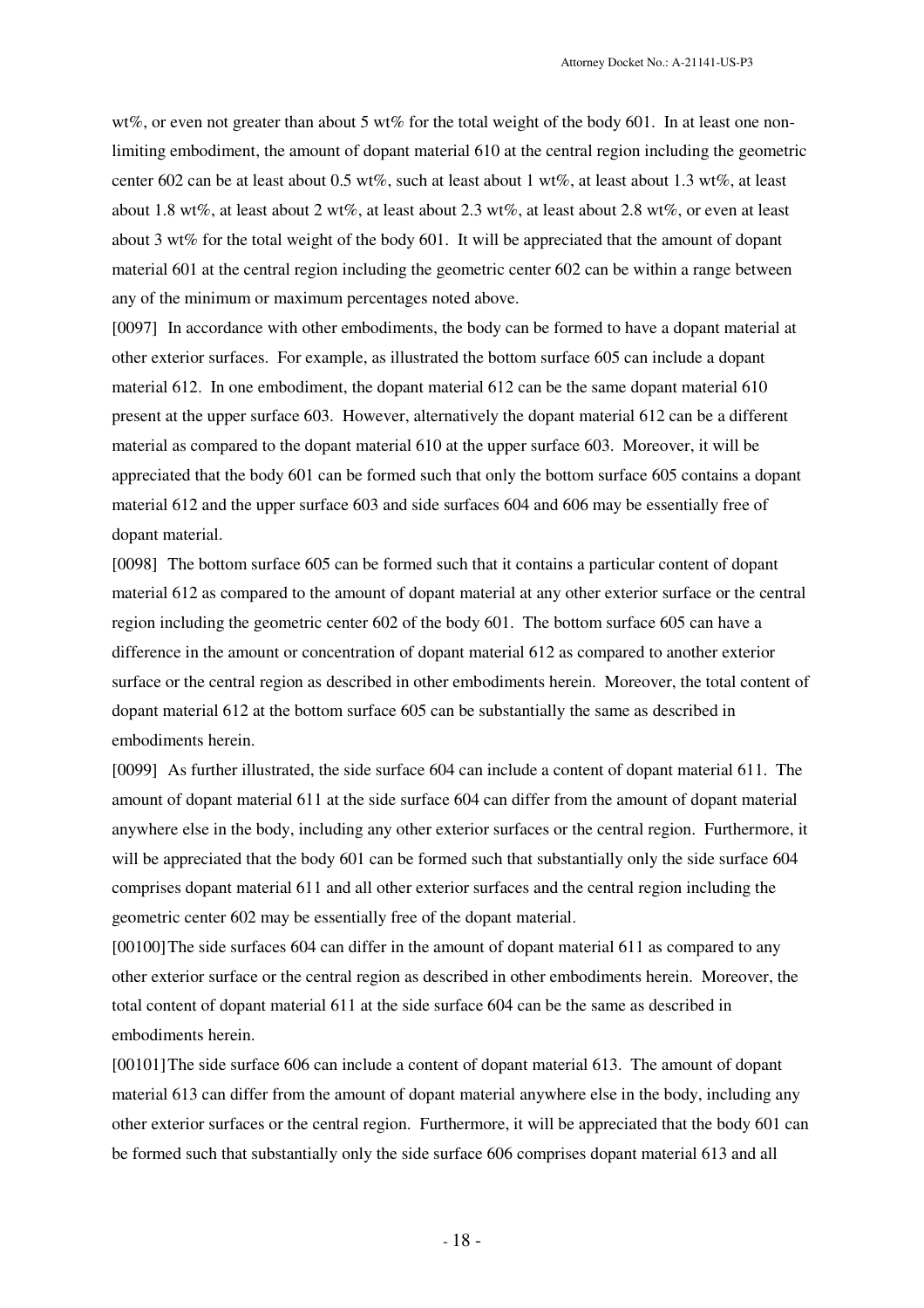wt%, or even not greater than about 5 wt% for the total weight of the body 601. In at least one non-limiting embodiment, the amount of dopant material 610 at the central region including the geometric center 602 can be at least about 0.5 wt%, such at least about 1 wt%, at least about 1.3 wt%, at least about 1.8 wt%, at least about 2 wt%, at least about 2.3 wt%, at least about 2.8 wt%, or even at least about 3 wt% for the total weight of the body 601. It will be appreciated that the amount of dopant material 601 at the central region including the geometric center 602 can be within a range between any of the minimum or maximum percentages noted above.

[0097] In accordance with other embodiments, the body can be formed to have a dopant material at other exterior surfaces. For example, as illustrated the bottom surface 605 can include a dopant material 612. In one embodiment, the dopant material 612 can be the same dopant material 610 present at the upper surface 603. However, alternatively the dopant material 612 can be a different material as compared to the dopant material 610 at the upper surface 603. Moreover, it will be appreciated that the body 601 can be formed such that only the bottom surface 605 contains a dopant material 612 and the upper surface 603 and side surfaces 604 and 606 may be essentially free of dopant material.

[0098] The bottom surface 605 can be formed such that it contains a particular content of dopant material 612 as compared to the amount of dopant material at any other exterior surface or the central region including the geometric center 602 of the body 601. The bottom surface 605 can have a difference in the amount or concentration of dopant material 612 as compared to another exterior surface or the central region as described in other embodiments herein. Moreover, the total content of dopant material 612 at the bottom surface 605 can be substantially the same as described in embodiments herein.

[0099] As further illustrated, the side surface 604 can include a content of dopant material 611. The amount of dopant material 611 at the side surface 604 can differ from the amount of dopant material anywhere else in the body, including any other exterior surfaces or the central region. Furthermore, it will be appreciated that the body 601 can be formed such that substantially only the side surface 604 comprises dopant material 611 and all other exterior surfaces and the central region including the geometric center 602 may be essentially free of the dopant material.

[00100] The side surfaces 604 can differ in the amount of dopant material 611 as compared to any other exterior surface or the central region as described in other embodiments herein. Moreover, the total content of dopant material 611 at the side surface 604 can be the same as described in embodiments herein.

[00101] The side surface 606 can include a content of dopant material 613. The amount of dopant material 613 can differ from the amount of dopant material anywhere else in the body, including any other exterior surfaces or the central region. Furthermore, it will be appreciated that the body 601 can be formed such that substantially only the side surface 606 comprises dopant material 613 and all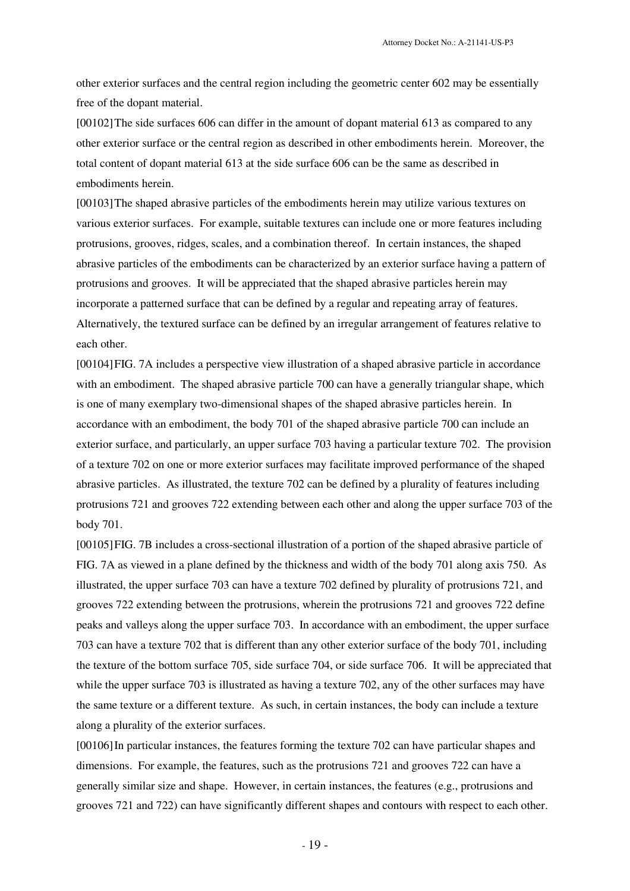other exterior surfaces and the central region including the geometric center 602 may be essentially free of the dopant material.

[00102] The side surfaces 606 can differ in the amount of dopant material 613 as compared to any other exterior surface or the central region as described in other embodiments herein. Moreover, the total content of dopant material 613 at the side surface 606 can be the same as described in embodiments herein.

[00103] The shaped abrasive particles of the embodiments herein may utilize various textures on various exterior surfaces. For example, suitable textures can include one or more features including protrusions, grooves, ridges, scales, and a combination thereof. In certain instances, the shaped abrasive particles of the embodiments can be characterized by an exterior surface having a pattern of protrusions and grooves. It will be appreciated that the shaped abrasive particles herein may incorporate a patterned surface that can be defined by a regular and repeating array of features. Alternatively, the textured surface can be defined by an irregular arrangement of features relative to each other.

[00104] FIG. 7A includes a perspective view illustration of a shaped abrasive particle in accordance with an embodiment. The shaped abrasive particle 700 can have a generally triangular shape, which is one of many exemplary two-dimensional shapes of the shaped abrasive particles herein. In accordance with an embodiment, the body 701 of the shaped abrasive particle 700 can include an exterior surface, and particularly, an upper surface 703 having a particular texture 702. The provision of a texture 702 on one or more exterior surfaces may facilitate improved performance of the shaped abrasive particles. As illustrated, the texture 702 can be defined by a plurality of features including protrusions 721 and grooves 722 extending between each other and along the upper surface 703 of the body 701.

[00105] FIG. 7B includes a cross-sectional illustration of a portion of the shaped abrasive particle of FIG. 7A as viewed in a plane defined by the thickness and width of the body 701 along axis 750. As illustrated, the upper surface 703 can have a texture 702 defined by plurality of protrusions 721, and grooves 722 extending between the protrusions, wherein the protrusions 721 and grooves 722 define peaks and valleys along the upper surface 703. In accordance with an embodiment, the upper surface 703 can have a texture 702 that is different than any other exterior surface of the body 701, including the texture of the bottom surface 705, side surface 704, or side surface 706. It will be appreciated that while the upper surface 703 is illustrated as having a texture 702, any of the other surfaces may have the same texture or a different texture. As such, in certain instances, the body can include a texture along a plurality of the exterior surfaces.

[00106] In particular instances, the features forming the texture 702 can have particular shapes and dimensions. For example, the features, such as the protrusions 721 and grooves 722 can have a generally similar size and shape. However, in certain instances, the features (e.g., protrusions and grooves 721 and 722) can have significantly different shapes and contours with respect to each other.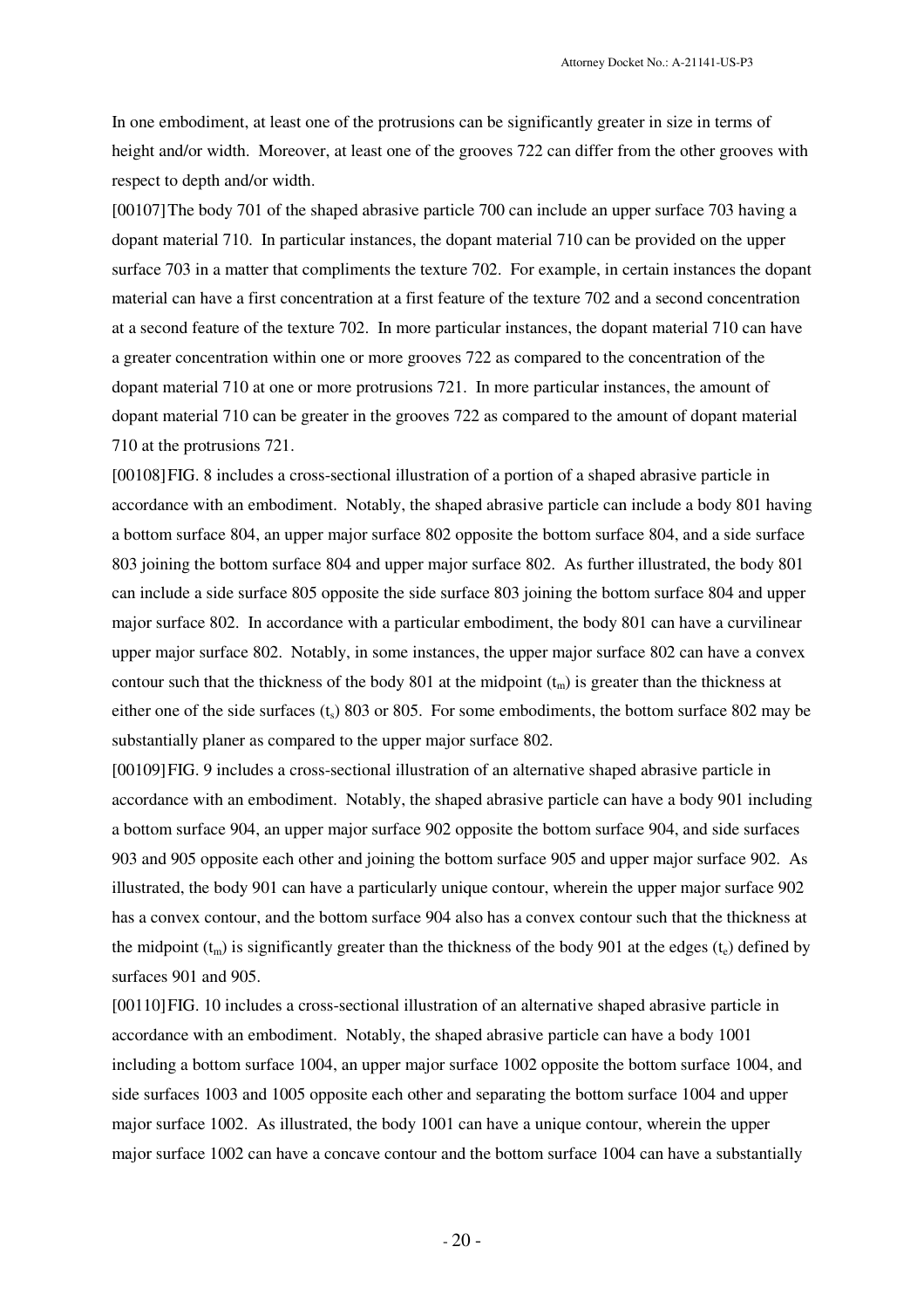In one embodiment, at least one of the protrusions can be significantly greater in size in terms of height and/or width. Moreover, at least one of the grooves 722 can differ from the other grooves with respect to depth and/or width.

[00107] The body 701 of the shaped abrasive particle 700 can include an upper surface 703 having a dopant material 710. In particular instances, the dopant material 710 can be provided on the upper surface 703 in a matter that compliments the texture 702. For example, in certain instances the dopant material can have a first concentration at a first feature of the texture 702 and a second concentration at a second feature of the texture 702. In more particular instances, the dopant material 710 can have a greater concentration within one or more grooves 722 as compared to the concentration of the dopant material 710 at one or more protrusions 721. In more particular instances, the amount of dopant material 710 can be greater in the grooves 722 as compared to the amount of dopant material 710 at the protrusions 721.

[00108] FIG. 8 includes a cross-sectional illustration of a portion of a shaped abrasive particle in accordance with an embodiment. Notably, the shaped abrasive particle can include a body 801 having a bottom surface 804, an upper major surface 802 opposite the bottom surface 804, and a side surface 803 joining the bottom surface 804 and upper major surface 802. As further illustrated, the body 801 can include a side surface 805 opposite the side surface 803 joining the bottom surface 804 and upper major surface 802. In accordance with a particular embodiment, the body 801 can have a curvilinear upper major surface 802. Notably, in some instances, the upper major surface 802 can have a convex contour such that the thickness of the body 801 at the midpoint ($t_m$) is greater than the thickness at either one of the side surfaces ($t_s$) 803 or 805. For some embodiments, the bottom surface 802 may be substantially planer as compared to the upper major surface 802.

[00109] FIG. 9 includes a cross-sectional illustration of an alternative shaped abrasive particle in accordance with an embodiment. Notably, the shaped abrasive particle can have a body 901 including a bottom surface 904, an upper major surface 902 opposite the bottom surface 904, and side surfaces 903 and 905 opposite each other and joining the bottom surface 905 and upper major surface 902. As illustrated, the body 901 can have a particularly unique contour, wherein the upper major surface 902 has a convex contour, and the bottom surface 904 also has a convex contour such that the thickness at the midpoint ($t_m$) is significantly greater than the thickness of the body 901 at the edges ($t_e$) defined by surfaces 901 and 905.

[00110] FIG. 10 includes a cross-sectional illustration of an alternative shaped abrasive particle in accordance with an embodiment. Notably, the shaped abrasive particle can have a body 1001 including a bottom surface 1004, an upper major surface 1002 opposite the bottom surface 1004, and side surfaces 1003 and 1005 opposite each other and separating the bottom surface 1004 and upper major surface 1002. As illustrated, the body 1001 can have a unique contour, wherein the upper major surface 1002 can have a concave contour and the bottom surface 1004 can have a substantially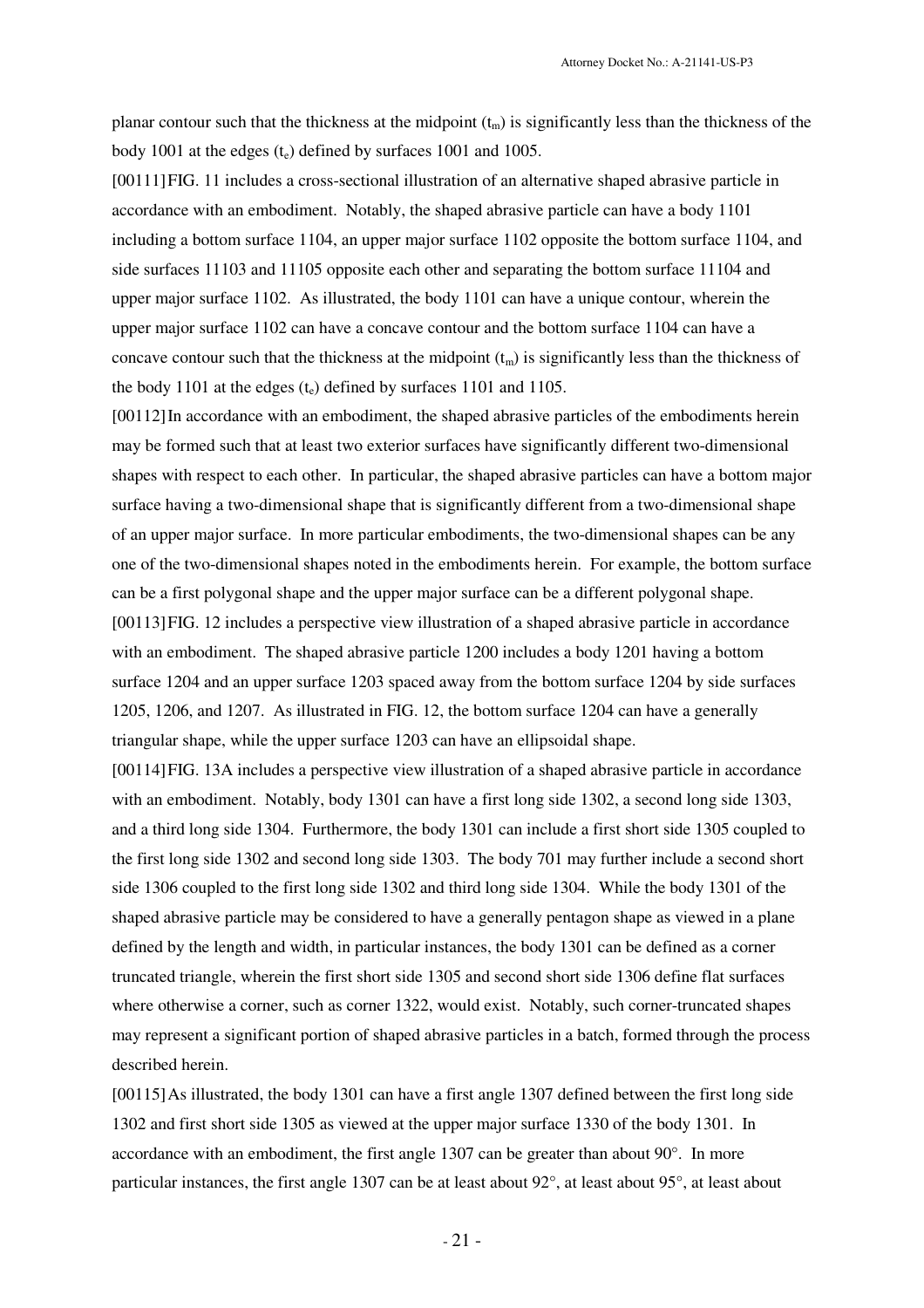planar contour such that the thickness at the midpoint ($t_m$) is significantly less than the thickness of the body 1001 at the edges ($t_e$) defined by surfaces 1001 and 1005.

[00111] FIG. 11 includes a cross-sectional illustration of an alternative shaped abrasive particle in accordance with an embodiment. Notably, the shaped abrasive particle can have a body 1101 including a bottom surface 1104, an upper major surface 1102 opposite the bottom surface 1104, and side surfaces 11103 and 11105 opposite each other and separating the bottom surface 11104 and upper major surface 1102. As illustrated, the body 1101 can have a unique contour, wherein the upper major surface 1102 can have a concave contour and the bottom surface 1104 can have a concave contour such that the thickness at the midpoint ($t_m$) is significantly less than the thickness of the body 1101 at the edges ($t_e$) defined by surfaces 1101 and 1105.

[00112] In accordance with an embodiment, the shaped abrasive particles of the embodiments herein may be formed such that at least two exterior surfaces have significantly different two-dimensional shapes with respect to each other. In particular, the shaped abrasive particles can have a bottom major surface having a two-dimensional shape that is significantly different from a two-dimensional shape of an upper major surface. In more particular embodiments, the two-dimensional shapes can be any one of the two-dimensional shapes noted in the embodiments herein. For example, the bottom surface can be a first polygonal shape and the upper major surface can be a different polygonal shape.

[00113] FIG. 12 includes a perspective view illustration of a shaped abrasive particle in accordance with an embodiment. The shaped abrasive particle 1200 includes a body 1201 having a bottom surface 1204 and an upper surface 1203 spaced away from the bottom surface 1204 by side surfaces 1205, 1206, and 1207. As illustrated in FIG. 12, the bottom surface 1204 can have a generally triangular shape, while the upper surface 1203 can have an ellipsoidal shape.

[00114] FIG. 13A includes a perspective view illustration of a shaped abrasive particle in accordance with an embodiment. Notably, body 1301 can have a first long side 1302, a second long side 1303, and a third long side 1304. Furthermore, the body 1301 can include a first short side 1305 coupled to the first long side 1302 and second long side 1303. The body 701 may further include a second short side 1306 coupled to the first long side 1302 and third long side 1304. While the body 1301 of the shaped abrasive particle may be considered to have a generally pentagon shape as viewed in a plane defined by the length and width, in particular instances, the body 1301 can be defined as a corner truncated triangle, wherein the first short side 1305 and second short side 1306 define flat surfaces where otherwise a corner, such as corner 1322, would exist. Notably, such corner-truncated shapes may represent a significant portion of shaped abrasive particles in a batch, formed through the process described herein.

[00115] As illustrated, the body 1301 can have a first angle 1307 defined between the first long side 1302 and first short side 1305 as viewed at the upper major surface 1330 of the body 1301. In accordance with an embodiment, the first angle 1307 can be greater than about 90°. In more particular instances, the first angle 1307 can be at least about 92°, at least about 95°, at least about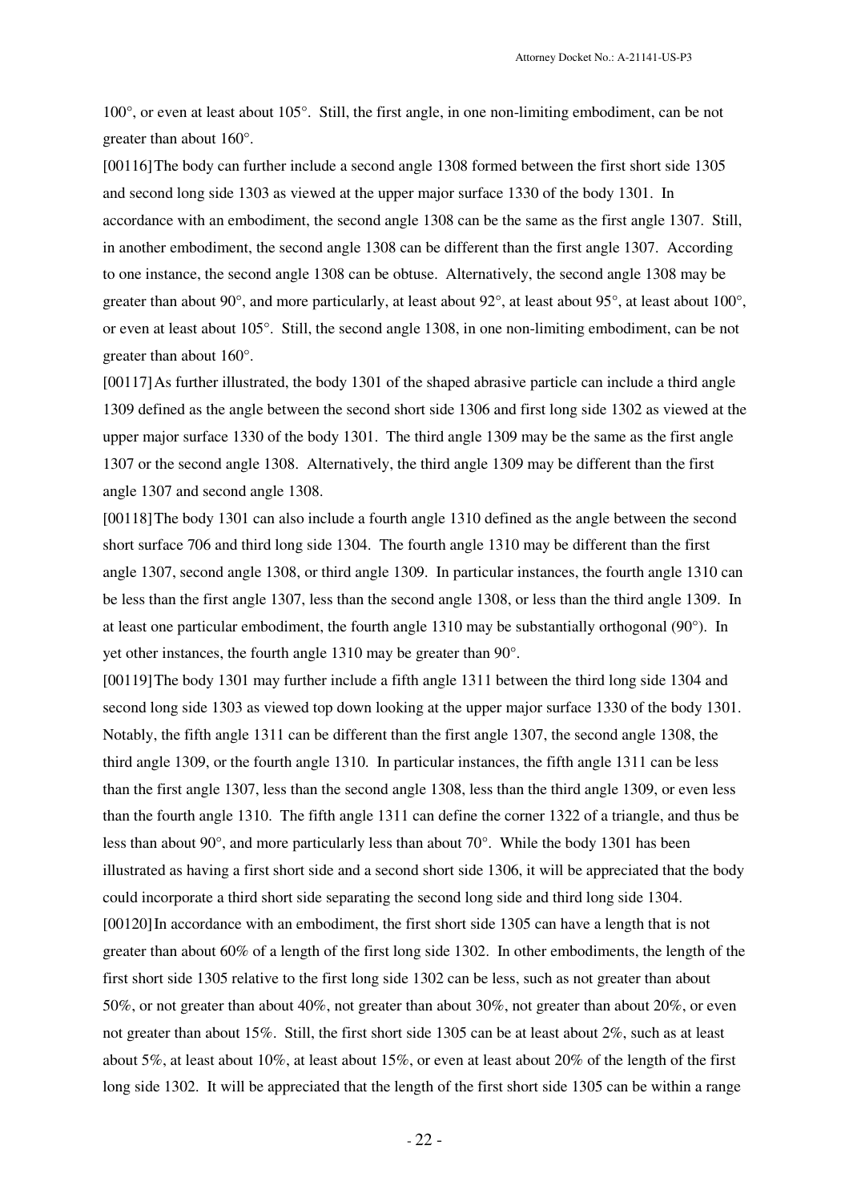100°, or even at least about 105°. Still, the first angle, in one non-limiting embodiment, can be not greater than about 160°.

[00116] The body can further include a second angle 1308 formed between the first short side 1305 and second long side 1303 as viewed at the upper major surface 1330 of the body 1301. In accordance with an embodiment, the second angle 1308 can be the same as the first angle 1307. Still, in another embodiment, the second angle 1308 can be different than the first angle 1307. According to one instance, the second angle 1308 can be obtuse. Alternatively, the second angle 1308 may be greater than about 90°, and more particularly, at least about 92°, at least about 95°, at least about 100°, or even at least about 105°. Still, the second angle 1308, in one non-limiting embodiment, can be not greater than about 160°.

[00117] As further illustrated, the body 1301 of the shaped abrasive particle can include a third angle 1309 defined as the angle between the second short side 1306 and first long side 1302 as viewed at the upper major surface 1330 of the body 1301. The third angle 1309 may be the same as the first angle 1307 or the second angle 1308. Alternatively, the third angle 1309 may be different than the first angle 1307 and second angle 1308.

[00118] The body 1301 can also include a fourth angle 1310 defined as the angle between the second short surface 706 and third long side 1304. The fourth angle 1310 may be different than the first angle 1307, second angle 1308, or third angle 1309. In particular instances, the fourth angle 1310 can be less than the first angle 1307, less than the second angle 1308, or less than the third angle 1309. In at least one particular embodiment, the fourth angle 1310 may be substantially orthogonal (90°). In yet other instances, the fourth angle 1310 may be greater than 90°.

[00119] The body 1301 may further include a fifth angle 1311 between the third long side 1304 and second long side 1303 as viewed top down looking at the upper major surface 1330 of the body 1301. Notably, the fifth angle 1311 can be different than the first angle 1307, the second angle 1308, the third angle 1309, or the fourth angle 1310. In particular instances, the fifth angle 1311 can be less than the first angle 1307, less than the second angle 1308, less than the third angle 1309, or even less than the fourth angle 1310. The fifth angle 1311 can define the corner 1322 of a triangle, and thus be less than about 90°, and more particularly less than about 70°. While the body 1301 has been illustrated as having a first short side and a second short side 1306, it will be appreciated that the body could incorporate a third short side separating the second long side and third long side 1304.

[00120] In accordance with an embodiment, the first short side 1305 can have a length that is not greater than about 60% of a length of the first long side 1302. In other embodiments, the length of the first short side 1305 relative to the first long side 1302 can be less, such as not greater than about 50%, or not greater than about 40%, not greater than about 30%, not greater than about 20%, or even not greater than about 15%. Still, the first short side 1305 can be at least about 2%, such as at least about 5%, at least about 10%, at least about 15%, or even at least about 20% of the length of the first long side 1302. It will be appreciated that the length of the first short side 1305 can be within a range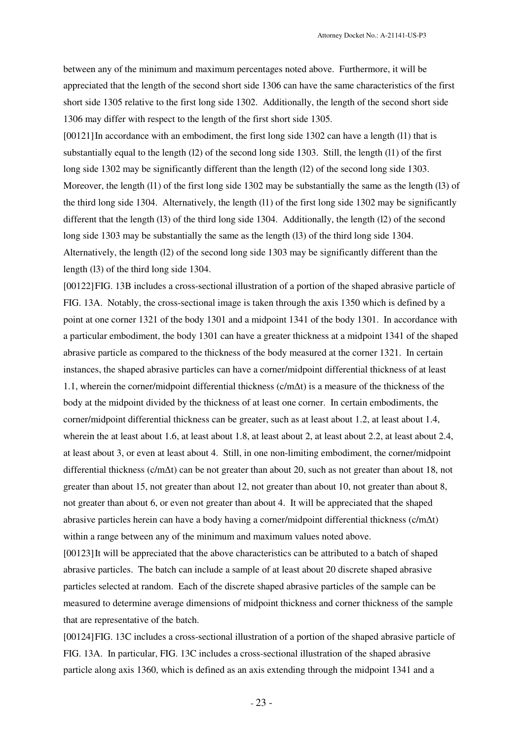between any of the minimum and maximum percentages noted above. Furthermore, it will be appreciated that the length of the second short side 1306 can have the same characteristics of the first short side 1305 relative to the first long side 1302. Additionally, the length of the second short side 1306 may differ with respect to the length of the first short side 1305.

[00121] In accordance with an embodiment, the first long side 1302 can have a length (l1) that is substantially equal to the length (l2) of the second long side 1303. Still, the length (l1) of the first long side 1302 may be significantly different than the length (l2) of the second long side 1303. Moreover, the length (l1) of the first long side 1302 may be substantially the same as the length (l3) of the third long side 1304. Alternatively, the length (l1) of the first long side 1302 may be significantly different that the length (l3) of the third long side 1304. Additionally, the length (l2) of the second long side 1303 may be substantially the same as the length (l3) of the third long side 1304. Alternatively, the length (l2) of the second long side 1303 may be significantly different than the length (l3) of the third long side 1304.

[00122] FIG. 13B includes a cross-sectional illustration of a portion of the shaped abrasive particle of FIG. 13A. Notably, the cross-sectional image is taken through the axis 1350 which is defined by a point at one corner 1321 of the body 1301 and a midpoint 1341 of the body 1301. In accordance with a particular embodiment, the body 1301 can have a greater thickness at a midpoint 1341 of the shaped abrasive particle as compared to the thickness of the body measured at the corner 1321. In certain instances, the shaped abrasive particles can have a corner/midpoint differential thickness of at least 1.1, wherein the corner/midpoint differential thickness ($c/m\Delta t$) is a measure of the thickness of the body at the midpoint divided by the thickness of at least one corner. In certain embodiments, the corner/midpoint differential thickness can be greater, such as at least about 1.2, at least about 1.4, wherein the at least about 1.6, at least about 1.8, at least about 2, at least about 2.2, at least about 2.4, at least about 3, or even at least about 4. Still, in one non-limiting embodiment, the corner/midpoint differential thickness ($c/m\Delta t$) can be not greater than about 20, such as not greater than about 18, not greater than about 15, not greater than about 12, not greater than about 10, not greater than about 8, not greater than about 6, or even not greater than about 4. It will be appreciated that the shaped abrasive particles herein can have a body having a corner/midpoint differential thickness ($c/m\Delta t$) within a range between any of the minimum and maximum values noted above.

[00123] It will be appreciated that the above characteristics can be attributed to a batch of shaped abrasive particles. The batch can include a sample of at least about 20 discrete shaped abrasive particles selected at random. Each of the discrete shaped abrasive particles of the sample can be measured to determine average dimensions of midpoint thickness and corner thickness of the sample that are representative of the batch.

[00124] FIG. 13C includes a cross-sectional illustration of a portion of the shaped abrasive particle of FIG. 13A. In particular, FIG. 13C includes a cross-sectional illustration of the shaped abrasive particle along axis 1360, which is defined as an axis extending through the midpoint 1341 and a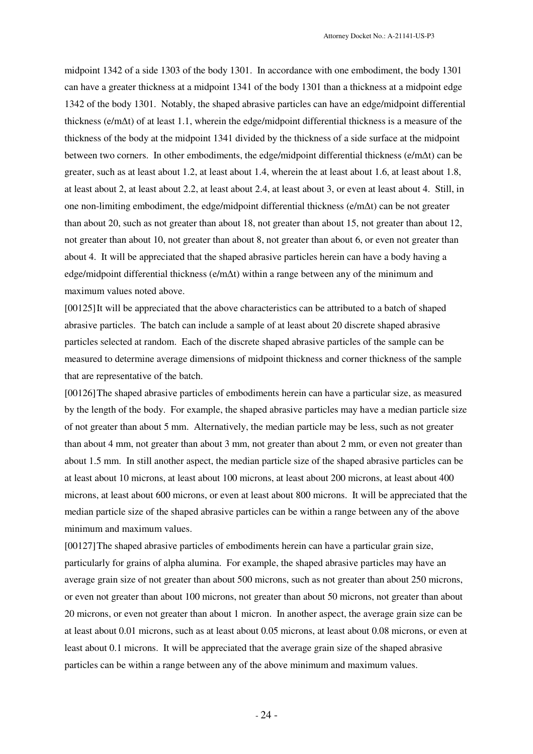midpoint 1342 of a side 1303 of the body 1301. In accordance with one embodiment, the body 1301 can have a greater thickness at a midpoint 1341 of the body 1301 than a thickness at a midpoint edge 1342 of the body 1301. Notably, the shaped abrasive particles can have an edge/midpoint differential thickness (e/mΔt) of at least 1.1, wherein the edge/midpoint differential thickness is a measure of the thickness of the body at the midpoint 1341 divided by the thickness of a side surface at the midpoint between two corners. In other embodiments, the edge/midpoint differential thickness (e/mΔt) can be greater, such as at least about 1.2, at least about 1.4, wherein the at least about 1.6, at least about 1.8, at least about 2, at least about 2.2, at least about 2.4, at least about 3, or even at least about 4. Still, in one non-limiting embodiment, the edge/midpoint differential thickness (e/mΔt) can be not greater than about 20, such as not greater than about 18, not greater than about 15, not greater than about 12, not greater than about 10, not greater than about 8, not greater than about 6, or even not greater than about 4. It will be appreciated that the shaped abrasive particles herein can have a body having a edge/midpoint differential thickness (e/mΔt) within a range between any of the minimum and maximum values noted above.

[00125] It will be appreciated that the above characteristics can be attributed to a batch of shaped abrasive particles. The batch can include a sample of at least about 20 discrete shaped abrasive particles selected at random. Each of the discrete shaped abrasive particles of the sample can be measured to determine average dimensions of midpoint thickness and corner thickness of the sample that are representative of the batch.

[00126] The shaped abrasive particles of embodiments herein can have a particular size, as measured by the length of the body. For example, the shaped abrasive particles may have a median particle size of not greater than about 5 mm. Alternatively, the median particle may be less, such as not greater than about 4 mm, not greater than about 3 mm, not greater than about 2 mm, or even not greater than about 1.5 mm. In still another aspect, the median particle size of the shaped abrasive particles can be at least about 10 microns, at least about 100 microns, at least about 200 microns, at least about 400 microns, at least about 600 microns, or even at least about 800 microns. It will be appreciated that the median particle size of the shaped abrasive particles can be within a range between any of the above minimum and maximum values.

[00127] The shaped abrasive particles of embodiments herein can have a particular grain size, particularly for grains of alpha alumina. For example, the shaped abrasive particles may have an average grain size of not greater than about 500 microns, such as not greater than about 250 microns, or even not greater than about 100 microns, not greater than about 50 microns, not greater than about 20 microns, or even not greater than about 1 micron. In another aspect, the average grain size can be at least about 0.01 microns, such as at least about 0.05 microns, at least about 0.08 microns, or even at least about 0.1 microns. It will be appreciated that the average grain size of the shaped abrasive particles can be within a range between any of the above minimum and maximum values.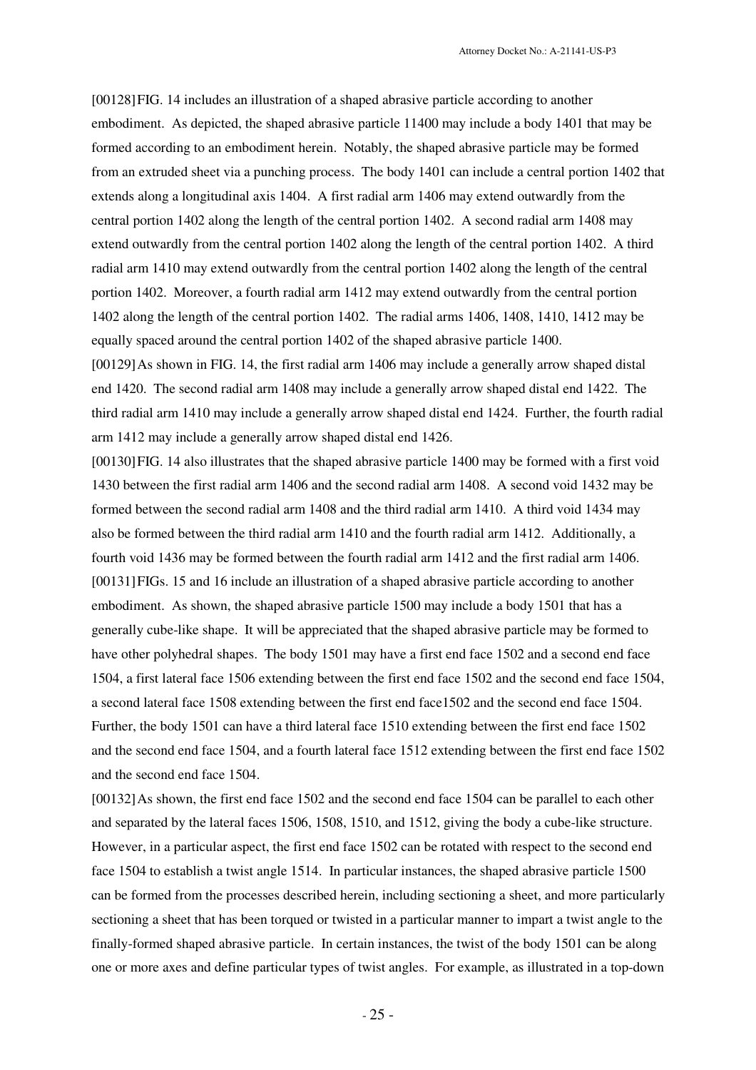[00128] FIG. 14 includes an illustration of a shaped abrasive particle according to another embodiment. As depicted, the shaped abrasive particle 11400 may include a body 1401 that may be formed according to an embodiment herein. Notably, the shaped abrasive particle may be formed from an extruded sheet via a punching process. The body 1401 can include a central portion 1402 that extends along a longitudinal axis 1404. A first radial arm 1406 may extend outwardly from the central portion 1402 along the length of the central portion 1402. A second radial arm 1408 may extend outwardly from the central portion 1402 along the length of the central portion 1402. A third radial arm 1410 may extend outwardly from the central portion 1402 along the length of the central portion 1402. Moreover, a fourth radial arm 1412 may extend outwardly from the central portion 1402 along the length of the central portion 1402. The radial arms 1406, 1408, 1410, 1412 may be equally spaced around the central portion 1402 of the shaped abrasive particle 1400.

[00129] As shown in FIG. 14, the first radial arm 1406 may include a generally arrow shaped distal end 1420. The second radial arm 1408 may include a generally arrow shaped distal end 1422. The third radial arm 1410 may include a generally arrow shaped distal end 1424. Further, the fourth radial arm 1412 may include a generally arrow shaped distal end 1426.

[00130] FIG. 14 also illustrates that the shaped abrasive particle 1400 may be formed with a first void 1430 between the first radial arm 1406 and the second radial arm 1408. A second void 1432 may be formed between the second radial arm 1408 and the third radial arm 1410. A third void 1434 may also be formed between the third radial arm 1410 and the fourth radial arm 1412. Additionally, a fourth void 1436 may be formed between the fourth radial arm 1412 and the first radial arm 1406.

[00131] FIGs. 15 and 16 include an illustration of a shaped abrasive particle according to another embodiment. As shown, the shaped abrasive particle 1500 may include a body 1501 that has a generally cube-like shape. It will be appreciated that the shaped abrasive particle may be formed to have other polyhedral shapes. The body 1501 may have a first end face 1502 and a second end face 1504, a first lateral face 1506 extending between the first end face 1502 and the second end face 1504, a second lateral face 1508 extending between the first end face1502 and the second end face 1504. Further, the body 1501 can have a third lateral face 1510 extending between the first end face 1502 and the second end face 1504, and a fourth lateral face 1512 extending between the first end face 1502 and the second end face 1504.

[00132] As shown, the first end face 1502 and the second end face 1504 can be parallel to each other and separated by the lateral faces 1506, 1508, 1510, and 1512, giving the body a cube-like structure. However, in a particular aspect, the first end face 1502 can be rotated with respect to the second end face 1504 to establish a twist angle 1514. In particular instances, the shaped abrasive particle 1500 can be formed from the processes described herein, including sectioning a sheet, and more particularly sectioning a sheet that has been torqued or twisted in a particular manner to impart a twist angle to the finally-formed shaped abrasive particle. In certain instances, the twist of the body 1501 can be along one or more axes and define particular types of twist angles. For example, as illustrated in a top-down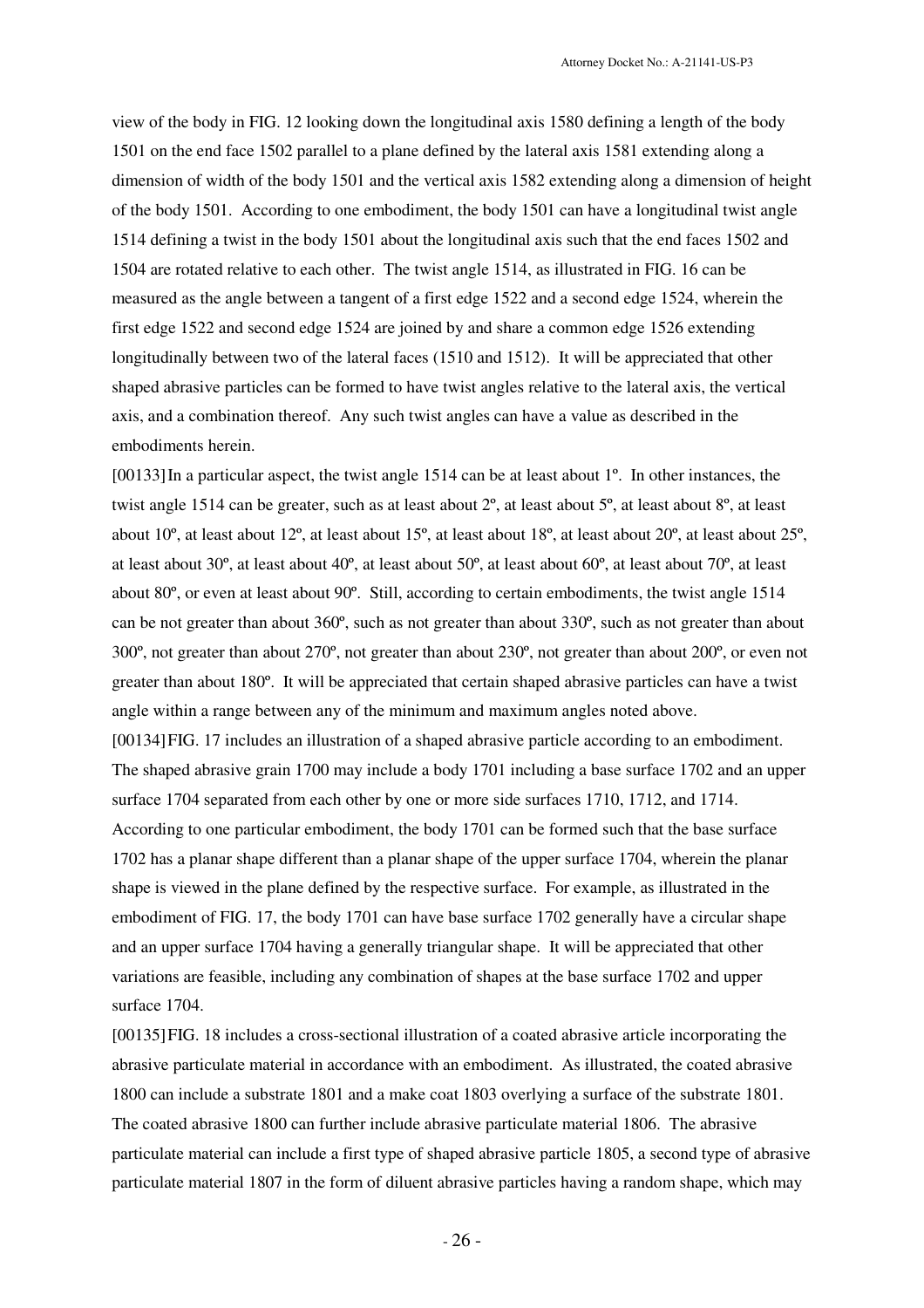view of the body in FIG. 12 looking down the longitudinal axis 1580 defining a length of the body 1501 on the end face 1502 parallel to a plane defined by the lateral axis 1581 extending along a dimension of width of the body 1501 and the vertical axis 1582 extending along a dimension of height of the body 1501. According to one embodiment, the body 1501 can have a longitudinal twist angle 1514 defining a twist in the body 1501 about the longitudinal axis such that the end faces 1502 and 1504 are rotated relative to each other. The twist angle 1514, as illustrated in FIG. 16 can be measured as the angle between a tangent of a first edge 1522 and a second edge 1524, wherein the first edge 1522 and second edge 1524 are joined by and share a common edge 1526 extending longitudinally between two of the lateral faces (1510 and 1512). It will be appreciated that other shaped abrasive particles can be formed to have twist angles relative to the lateral axis, the vertical axis, and a combination thereof. Any such twist angles can have a value as described in the embodiments herein.

[00133] In a particular aspect, the twist angle 1514 can be at least about 1º. In other instances, the twist angle 1514 can be greater, such as at least about 2º, at least about 5º, at least about 8º, at least about 10º, at least about 12º, at least about 15º, at least about 18º, at least about 20º, at least about 25º, at least about 30º, at least about 40º, at least about 50º, at least about 60º, at least about 70º, at least about 80º, or even at least about 90º. Still, according to certain embodiments, the twist angle 1514 can be not greater than about 360º, such as not greater than about 330º, such as not greater than about 300º, not greater than about 270º, not greater than about 230º, not greater than about 200º, or even not greater than about 180º. It will be appreciated that certain shaped abrasive particles can have a twist angle within a range between any of the minimum and maximum angles noted above.

[00134] FIG. 17 includes an illustration of a shaped abrasive particle according to an embodiment. The shaped abrasive grain 1700 may include a body 1701 including a base surface 1702 and an upper surface 1704 separated from each other by one or more side surfaces 1710, 1712, and 1714. According to one particular embodiment, the body 1701 can be formed such that the base surface 1702 has a planar shape different than a planar shape of the upper surface 1704, wherein the planar shape is viewed in the plane defined by the respective surface. For example, as illustrated in the embodiment of FIG. 17, the body 1701 can have base surface 1702 generally have a circular shape and an upper surface 1704 having a generally triangular shape. It will be appreciated that other variations are feasible, including any combination of shapes at the base surface 1702 and upper surface 1704.

[00135] FIG. 18 includes a cross-sectional illustration of a coated abrasive article incorporating the abrasive particulate material in accordance with an embodiment. As illustrated, the coated abrasive 1800 can include a substrate 1801 and a make coat 1803 overlying a surface of the substrate 1801. The coated abrasive 1800 can further include abrasive particulate material 1806. The abrasive particulate material can include a first type of shaped abrasive particle 1805, a second type of abrasive particulate material 1807 in the form of diluent abrasive particles having a random shape, which may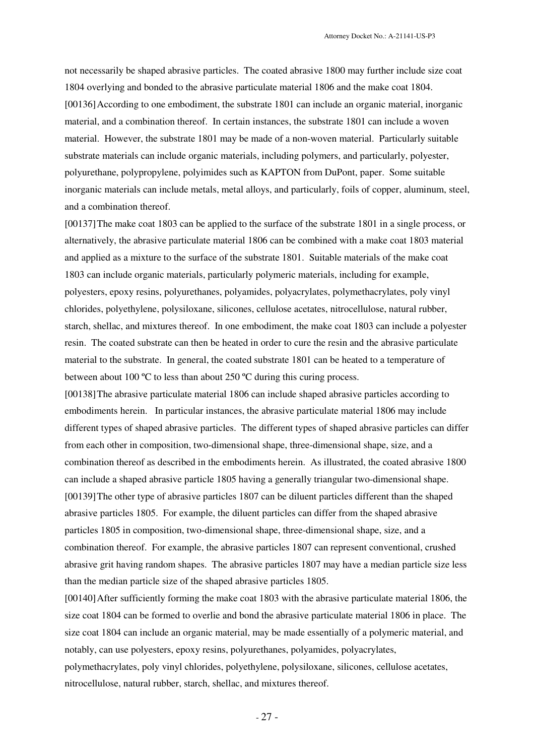not necessarily be shaped abrasive particles. The coated abrasive 1800 may further include size coat 1804 overlying and bonded to the abrasive particulate material 1806 and the make coat 1804.

[00136] According to one embodiment, the substrate 1801 can include an organic material, inorganic material, and a combination thereof. In certain instances, the substrate 1801 can include a woven material. However, the substrate 1801 may be made of a non-woven material. Particularly suitable substrate materials can include organic materials, including polymers, and particularly, polyester, polyurethane, polypropylene, polyimides such as KAPTON from DuPont, paper. Some suitable inorganic materials can include metals, metal alloys, and particularly, foils of copper, aluminum, steel, and a combination thereof.

[00137] The make coat 1803 can be applied to the surface of the substrate 1801 in a single process, or alternatively, the abrasive particulate material 1806 can be combined with a make coat 1803 material and applied as a mixture to the surface of the substrate 1801. Suitable materials of the make coat 1803 can include organic materials, particularly polymeric materials, including for example, polyesters, epoxy resins, polyurethanes, polyamides, polyacrylates, polymethacrylates, poly vinyl chlorides, polyethylene, polysiloxane, silicones, cellulose acetates, nitrocellulose, natural rubber, starch, shellac, and mixtures thereof. In one embodiment, the make coat 1803 can include a polyester resin. The coated substrate can then be heated in order to cure the resin and the abrasive particulate material to the substrate. In general, the coated substrate 1801 can be heated to a temperature of between about 100 ºC to less than about 250 ºC during this curing process.

[00138] The abrasive particulate material 1806 can include shaped abrasive particles according to embodiments herein. In particular instances, the abrasive particulate material 1806 may include different types of shaped abrasive particles. The different types of shaped abrasive particles can differ from each other in composition, two-dimensional shape, three-dimensional shape, size, and a combination thereof as described in the embodiments herein. As illustrated, the coated abrasive 1800 can include a shaped abrasive particle 1805 having a generally triangular two-dimensional shape.

[00139] The other type of abrasive particles 1807 can be diluent particles different than the shaped abrasive particles 1805. For example, the diluent particles can differ from the shaped abrasive particles 1805 in composition, two-dimensional shape, three-dimensional shape, size, and a combination thereof. For example, the abrasive particles 1807 can represent conventional, crushed abrasive grit having random shapes. The abrasive particles 1807 may have a median particle size less than the median particle size of the shaped abrasive particles 1805.

[00140] After sufficiently forming the make coat 1803 with the abrasive particulate material 1806, the size coat 1804 can be formed to overlie and bond the abrasive particulate material 1806 in place. The size coat 1804 can include an organic material, may be made essentially of a polymeric material, and notably, can use polyesters, epoxy resins, polyurethanes, polyamides, polyacrylates, polymethacrylates, poly vinyl chlorides, polyethylene, polysiloxane, silicones, cellulose acetates, nitrocellulose, natural rubber, starch, shellac, and mixtures thereof.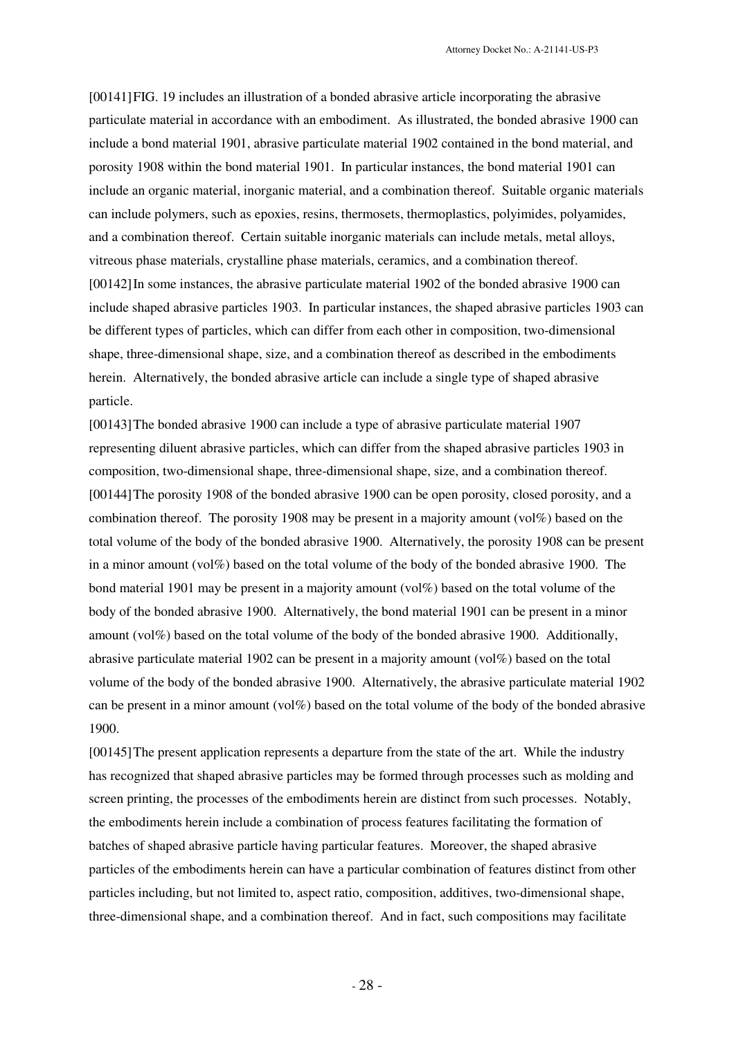[00141] FIG. 19 includes an illustration of a bonded abrasive article incorporating the abrasive particulate material in accordance with an embodiment. As illustrated, the bonded abrasive 1900 can include a bond material 1901, abrasive particulate material 1902 contained in the bond material, and porosity 1908 within the bond material 1901. In particular instances, the bond material 1901 can include an organic material, inorganic material, and a combination thereof. Suitable organic materials can include polymers, such as epoxies, resins, thermosets, thermoplastics, polyimides, polyamides, and a combination thereof. Certain suitable inorganic materials can include metals, metal alloys, vitreous phase materials, crystalline phase materials, ceramics, and a combination thereof.

[00142] In some instances, the abrasive particulate material 1902 of the bonded abrasive 1900 can include shaped abrasive particles 1903. In particular instances, the shaped abrasive particles 1903 can be different types of particles, which can differ from each other in composition, two-dimensional shape, three-dimensional shape, size, and a combination thereof as described in the embodiments herein. Alternatively, the bonded abrasive article can include a single type of shaped abrasive particle.

[00143] The bonded abrasive 1900 can include a type of abrasive particulate material 1907 representing diluent abrasive particles, which can differ from the shaped abrasive particles 1903 in composition, two-dimensional shape, three-dimensional shape, size, and a combination thereof.

[00144] The porosity 1908 of the bonded abrasive 1900 can be open porosity, closed porosity, and a combination thereof. The porosity 1908 may be present in a majority amount (vol%) based on the total volume of the body of the bonded abrasive 1900. Alternatively, the porosity 1908 can be present in a minor amount (vol%) based on the total volume of the body of the bonded abrasive 1900. The bond material 1901 may be present in a majority amount (vol%) based on the total volume of the body of the bonded abrasive 1900. Alternatively, the bond material 1901 can be present in a minor amount (vol%) based on the total volume of the body of the bonded abrasive 1900. Additionally, abrasive particulate material 1902 can be present in a majority amount (vol%) based on the total volume of the body of the bonded abrasive 1900. Alternatively, the abrasive particulate material 1902 can be present in a minor amount (vol%) based on the total volume of the body of the bonded abrasive 1900.

[00145] The present application represents a departure from the state of the art. While the industry has recognized that shaped abrasive particles may be formed through processes such as molding and screen printing, the processes of the embodiments herein are distinct from such processes. Notably, the embodiments herein include a combination of process features facilitating the formation of batches of shaped abrasive particle having particular features. Moreover, the shaped abrasive particles of the embodiments herein can have a particular combination of features distinct from other particles including, but not limited to, aspect ratio, composition, additives, two-dimensional shape, three-dimensional shape, and a combination thereof. And in fact, such compositions may facilitate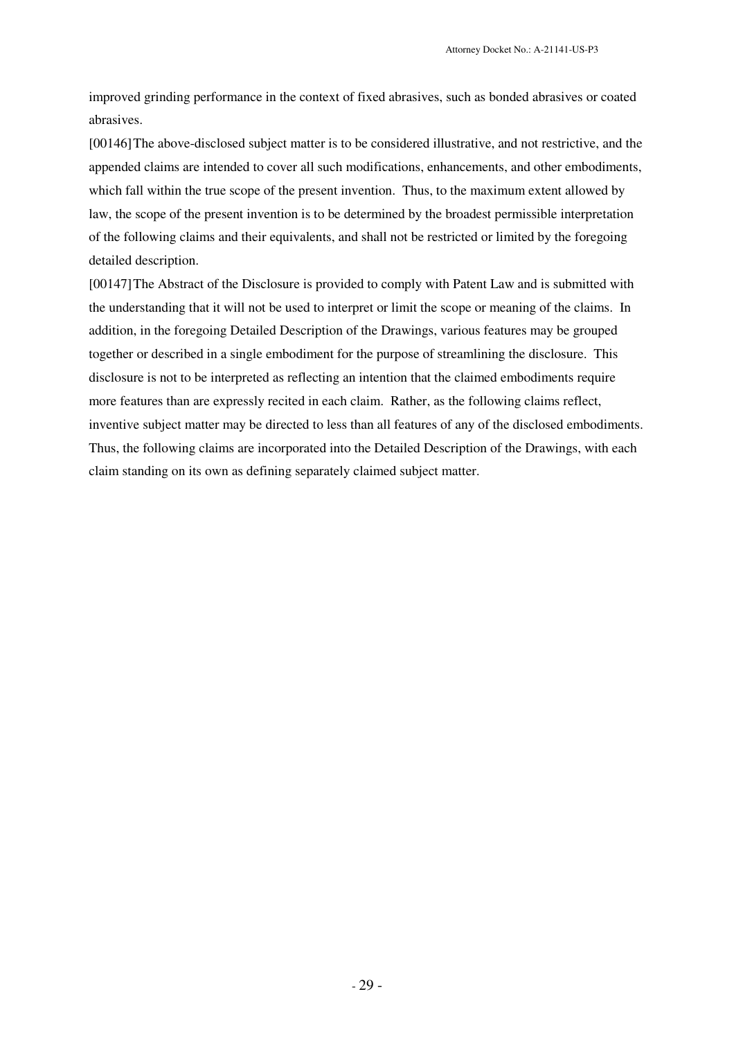improved grinding performance in the context of fixed abrasives, such as bonded abrasives or coated abrasives.

[00146] The above-disclosed subject matter is to be considered illustrative, and not restrictive, and the appended claims are intended to cover all such modifications, enhancements, and other embodiments, which fall within the true scope of the present invention. Thus, to the maximum extent allowed by law, the scope of the present invention is to be determined by the broadest permissible interpretation of the following claims and their equivalents, and shall not be restricted or limited by the foregoing detailed description.

[00147] The Abstract of the Disclosure is provided to comply with Patent Law and is submitted with the understanding that it will not be used to interpret or limit the scope or meaning of the claims. In addition, in the foregoing Detailed Description of the Drawings, various features may be grouped together or described in a single embodiment for the purpose of streamlining the disclosure. This disclosure is not to be interpreted as reflecting an intention that the claimed embodiments require more features than are expressly recited in each claim. Rather, as the following claims reflect, inventive subject matter may be directed to less than all features of any of the disclosed embodiments. Thus, the following claims are incorporated into the Detailed Description of the Drawings, with each claim standing on its own as defining separately claimed subject matter.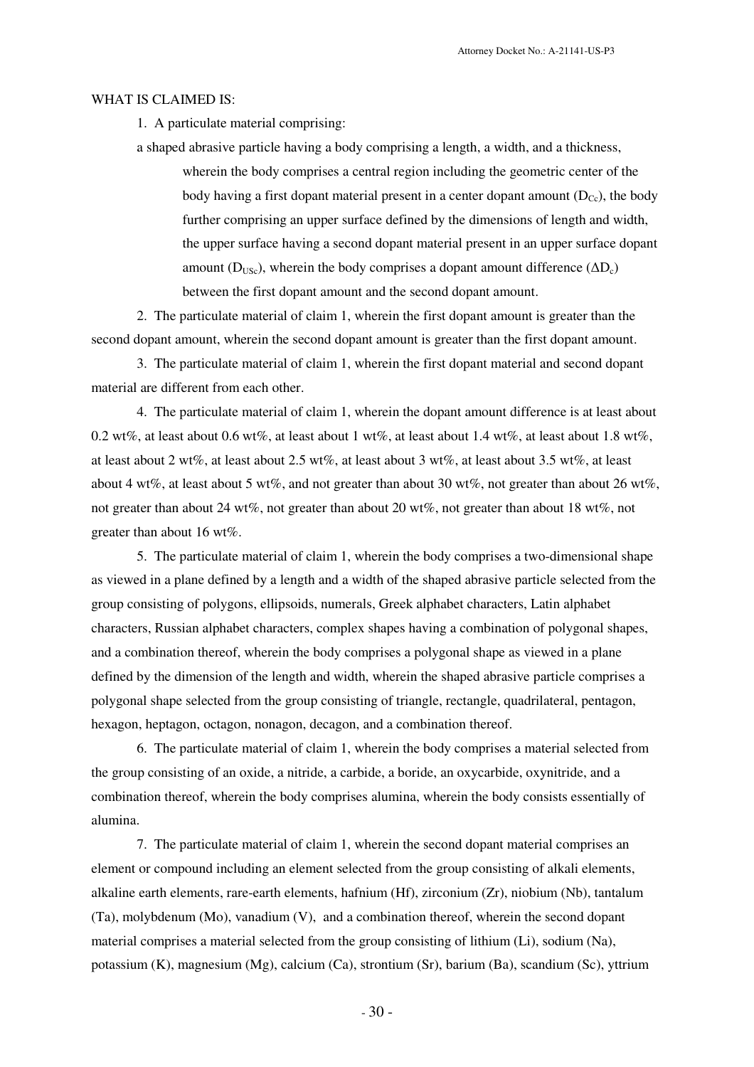WHAT IS CLAIMED IS:

1. A particulate material comprising:

a shaped abrasive particle having a body comprising a length, a width, and a thickness, wherein the body comprises a central region including the geometric center of the body having a first dopant material present in a center dopant amount ($D_{Cc}$), the body further comprising an upper surface defined by the dimensions of length and width, the upper surface having a second dopant material present in an upper surface dopant amount ($D_{USc}$), wherein the body comprises a dopant amount difference ($\Delta D_c$) between the first dopant amount and the second dopant amount.

2. The particulate material of claim 1, wherein the first dopant amount is greater than the second dopant amount, wherein the second dopant amount is greater than the first dopant amount.

3. The particulate material of claim 1, wherein the first dopant material and second dopant material are different from each other.

4. The particulate material of claim 1, wherein the dopant amount difference is at least about 0.2 wt%, at least about 0.6 wt%, at least about 1 wt%, at least about 1.4 wt%, at least about 1.8 wt%, at least about 2 wt%, at least about 2.5 wt%, at least about 3 wt%, at least about 3.5 wt%, at least about 4 wt%, at least about 5 wt%, and not greater than about 30 wt%, not greater than about 26 wt%, not greater than about 24 wt%, not greater than about 20 wt%, not greater than about 18 wt%, not greater than about 16 wt%.

5. The particulate material of claim 1, wherein the body comprises a two-dimensional shape as viewed in a plane defined by a length and a width of the shaped abrasive particle selected from the group consisting of polygons, ellipsoids, numerals, Greek alphabet characters, Latin alphabet characters, Russian alphabet characters, complex shapes having a combination of polygonal shapes, and a combination thereof, wherein the body comprises a polygonal shape as viewed in a plane defined by the dimension of the length and width, wherein the shaped abrasive particle comprises a polygonal shape selected from the group consisting of triangle, rectangle, quadrilateral, pentagon, hexagon, heptagon, octagon, nonagon, decagon, and a combination thereof.

6. The particulate material of claim 1, wherein the body comprises a material selected from the group consisting of an oxide, a nitride, a carbide, a boride, an oxycarbide, oxynitride, and a combination thereof, wherein the body comprises alumina, wherein the body consists essentially of alumina.

7. The particulate material of claim 1, wherein the second dopant material comprises an element or compound including an element selected from the group consisting of alkali elements, alkaline earth elements, rare-earth elements, hafnium (Hf), zirconium (Zr), niobium (Nb), tantalum (Ta), molybdenum (Mo), vanadium (V), and a combination thereof, wherein the second dopant material comprises a material selected from the group consisting of lithium (Li), sodium (Na), potassium (K), magnesium (Mg), calcium (Ca), strontium (Sr), barium (Ba), scandium (Sc), yttrium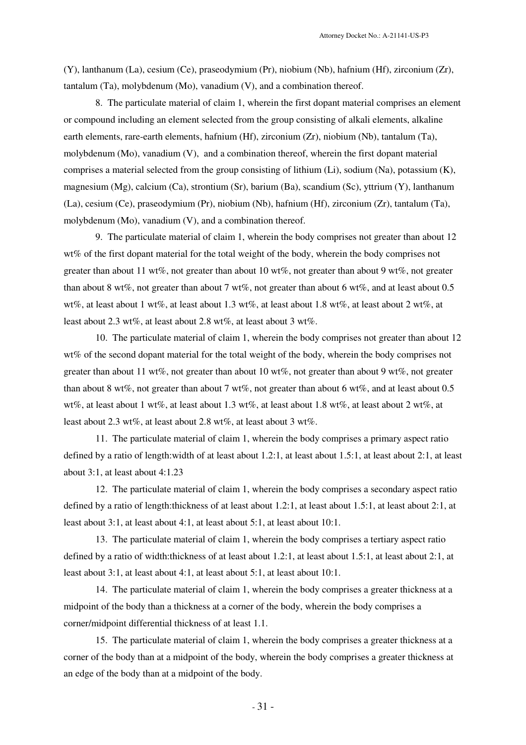(Y), lanthanum (La), cesium (Ce), praseodymium (Pr), niobium (Nb), hafnium (Hf), zirconium (Zr), tantalum (Ta), molybdenum (Mo), vanadium (V), and a combination thereof.

8. The particulate material of claim 1, wherein the first dopant material comprises an element or compound including an element selected from the group consisting of alkali elements, alkaline earth elements, rare-earth elements, hafnium (Hf), zirconium (Zr), niobium (Nb), tantalum (Ta), molybdenum (Mo), vanadium (V), and a combination thereof, wherein the first dopant material comprises a material selected from the group consisting of lithium (Li), sodium (Na), potassium (K), magnesium (Mg), calcium (Ca), strontium (Sr), barium (Ba), scandium (Sc), yttrium (Y), lanthanum (La), cesium (Ce), praseodymium (Pr), niobium (Nb), hafnium (Hf), zirconium (Zr), tantalum (Ta), molybdenum (Mo), vanadium (V), and a combination thereof.

9. The particulate material of claim 1, wherein the body comprises not greater than about 12 wt% of the first dopant material for the total weight of the body, wherein the body comprises not greater than about 11 wt%, not greater than about 10 wt%, not greater than about 9 wt%, not greater than about 8 wt%, not greater than about 7 wt%, not greater than about 6 wt%, and at least about 0.5 wt%, at least about 1 wt%, at least about 1.3 wt%, at least about 1.8 wt%, at least about 2 wt%, at least about 2.3 wt%, at least about 2.8 wt%, at least about 3 wt%.

10. The particulate material of claim 1, wherein the body comprises not greater than about 12 wt% of the second dopant material for the total weight of the body, wherein the body comprises not greater than about 11 wt%, not greater than about 10 wt%, not greater than about 9 wt%, not greater than about 8 wt%, not greater than about 7 wt%, not greater than about 6 wt%, and at least about 0.5 wt%, at least about 1 wt%, at least about 1.3 wt%, at least about 1.8 wt%, at least about 2 wt%, at least about 2.3 wt%, at least about 2.8 wt%, at least about 3 wt%.

11. The particulate material of claim 1, wherein the body comprises a primary aspect ratio defined by a ratio of length:width of at least about 1.2:1, at least about 1.5:1, at least about 2:1, at least about 3:1, at least about 4:1.23

12. The particulate material of claim 1, wherein the body comprises a secondary aspect ratio defined by a ratio of length:thickness of at least about 1.2:1, at least about 1.5:1, at least about 2:1, at least about 3:1, at least about 4:1, at least about 5:1, at least about 10:1.

13. The particulate material of claim 1, wherein the body comprises a tertiary aspect ratio defined by a ratio of width:thickness of at least about 1.2:1, at least about 1.5:1, at least about 2:1, at least about 3:1, at least about 4:1, at least about 5:1, at least about 10:1.

14. The particulate material of claim 1, wherein the body comprises a greater thickness at a midpoint of the body than a thickness at a corner of the body, wherein the body comprises a corner/midpoint differential thickness of at least 1.1.

15. The particulate material of claim 1, wherein the body comprises a greater thickness at a corner of the body than at a midpoint of the body, wherein the body comprises a greater thickness at an edge of the body than at a midpoint of the body.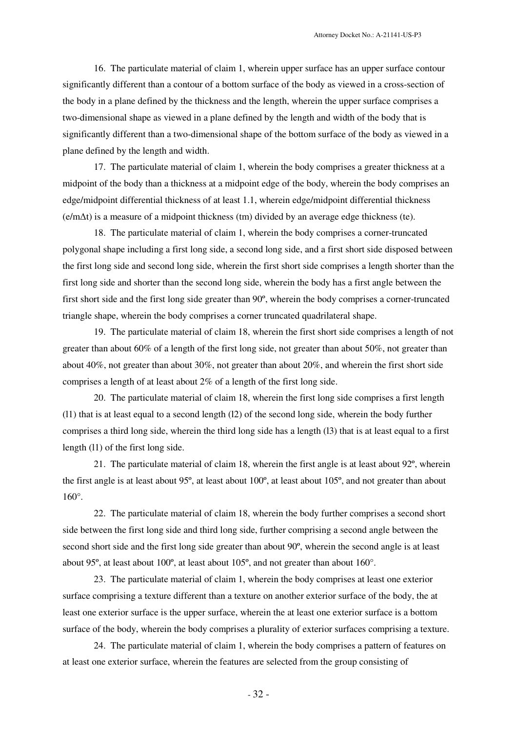16. The particulate material of claim 1, wherein upper surface has an upper surface contour significantly different than a contour of a bottom surface of the body as viewed in a cross-section of the body in a plane defined by the thickness and the length, wherein the upper surface comprises a two-dimensional shape as viewed in a plane defined by the length and width of the body that is significantly different than a two-dimensional shape of the bottom surface of the body as viewed in a plane defined by the length and width.

17. The particulate material of claim 1, wherein the body comprises a greater thickness at a midpoint of the body than a thickness at a midpoint edge of the body, wherein the body comprises an edge/midpoint differential thickness of at least 1.1, wherein edge/midpoint differential thickness ($e/m\Delta t$) is a measure of a midpoint thickness (tm) divided by an average edge thickness (te).

18. The particulate material of claim 1, wherein the body comprises a corner-truncated polygonal shape including a first long side, a second long side, and a first short side disposed between the first long side and second long side, wherein the first short side comprises a length shorter than the first long side and shorter than the second long side, wherein the body has a first angle between the first short side and the first long side greater than 90º, wherein the body comprises a corner-truncated triangle shape, wherein the body comprises a corner truncated quadrilateral shape.

19. The particulate material of claim 18, wherein the first short side comprises a length of not greater than about 60% of a length of the first long side, not greater than about 50%, not greater than about 40%, not greater than about 30%, not greater than about 20%, and wherein the first short side comprises a length of at least about 2% of a length of the first long side.

20. The particulate material of claim 18, wherein the first long side comprises a first length (l1) that is at least equal to a second length (l2) of the second long side, wherein the body further comprises a third long side, wherein the third long side has a length (l3) that is at least equal to a first length (l1) of the first long side.

21. The particulate material of claim 18, wherein the first angle is at least about 92º, wherein the first angle is at least about 95º, at least about 100º, at least about 105º, and not greater than about 160°.

22. The particulate material of claim 18, wherein the body further comprises a second short side between the first long side and third long side, further comprising a second angle between the second short side and the first long side greater than about 90º, wherein the second angle is at least about 95º, at least about 100º, at least about 105º, and not greater than about 160°.

23. The particulate material of claim 1, wherein the body comprises at least one exterior surface comprising a texture different than a texture on another exterior surface of the body, the at least one exterior surface is the upper surface, wherein the at least one exterior surface is a bottom surface of the body, wherein the body comprises a plurality of exterior surfaces comprising a texture.

24. The particulate material of claim 1, wherein the body comprises a pattern of features on at least one exterior surface, wherein the features are selected from the group consisting of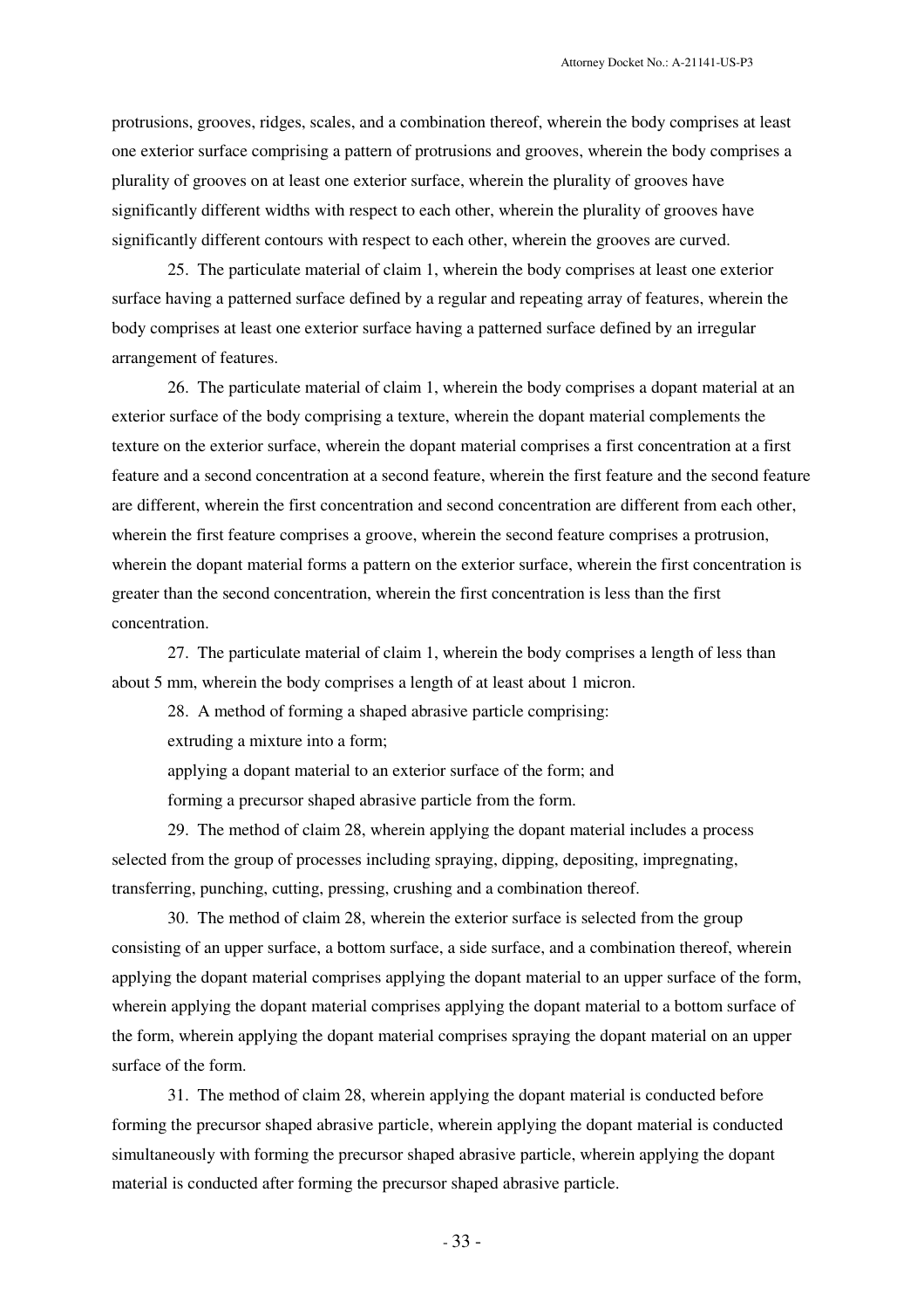protrusions, grooves, ridges, scales, and a combination thereof, wherein the body comprises at least one exterior surface comprising a pattern of protrusions and grooves, wherein the body comprises a plurality of grooves on at least one exterior surface, wherein the plurality of grooves have significantly different widths with respect to each other, wherein the plurality of grooves have significantly different contours with respect to each other, wherein the grooves are curved.

25. The particulate material of claim 1, wherein the body comprises at least one exterior surface having a patterned surface defined by a regular and repeating array of features, wherein the body comprises at least one exterior surface having a patterned surface defined by an irregular arrangement of features.

26. The particulate material of claim 1, wherein the body comprises a dopant material at an exterior surface of the body comprising a texture, wherein the dopant material complements the texture on the exterior surface, wherein the dopant material comprises a first concentration at a first feature and a second concentration at a second feature, wherein the first feature and the second feature are different, wherein the first concentration and second concentration are different from each other, wherein the first feature comprises a groove, wherein the second feature comprises a protrusion, wherein the dopant material forms a pattern on the exterior surface, wherein the first concentration is greater than the second concentration, wherein the first concentration is less than the first concentration.

27. The particulate material of claim 1, wherein the body comprises a length of less than about 5 mm, wherein the body comprises a length of at least about 1 micron.

28. A method of forming a shaped abrasive particle comprising:

extruding a mixture into a form;

applying a dopant material to an exterior surface of the form; and

forming a precursor shaped abrasive particle from the form.

29. The method of claim 28, wherein applying the dopant material includes a process selected from the group of processes including spraying, dipping, depositing, impregnating, transferring, punching, cutting, pressing, crushing and a combination thereof.

30. The method of claim 28, wherein the exterior surface is selected from the group consisting of an upper surface, a bottom surface, a side surface, and a combination thereof, wherein applying the dopant material comprises applying the dopant material to an upper surface of the form, wherein applying the dopant material comprises applying the dopant material to a bottom surface of the form, wherein applying the dopant material comprises spraying the dopant material on an upper surface of the form.

31. The method of claim 28, wherein applying the dopant material is conducted before forming the precursor shaped abrasive particle, wherein applying the dopant material is conducted simultaneously with forming the precursor shaped abrasive particle, wherein applying the dopant material is conducted after forming the precursor shaped abrasive particle.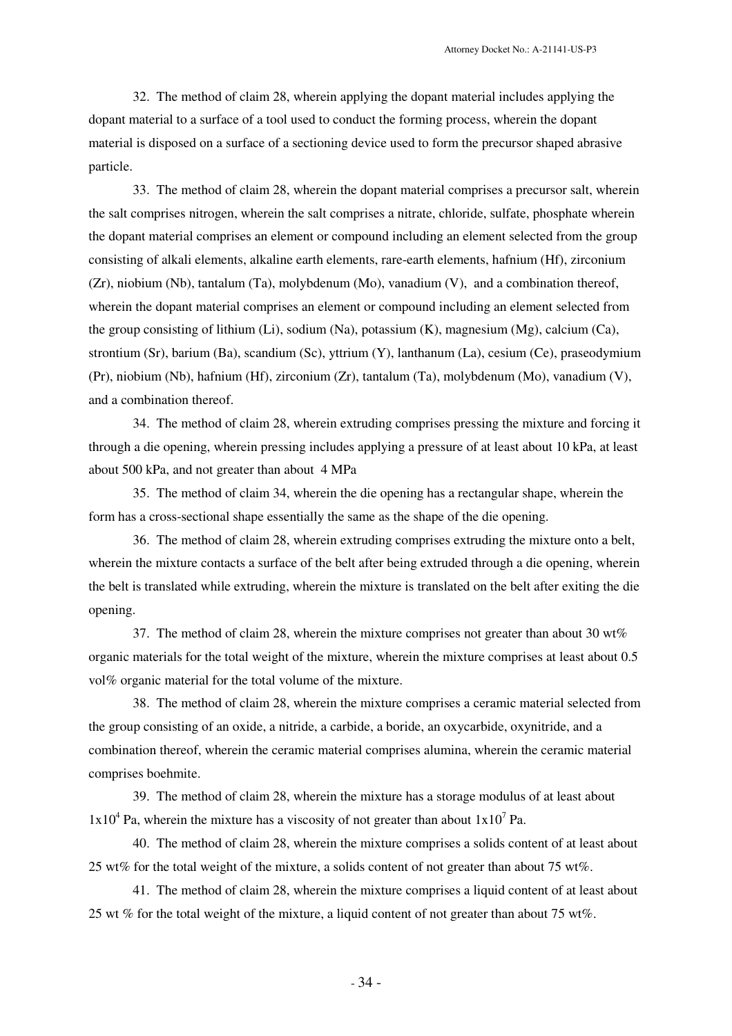32. The method of claim 28, wherein applying the dopant material includes applying the dopant material to a surface of a tool used to conduct the forming process, wherein the dopant material is disposed on a surface of a sectioning device used to form the precursor shaped abrasive particle.

33. The method of claim 28, wherein the dopant material comprises a precursor salt, wherein the salt comprises nitrogen, wherein the salt comprises a nitrate, chloride, sulfate, phosphate wherein the dopant material comprises an element or compound including an element selected from the group consisting of alkali elements, alkaline earth elements, rare-earth elements, hafnium (Hf), zirconium (Zr), niobium (Nb), tantalum (Ta), molybdenum (Mo), vanadium (V), and a combination thereof, wherein the dopant material comprises an element or compound including an element selected from the group consisting of lithium (Li), sodium (Na), potassium (K), magnesium (Mg), calcium (Ca), strontium (Sr), barium (Ba), scandium (Sc), yttrium (Y), lanthanum (La), cesium (Ce), praseodymium (Pr), niobium (Nb), hafnium (Hf), zirconium (Zr), tantalum (Ta), molybdenum (Mo), vanadium (V), and a combination thereof.

34. The method of claim 28, wherein extruding comprises pressing the mixture and forcing it through a die opening, wherein pressing includes applying a pressure of at least about 10 kPa, at least about 500 kPa, and not greater than about 4 MPa

35. The method of claim 34, wherein the die opening has a rectangular shape, wherein the form has a cross-sectional shape essentially the same as the shape of the die opening.

36. The method of claim 28, wherein extruding comprises extruding the mixture onto a belt, wherein the mixture contacts a surface of the belt after being extruded through a die opening, wherein the belt is translated while extruding, wherein the mixture is translated on the belt after exiting the die opening.

37. The method of claim 28, wherein the mixture comprises not greater than about 30 wt% organic materials for the total weight of the mixture, wherein the mixture comprises at least about 0.5 vol% organic material for the total volume of the mixture.

38. The method of claim 28, wherein the mixture comprises a ceramic material selected from the group consisting of an oxide, a nitride, a carbide, a boride, an oxycarbide, oxynitride, and a combination thereof, wherein the ceramic material comprises alumina, wherein the ceramic material comprises boehmite.

39. The method of claim 28, wherein the mixture has a storage modulus of at least about $1x10^4$ Pa, wherein the mixture has a viscosity of not greater than about $1x10^7$ Pa.

40. The method of claim 28, wherein the mixture comprises a solids content of at least about 25 wt% for the total weight of the mixture, a solids content of not greater than about 75 wt%.

41. The method of claim 28, wherein the mixture comprises a liquid content of at least about 25 wt % for the total weight of the mixture, a liquid content of not greater than about 75 wt%.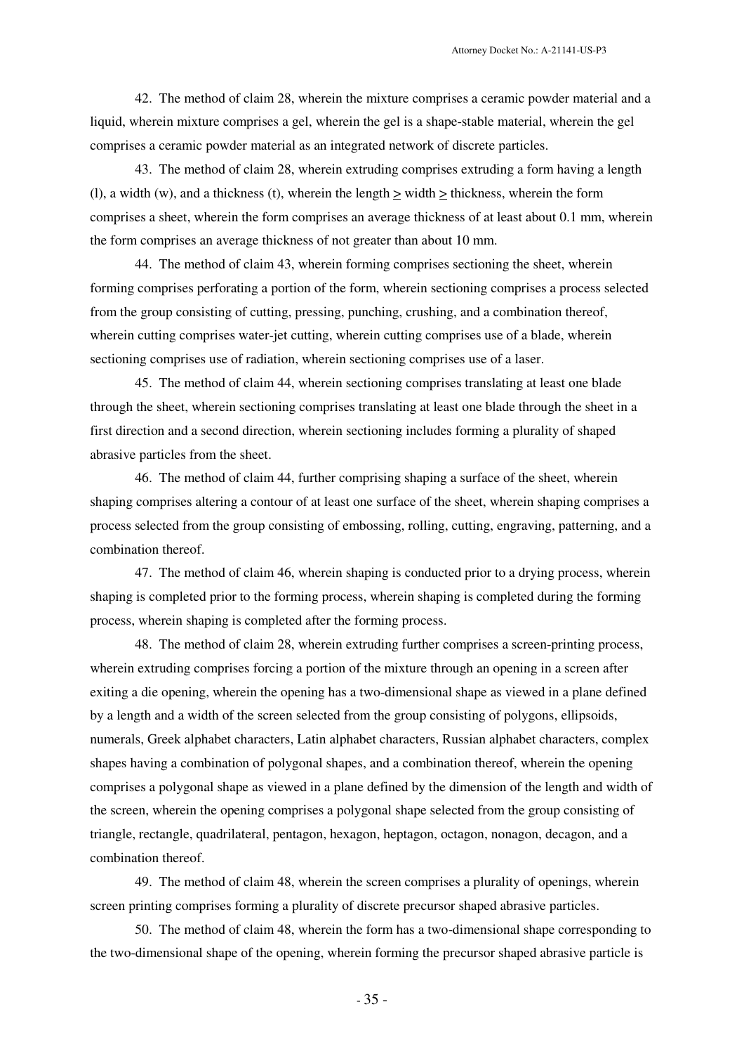42. The method of claim 28, wherein the mixture comprises a ceramic powder material and a liquid, wherein mixture comprises a gel, wherein the gel is a shape-stable material, wherein the gel comprises a ceramic powder material as an integrated network of discrete particles.

43. The method of claim 28, wherein extruding comprises extruding a form having a length (l), a width (w), and a thickness (t), wherein the length $\geq$ width $\geq$ thickness, wherein the form comprises a sheet, wherein the form comprises an average thickness of at least about 0.1 mm, wherein the form comprises an average thickness of not greater than about 10 mm.

44. The method of claim 43, wherein forming comprises sectioning the sheet, wherein forming comprises perforating a portion of the form, wherein sectioning comprises a process selected from the group consisting of cutting, pressing, punching, crushing, and a combination thereof, wherein cutting comprises water-jet cutting, wherein cutting comprises use of a blade, wherein sectioning comprises use of radiation, wherein sectioning comprises use of a laser.

45. The method of claim 44, wherein sectioning comprises translating at least one blade through the sheet, wherein sectioning comprises translating at least one blade through the sheet in a first direction and a second direction, wherein sectioning includes forming a plurality of shaped abrasive particles from the sheet.

46. The method of claim 44, further comprising shaping a surface of the sheet, wherein shaping comprises altering a contour of at least one surface of the sheet, wherein shaping comprises a process selected from the group consisting of embossing, rolling, cutting, engraving, patterning, and a combination thereof.

47. The method of claim 46, wherein shaping is conducted prior to a drying process, wherein shaping is completed prior to the forming process, wherein shaping is completed during the forming process, wherein shaping is completed after the forming process.

48. The method of claim 28, wherein extruding further comprises a screen-printing process, wherein extruding comprises forcing a portion of the mixture through an opening in a screen after exiting a die opening, wherein the opening has a two-dimensional shape as viewed in a plane defined by a length and a width of the screen selected from the group consisting of polygons, ellipsoids, numerals, Greek alphabet characters, Latin alphabet characters, Russian alphabet characters, complex shapes having a combination of polygonal shapes, and a combination thereof, wherein the opening comprises a polygonal shape as viewed in a plane defined by the dimension of the length and width of the screen, wherein the opening comprises a polygonal shape selected from the group consisting of triangle, rectangle, quadrilateral, pentagon, hexagon, heptagon, octagon, nonagon, decagon, and a combination thereof.

49. The method of claim 48, wherein the screen comprises a plurality of openings, wherein screen printing comprises forming a plurality of discrete precursor shaped abrasive particles.

50. The method of claim 48, wherein the form has a two-dimensional shape corresponding to the two-dimensional shape of the opening, wherein forming the precursor shaped abrasive particle is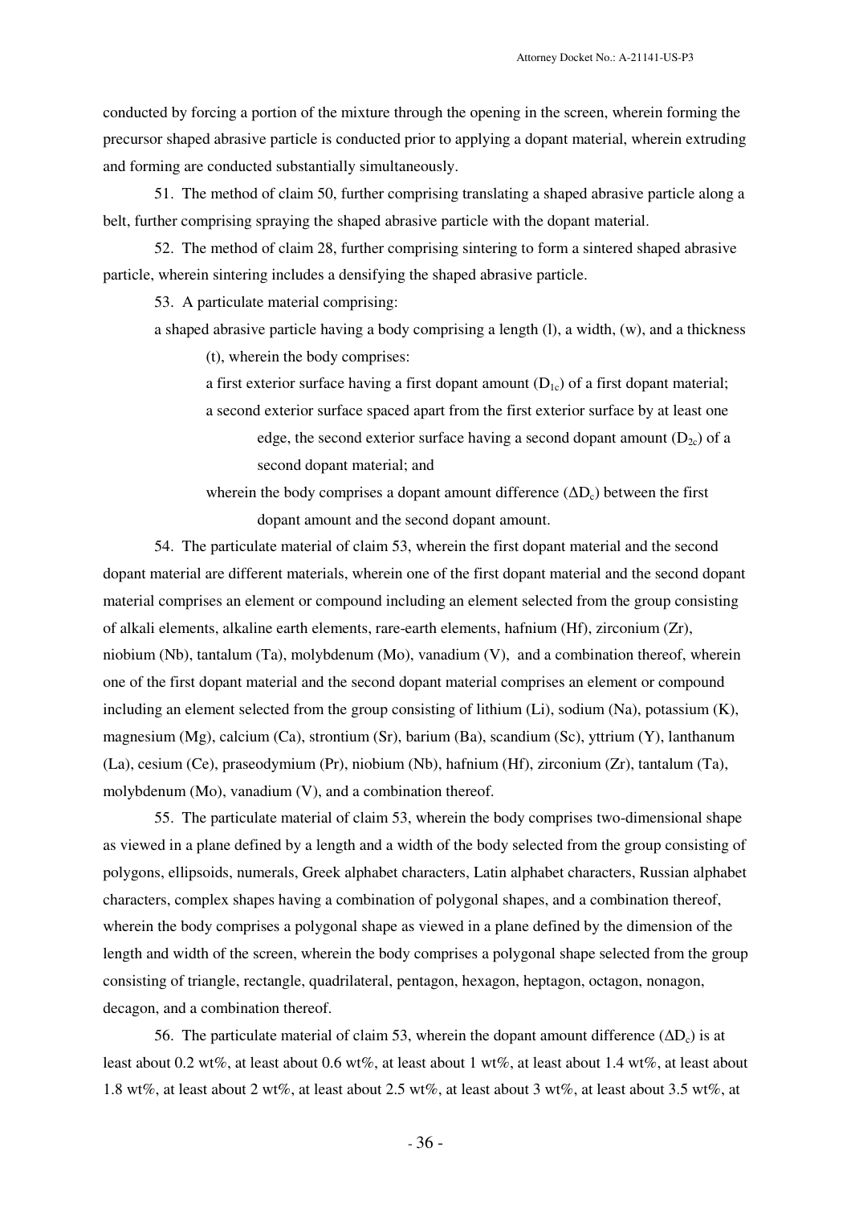conducted by forcing a portion of the mixture through the opening in the screen, wherein forming the precursor shaped abrasive particle is conducted prior to applying a dopant material, wherein extruding and forming are conducted substantially simultaneously.

51. The method of claim 50, further comprising translating a shaped abrasive particle along a belt, further comprising spraying the shaped abrasive particle with the dopant material.

52. The method of claim 28, further comprising sintering to form a sintered shaped abrasive particle, wherein sintering includes a densifying the shaped abrasive particle.

53. A particulate material comprising:

a shaped abrasive particle having a body comprising a length (l), a width, (w), and a thickness (t), wherein the body comprises:

a first exterior surface having a first dopant amount ($D_{1c}$) of a first dopant material;

a second exterior surface spaced apart from the first exterior surface by at least one edge, the second exterior surface having a second dopant amount ($D_{2c}$) of a second dopant material; and

wherein the body comprises a dopant amount difference ($\Delta D_c$) between the first dopant amount and the second dopant amount.

54. The particulate material of claim 53, wherein the first dopant material and the second dopant material are different materials, wherein one of the first dopant material and the second dopant material comprises an element or compound including an element selected from the group consisting of alkali elements, alkaline earth elements, rare-earth elements, hafnium (Hf), zirconium (Zr), niobium (Nb), tantalum (Ta), molybdenum (Mo), vanadium (V), and a combination thereof, wherein one of the first dopant material and the second dopant material comprises an element or compound including an element selected from the group consisting of lithium (Li), sodium (Na), potassium (K), magnesium (Mg), calcium (Ca), strontium (Sr), barium (Ba), scandium (Sc), yttrium (Y), lanthanum (La), cesium (Ce), praseodymium (Pr), niobium (Nb), hafnium (Hf), zirconium (Zr), tantalum (Ta), molybdenum (Mo), vanadium (V), and a combination thereof.

55. The particulate material of claim 53, wherein the body comprises two-dimensional shape as viewed in a plane defined by a length and a width of the body selected from the group consisting of polygons, ellipsoids, numerals, Greek alphabet characters, Latin alphabet characters, Russian alphabet characters, complex shapes having a combination of polygonal shapes, and a combination thereof, wherein the body comprises a polygonal shape as viewed in a plane defined by the dimension of the length and width of the screen, wherein the body comprises a polygonal shape selected from the group consisting of triangle, rectangle, quadrilateral, pentagon, hexagon, heptagon, octagon, nonagon, decagon, and a combination thereof.

56. The particulate material of claim 53, wherein the dopant amount difference ($\Delta D_c$) is at least about 0.2 wt%, at least about 0.6 wt%, at least about 1 wt%, at least about 1.4 wt%, at least about 1.8 wt%, at least about 2 wt%, at least about 2.5 wt%, at least about 3 wt%, at least about 3.5 wt%, at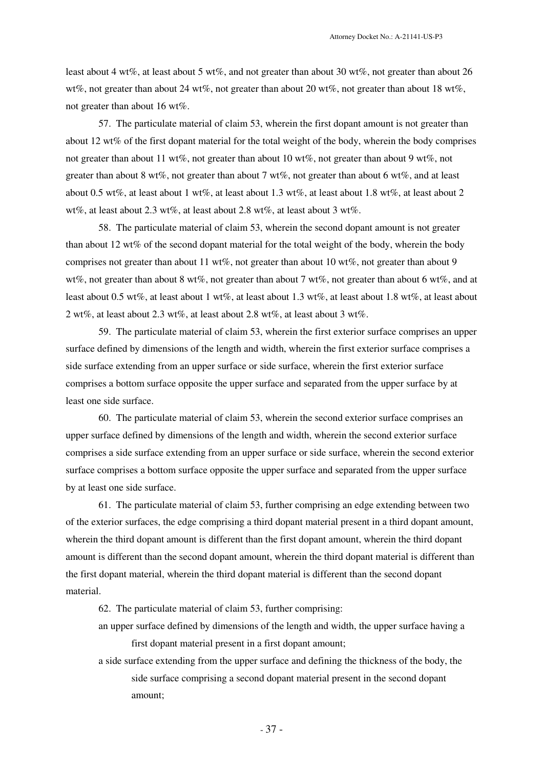least about 4 wt%, at least about 5 wt%, and not greater than about 30 wt%, not greater than about 26 wt%, not greater than about 24 wt%, not greater than about 20 wt%, not greater than about 18 wt%, not greater than about 16 wt%.

57. The particulate material of claim 53, wherein the first dopant amount is not greater than about 12 wt% of the first dopant material for the total weight of the body, wherein the body comprises not greater than about 11 wt%, not greater than about 10 wt%, not greater than about 9 wt%, not greater than about 8 wt%, not greater than about 7 wt%, not greater than about 6 wt%, and at least about 0.5 wt%, at least about 1 wt%, at least about 1.3 wt%, at least about 1.8 wt%, at least about 2 wt%, at least about 2.3 wt%, at least about 2.8 wt%, at least about 3 wt%.

58. The particulate material of claim 53, wherein the second dopant amount is not greater than about 12 wt% of the second dopant material for the total weight of the body, wherein the body comprises not greater than about 11 wt%, not greater than about 10 wt%, not greater than about 9 wt%, not greater than about 8 wt%, not greater than about 7 wt%, not greater than about 6 wt%, and at least about 0.5 wt%, at least about 1 wt%, at least about 1.3 wt%, at least about 1.8 wt%, at least about 2 wt%, at least about 2.3 wt%, at least about 2.8 wt%, at least about 3 wt%.

59. The particulate material of claim 53, wherein the first exterior surface comprises an upper surface defined by dimensions of the length and width, wherein the first exterior surface comprises a side surface extending from an upper surface or side surface, wherein the first exterior surface comprises a bottom surface opposite the upper surface and separated from the upper surface by at least one side surface.

60. The particulate material of claim 53, wherein the second exterior surface comprises an upper surface defined by dimensions of the length and width, wherein the second exterior surface comprises a side surface extending from an upper surface or side surface, wherein the second exterior surface comprises a bottom surface opposite the upper surface and separated from the upper surface by at least one side surface.

61. The particulate material of claim 53, further comprising an edge extending between two of the exterior surfaces, the edge comprising a third dopant material present in a third dopant amount, wherein the third dopant amount is different than the first dopant amount, wherein the third dopant amount is different than the second dopant amount, wherein the third dopant material is different than the first dopant material, wherein the third dopant material is different than the second dopant material.

62. The particulate material of claim 53, further comprising:

an upper surface defined by dimensions of the length and width, the upper surface having a first dopant material present in a first dopant amount;

a side surface extending from the upper surface and defining the thickness of the body, the side surface comprising a second dopant material present in the second dopant amount;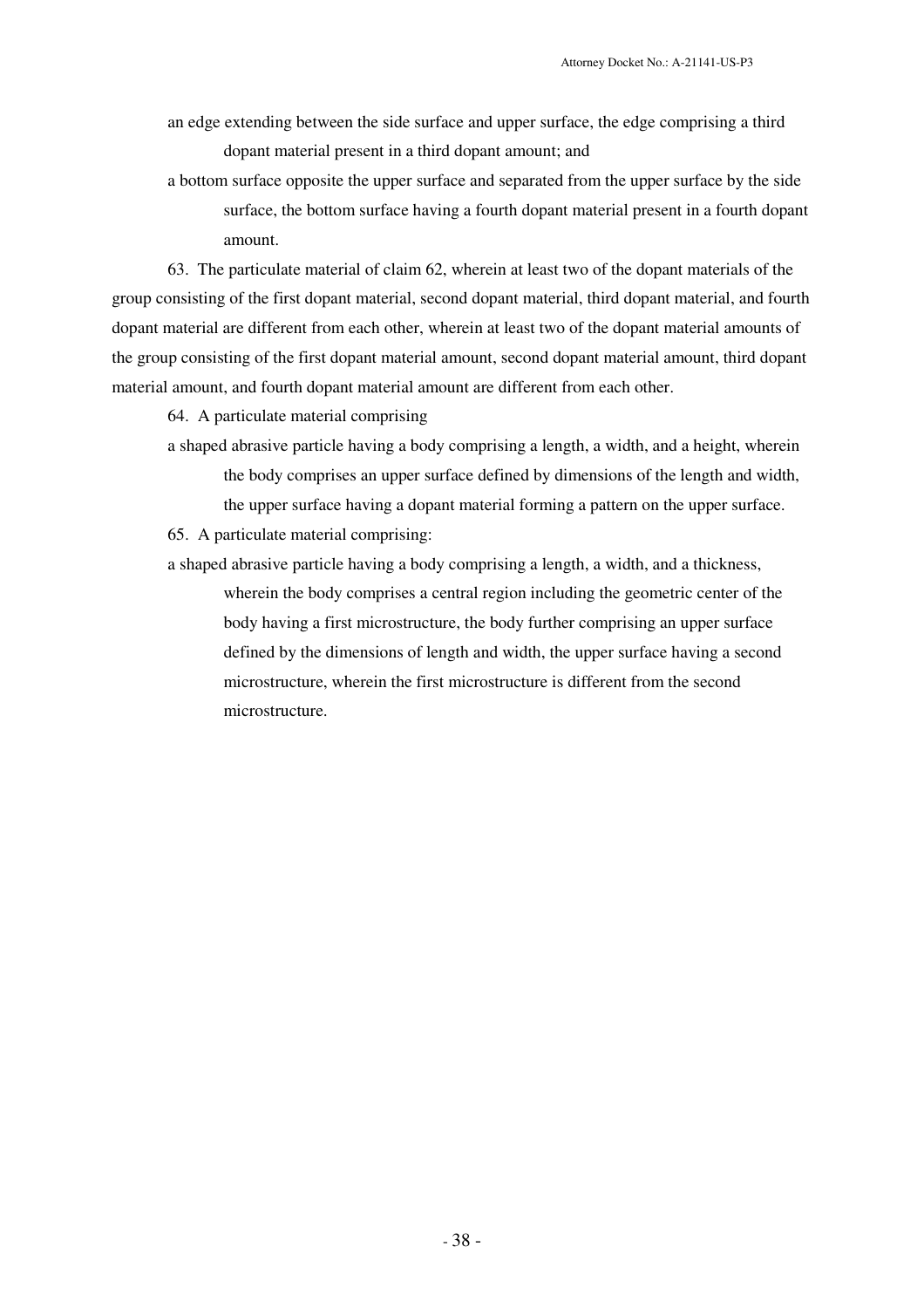an edge extending between the side surface and upper surface, the edge comprising a third dopant material present in a third dopant amount; and

a bottom surface opposite the upper surface and separated from the upper surface by the side surface, the bottom surface having a fourth dopant material present in a fourth dopant amount.

63. The particulate material of claim 62, wherein at least two of the dopant materials of the group consisting of the first dopant material, second dopant material, third dopant material, and fourth dopant material are different from each other, wherein at least two of the dopant material amounts of the group consisting of the first dopant material amount, second dopant material amount, third dopant material amount, and fourth dopant material amount are different from each other.

64. A particulate material comprising

a shaped abrasive particle having a body comprising a length, a width, and a height, wherein the body comprises an upper surface defined by dimensions of the length and width, the upper surface having a dopant material forming a pattern on the upper surface.

65. A particulate material comprising:

a shaped abrasive particle having a body comprising a length, a width, and a thickness, wherein the body comprises a central region including the geometric center of the body having a first microstructure, the body further comprising an upper surface defined by the dimensions of length and width, the upper surface having a second microstructure, wherein the first microstructure is different from the second microstructure.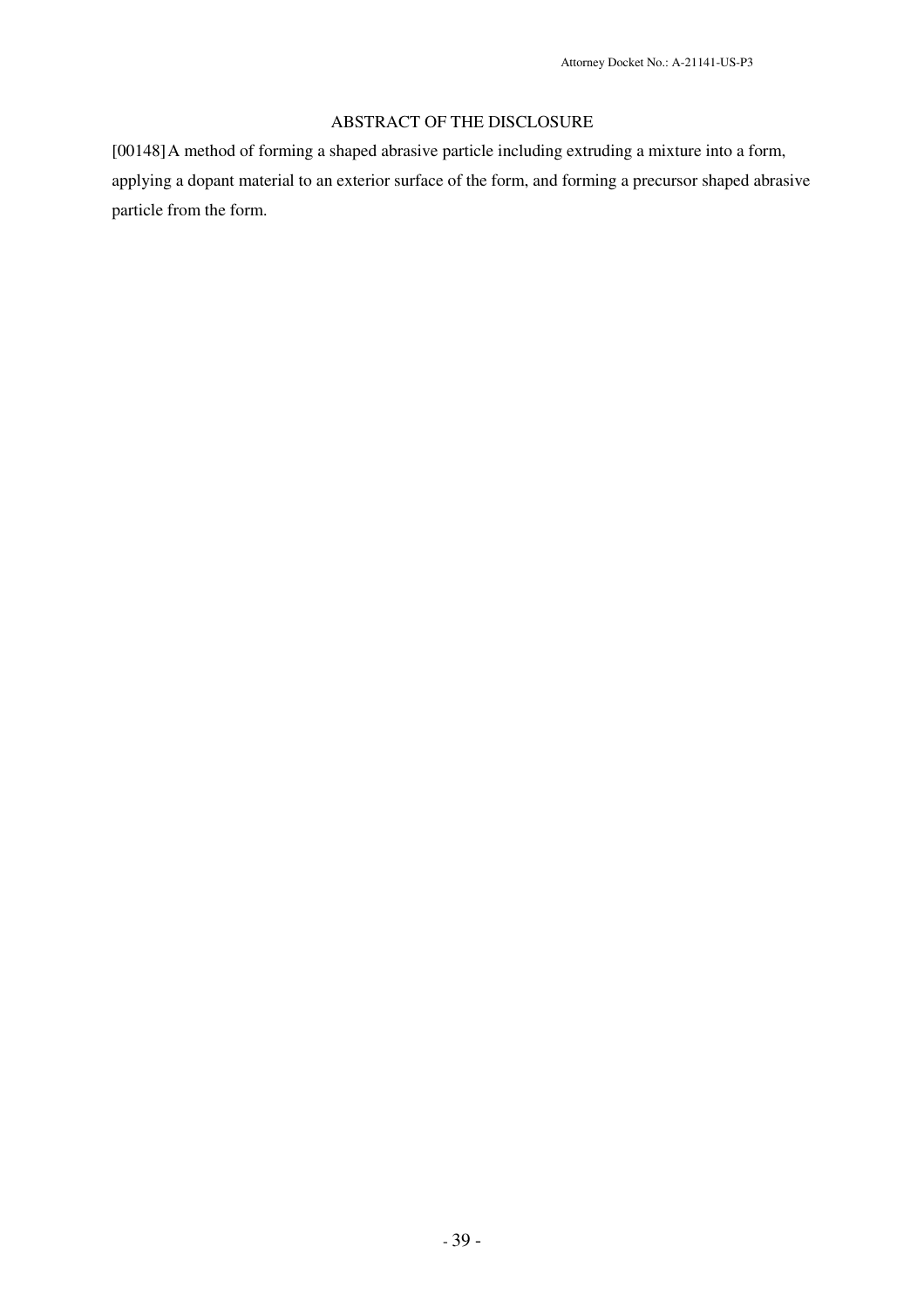## ABSTRACT OF THE DISCLOSURE

[00148] A method of forming a shaped abrasive particle including extruding a mixture into a form, applying a dopant material to an exterior surface of the form, and forming a precursor shaped abrasive particle from the form.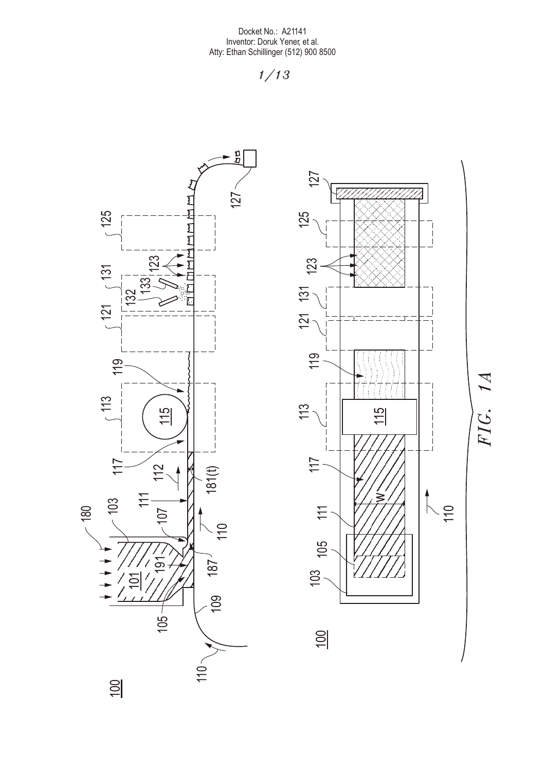Docket No.: A21141
Inventor: Doruk Yener, et al.
Atty: Ethan Schillinger (512) 900 8500

1/13

FIG. 1A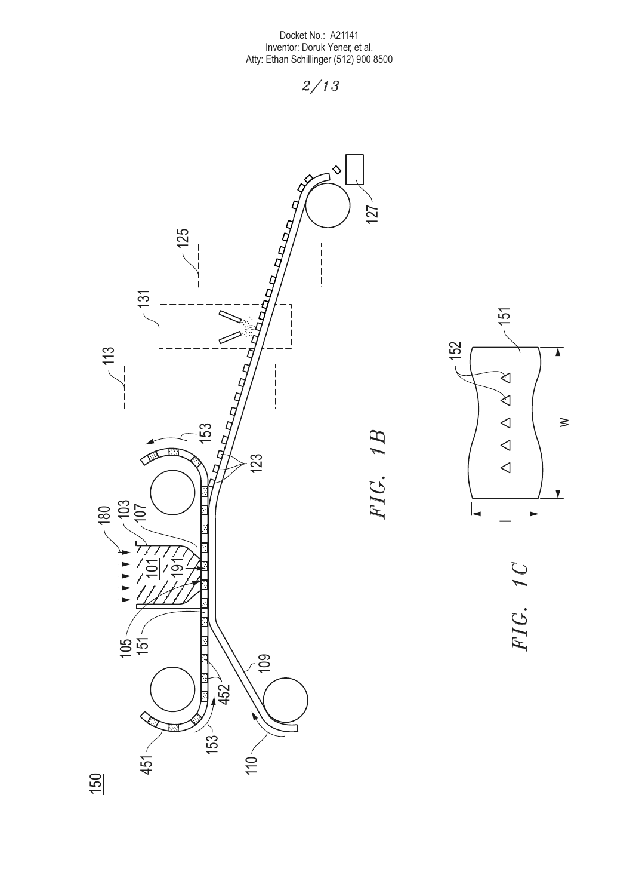Docket No.: A21141
Inventor: Doruk Yener, et al.
Atty: Ethan Schillinger (512) 900 8500

FIG. 1B

FIG. 1C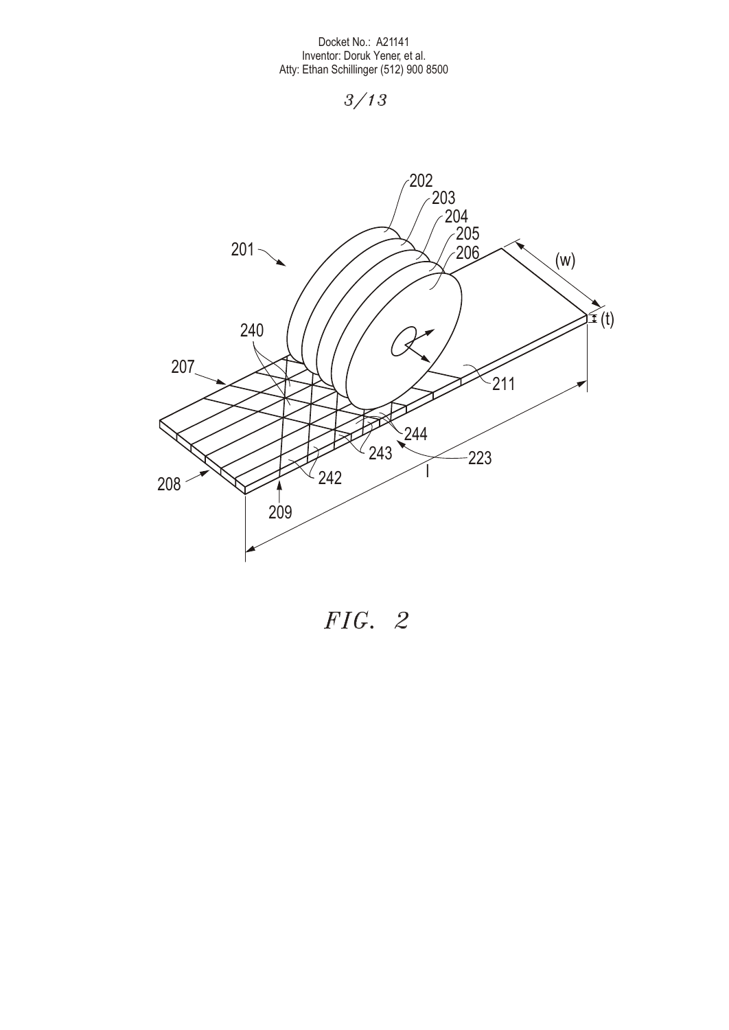FIG. 2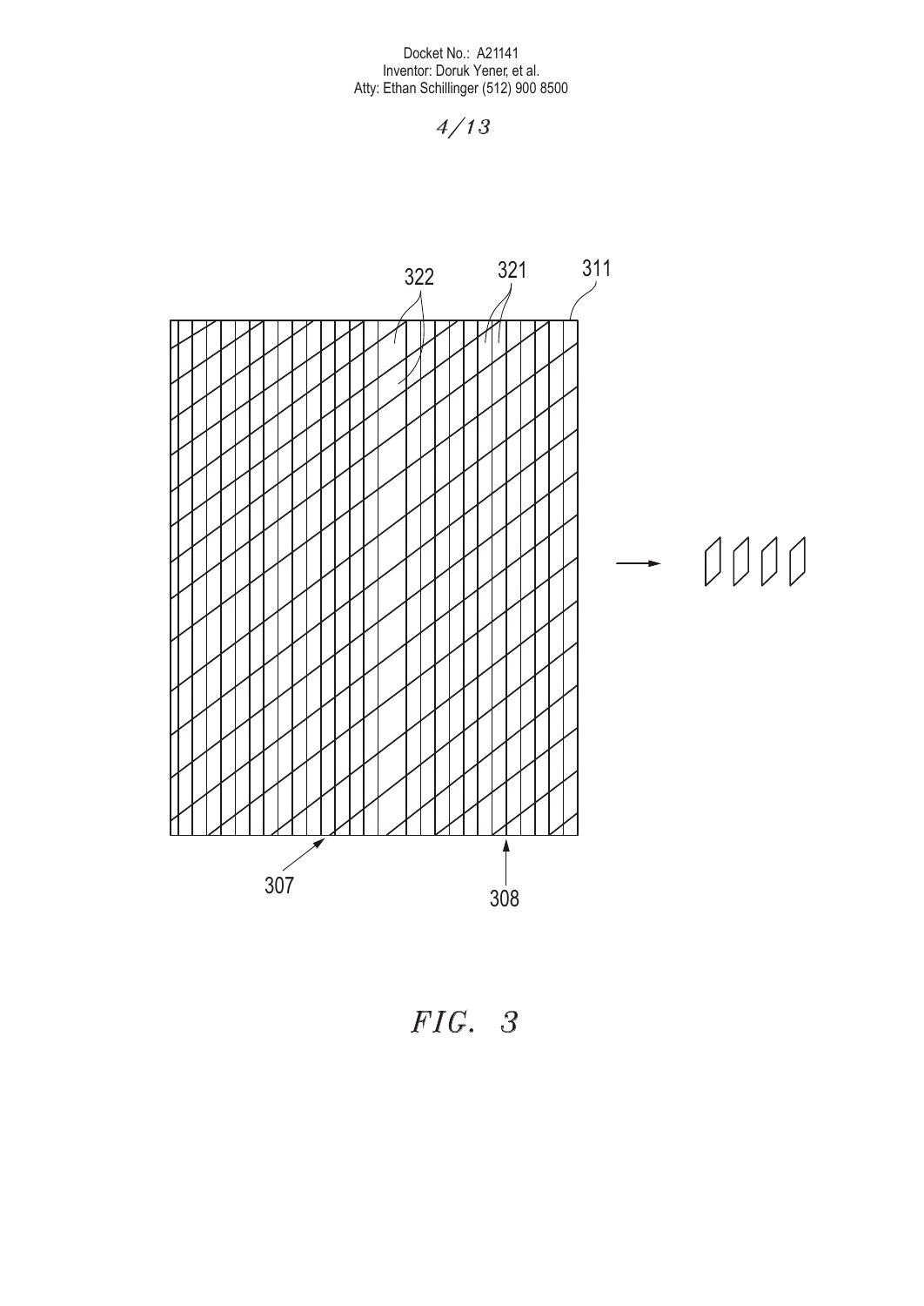322 321 311

307 308

*FIG. 3*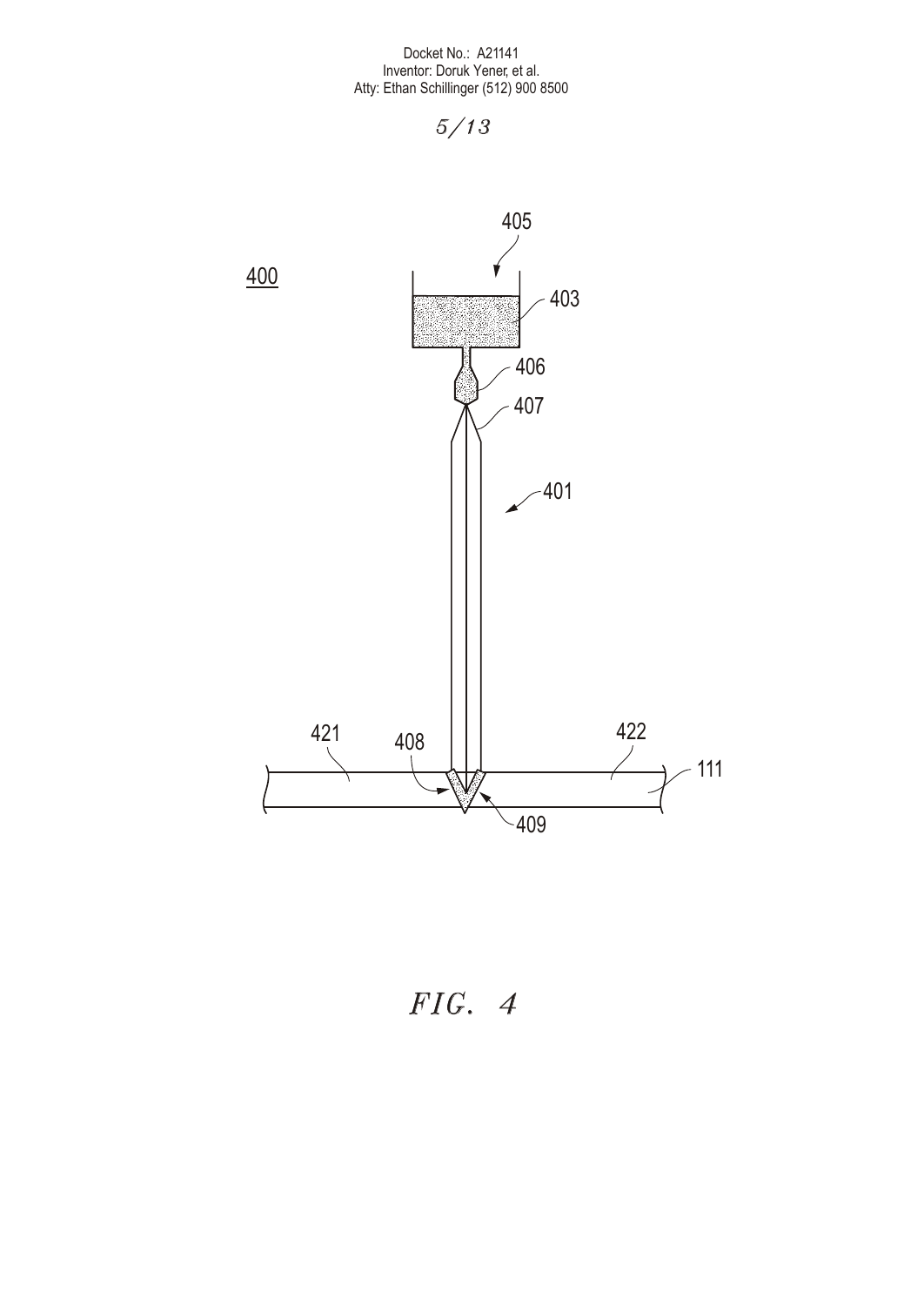FIG. 4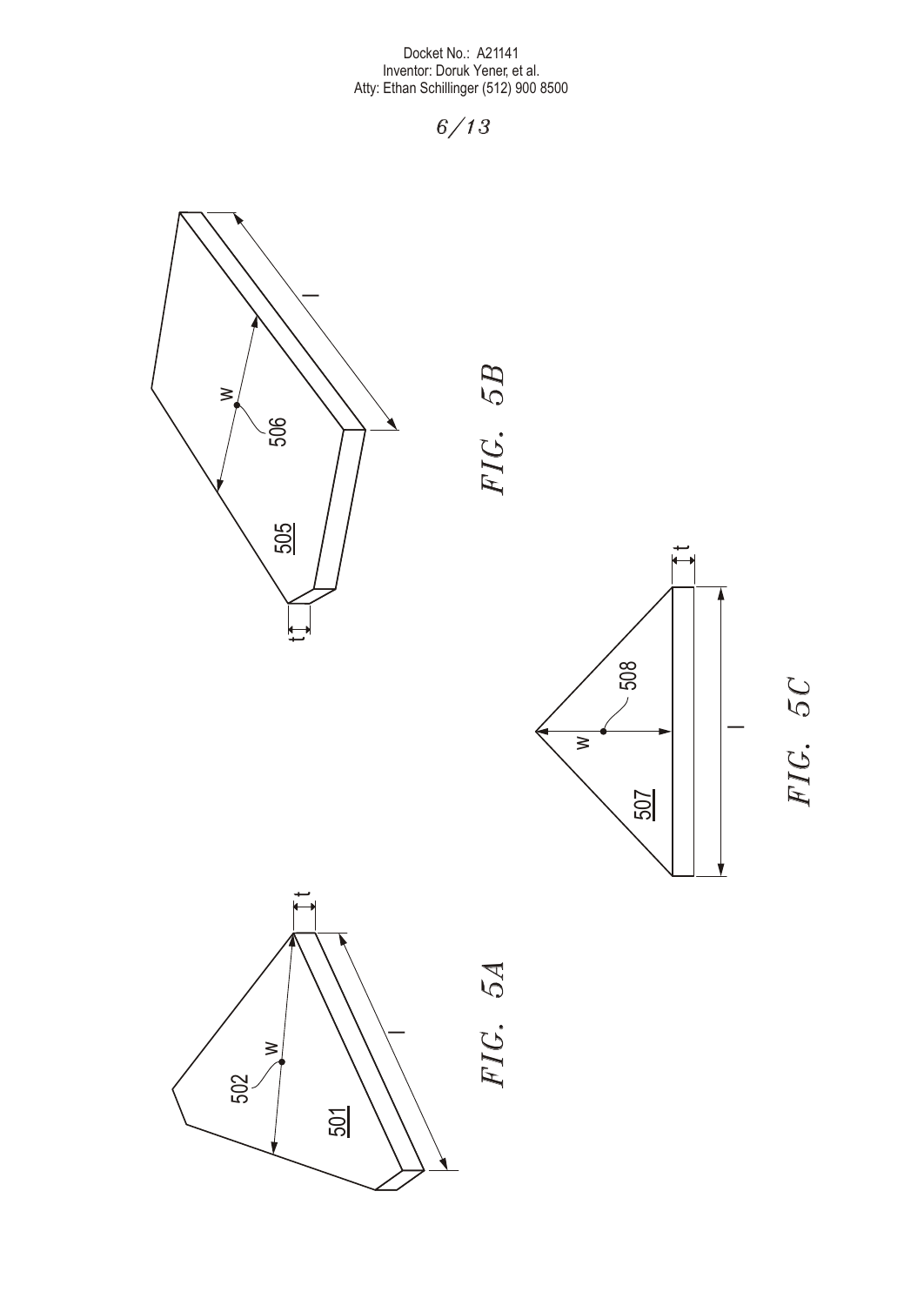Docket No.: A21141
Inventor: Doruk Yener, et al.
Atty: Ethan Schillinger (512) 900 8500

6/13

FIG. 5B

FIG. 5C

FIG. 5A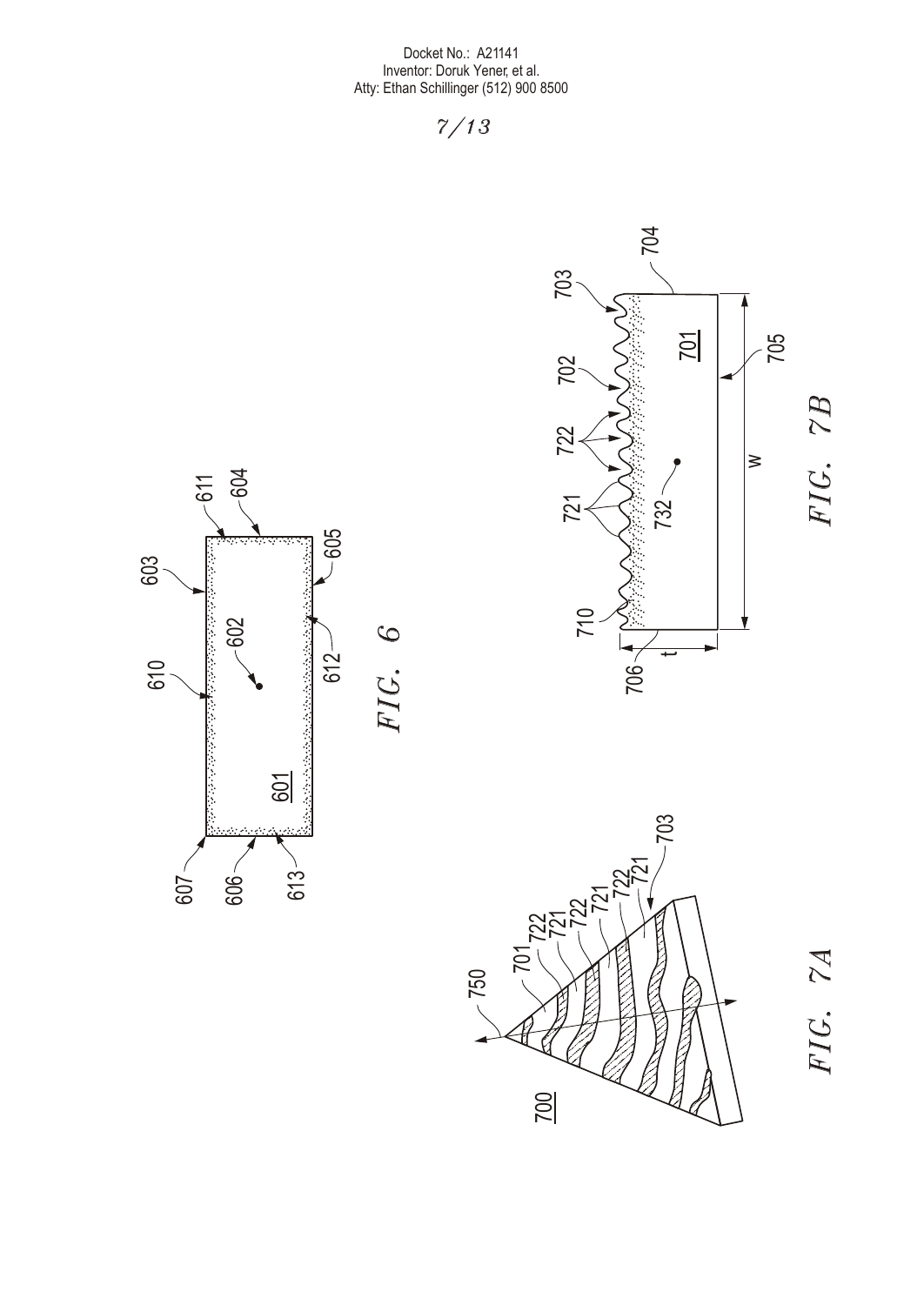Docket No.: A21141
Inventor: Doruk Yener, et al.
Atty: Ethan Schillinger (512) 900 8500

7/13

FIG. 6

FIG. 7A

FIG. 7B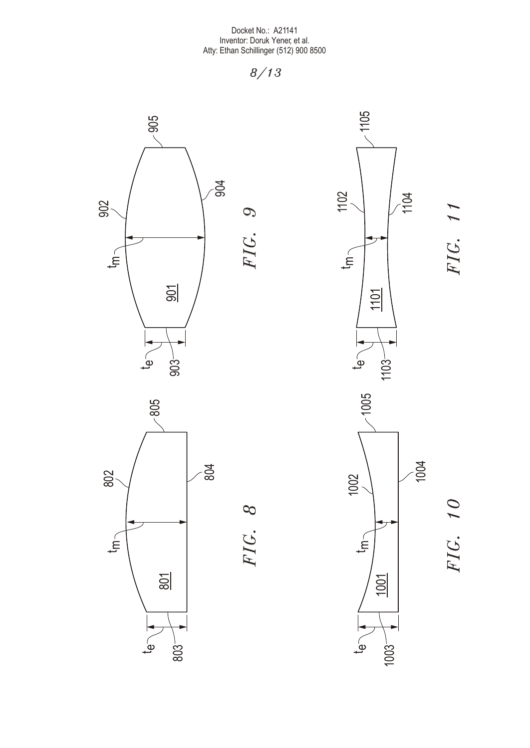FIG. 8

FIG. 9

FIG. 10

FIG. 11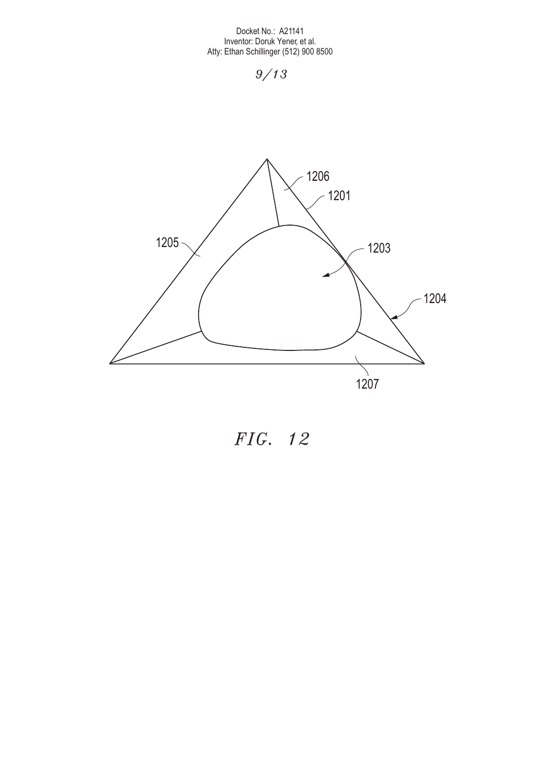FIG. 12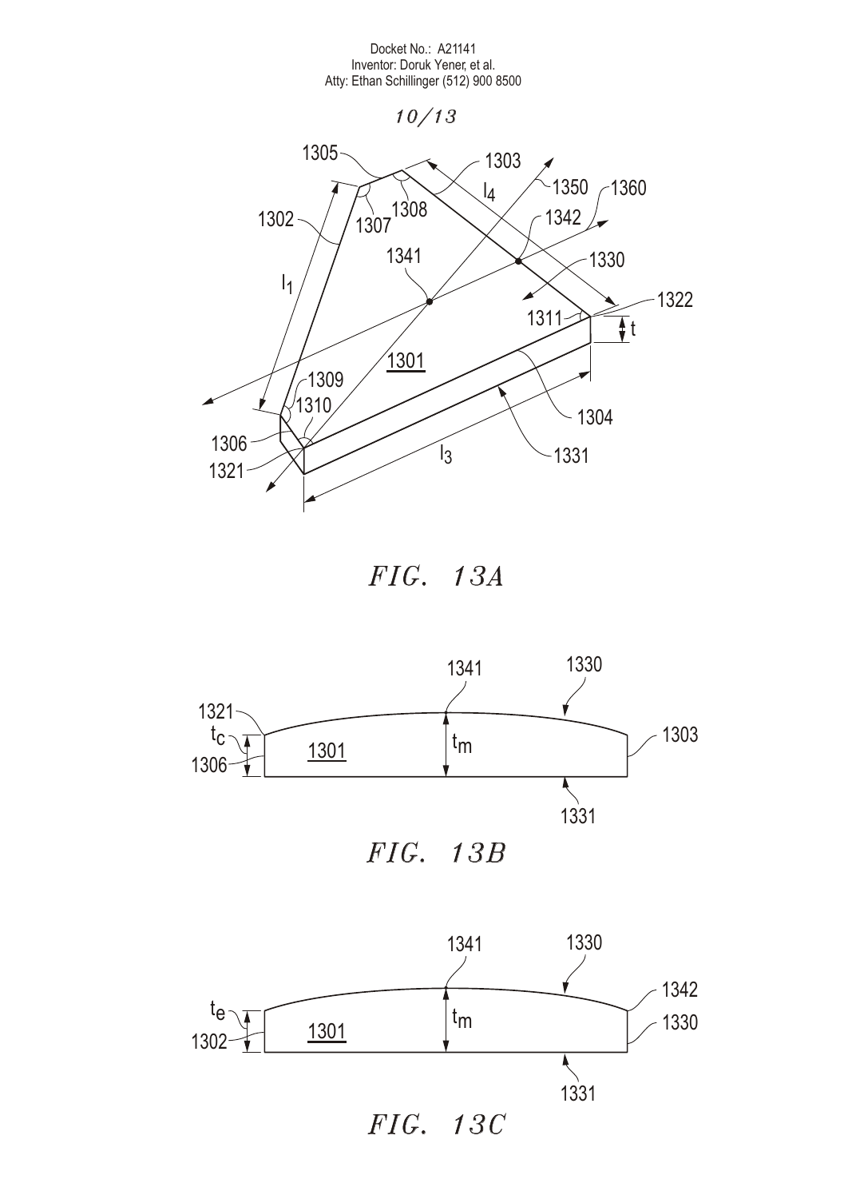FIG. 13A

FIG. 13B

FIG. 13C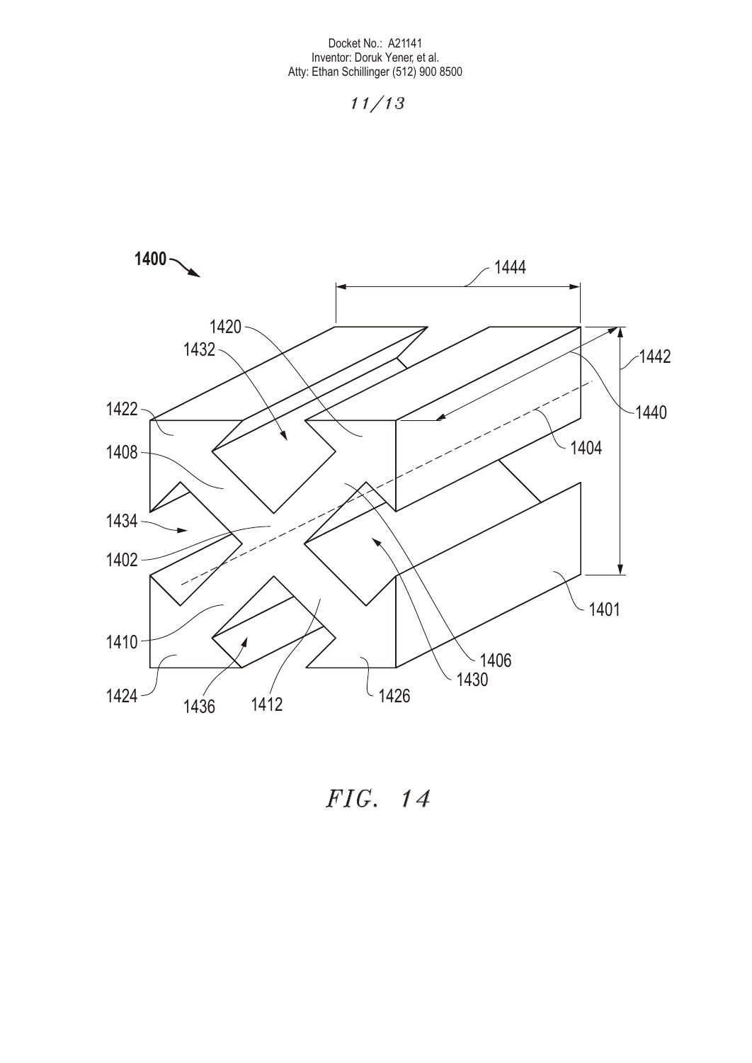Docket No.: A21141
Inventor: Doruk Yener, et al.
Atty: Ethan Schillinger (512) 900 8500

11/13

1400

1444

1420

1432

1442

1422

1440

1408

1404

1434

1402

1401

1410

1406

1430

1424

1436

1412

1426

*FIG. 14*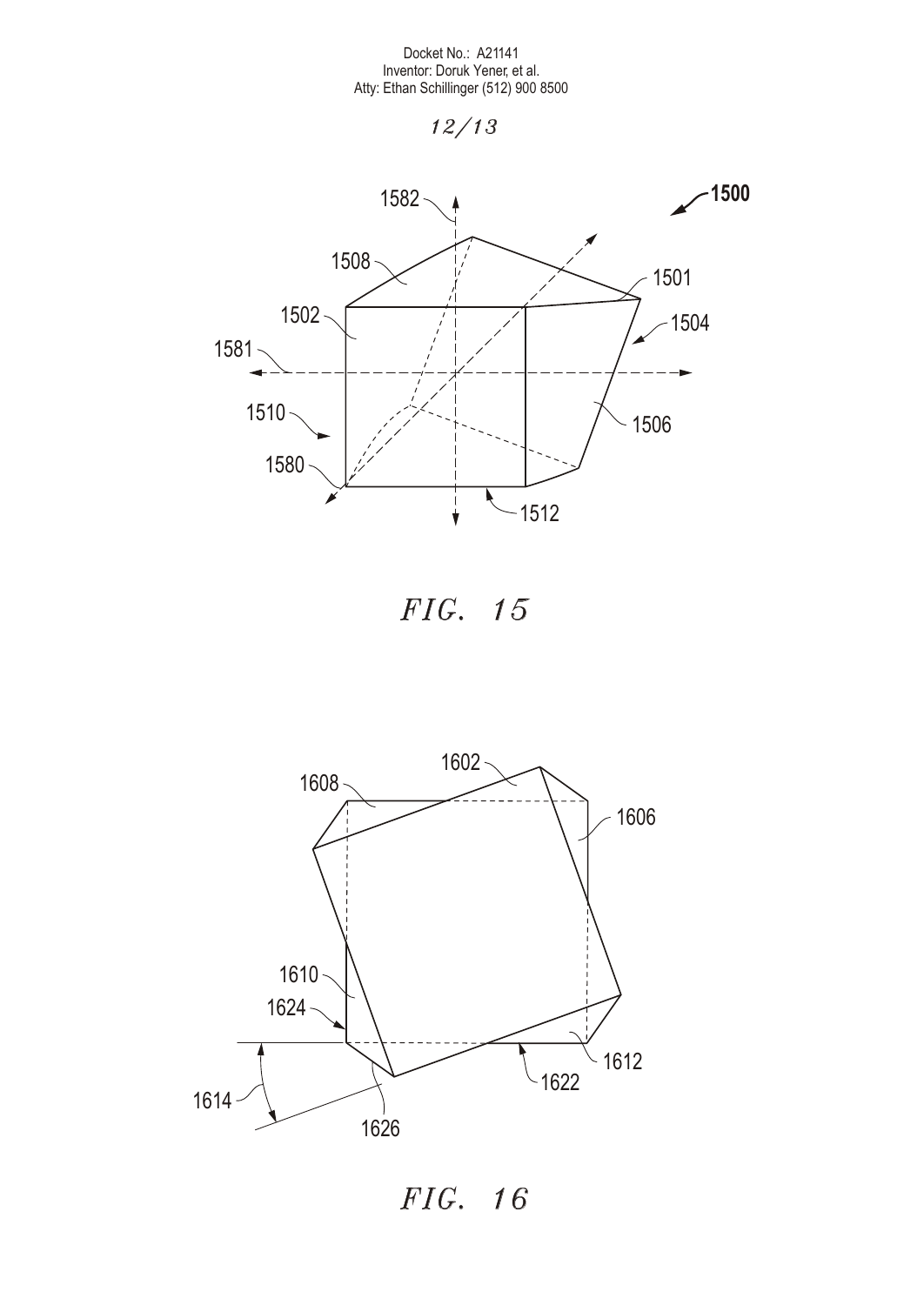FIG. 15

FIG. 16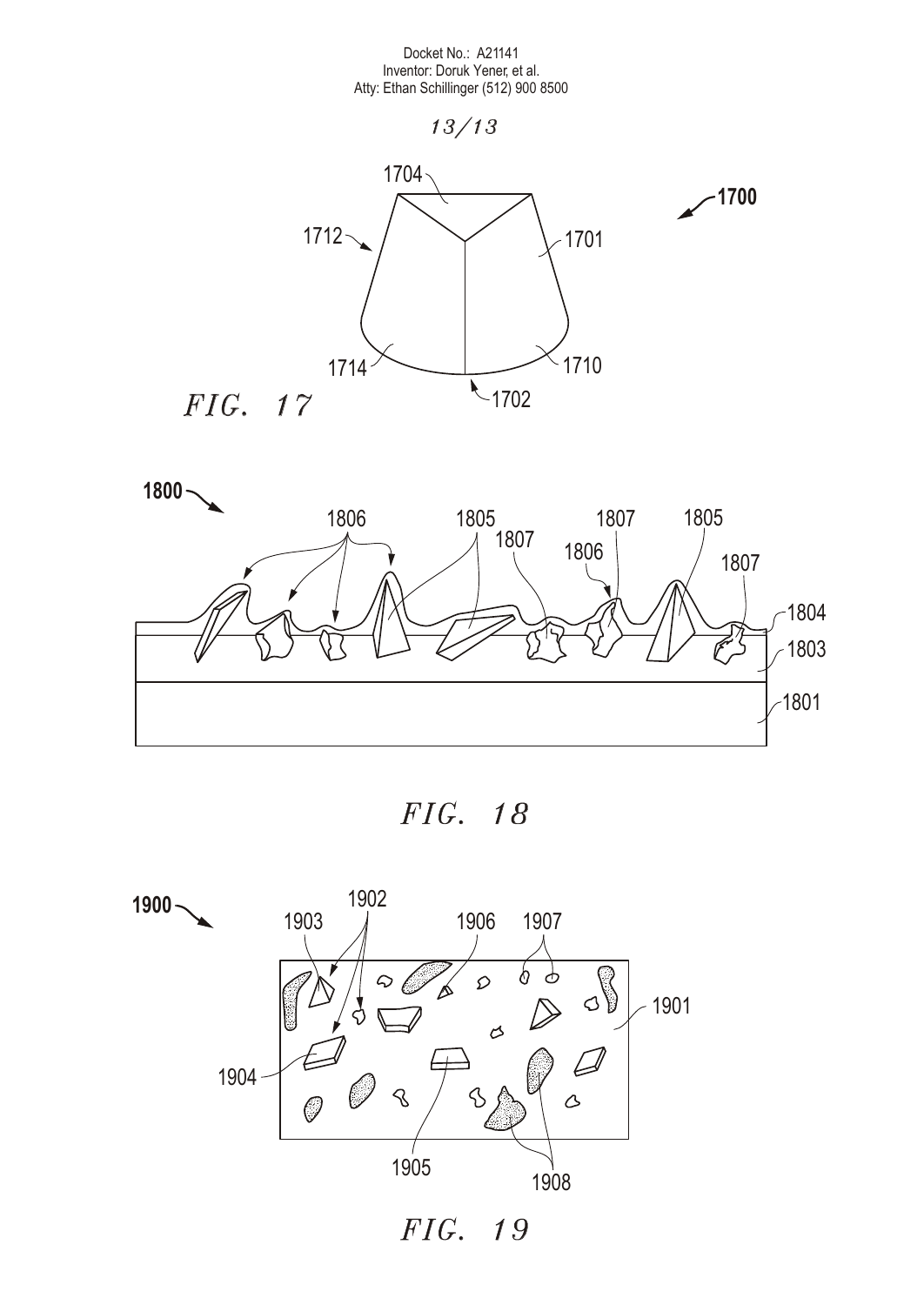FIG. 17

1700

1704

1712

1701

1714

1710

1702

FIG. 18

1800

1806

1805

1807

1807

1805

1806

1807

1804

1803

1801

FIG. 19

1900

1902

1903

1906

1907

1901

1904

1905

1908